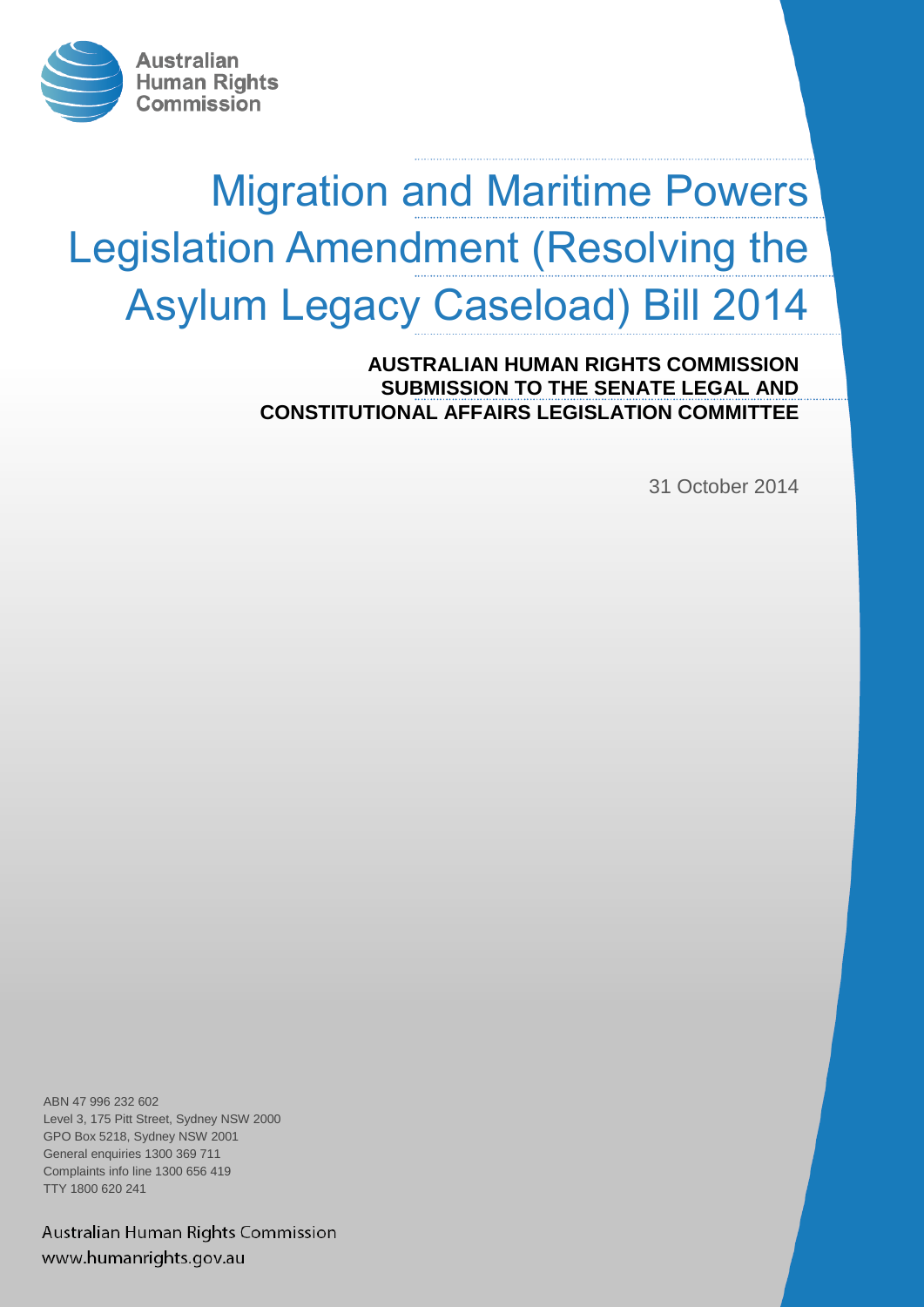Australian Human Rights Commission

# Migration and Maritime Powers Legislation Amendment (Resolving the Asylum Legacy Caseload) Bill 2014

**AUSTRALIAN HUMAN RIGHTS COMMISSION SUBMISSION TO THE SENATE LEGAL AND CONSTITUTIONAL AFFAIRS LEGISLATION COMMITTEE**

31 October 2014

ABN 47 996 232 602
Level 3, 175 Pitt Street, Sydney NSW 2000
GPO Box 5218, Sydney NSW 2001
General enquiries 1300 369 711
Complaints info line 1300 656 419
TTY 1800 620 241

Australian Human Rights Commission
www.humanrights.gov.au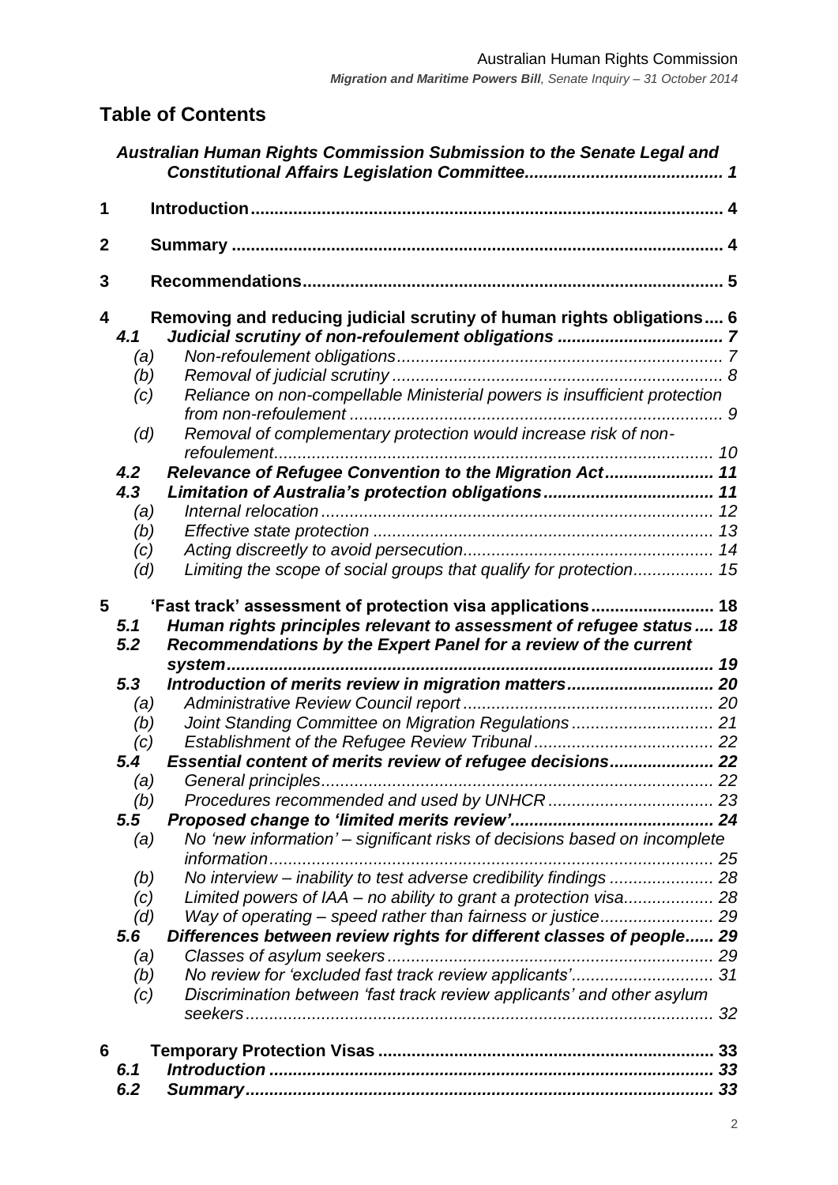## Table of Contents

*Australian Human Rights Commission Submission to the Senate Legal and Constitutional Affairs Legislation Committee* ..... 1

**1 Introduction** ..... 4

**2 Summary** ..... 4

**3 Recommendations** ..... 5

**4 Removing and reducing judicial scrutiny of human rights obligations** ..... 6

- ***4.1 Judicial scrutiny of non-refoulement obligations*** ..... 7
  - *(a) Non-refoulement obligations* ..... 7
  - *(b) Removal of judicial scrutiny* ..... 8
  - *(c) Reliance on non-compellable Ministerial powers is insufficient protection from non-refoulement* ..... 9
  - *(d) Removal of complementary protection would increase risk of non-refoulement* ..... 10
- ***4.2 Relevance of Refugee Convention to the Migration Act*** ..... 11
- ***4.3 Limitation of Australia's protection obligations*** ..... 11
  - *(a) Internal relocation* ..... 12
  - *(b) Effective state protection* ..... 13
  - *(c) Acting discreetly to avoid persecution* ..... 14
  - *(d) Limiting the scope of social groups that qualify for protection* ..... 15

**5 'Fast track' assessment of protection visa applications** ..... 18

- ***5.1 Human rights principles relevant to assessment of refugee status*** ..... 18
- ***5.2 Recommendations by the Expert Panel for a review of the current system*** ..... 19
- ***5.3 Introduction of merits review in migration matters*** ..... 20
  - *(a) Administrative Review Council report* ..... 20
  - *(b) Joint Standing Committee on Migration Regulations* ..... 21
  - *(c) Establishment of the Refugee Review Tribunal* ..... 22
- ***5.4 Essential content of merits review of refugee decisions*** ..... 22
  - *(a) General principles* ..... 22
  - *(b) Procedures recommended and used by UNHCR* ..... 23
- ***5.5 Proposed change to 'limited merits review'*** ..... 24
  - *(a) No 'new information' – significant risks of decisions based on incomplete information* ..... 25
  - *(b) No interview – inability to test adverse credibility findings* ..... 28
  - *(c) Limited powers of IAA – no ability to grant a protection visa* ..... 28
  - *(d) Way of operating – speed rather than fairness or justice* ..... 29
- ***5.6 Differences between review rights for different classes of people*** ..... 29
  - *(a) Classes of asylum seekers* ..... 29
  - *(b) No review for 'excluded fast track applicants'* ..... 31
  - *(c) Discrimination between 'fast track review applicants' and other asylum seekers* ..... 32

**6 Temporary Protection Visas** ..... 33

- ***6.1 Introduction*** ..... 33
- ***6.2 Summary*** ..... 33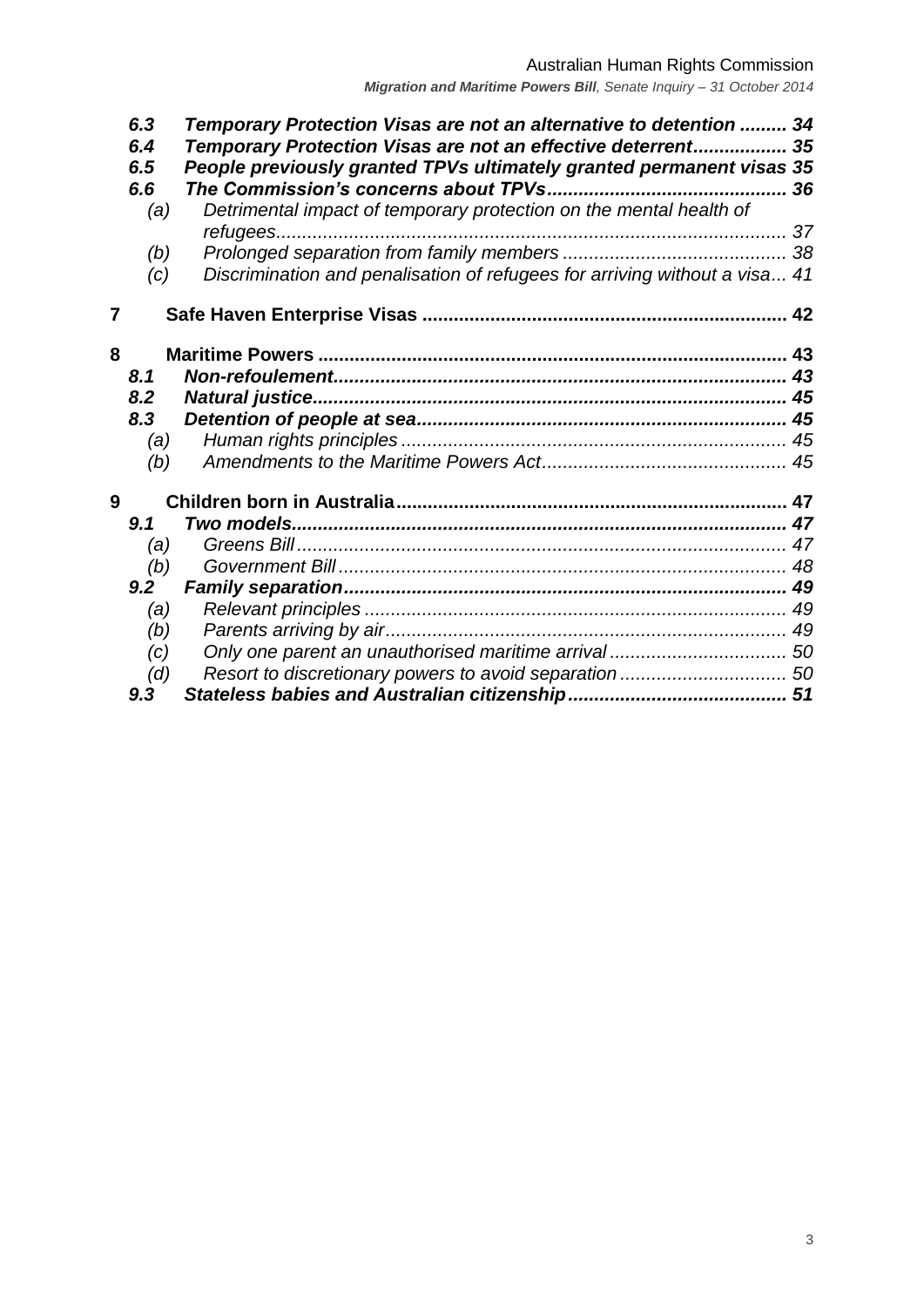- **6.3 *Temporary Protection Visas are not an alternative to detention* ......... 34**
- **6.4 *Temporary Protection Visas are not an effective deterrent*.................. 35**
- **6.5 *People previously granted TPVs ultimately granted permanent visas* 35**
- **6.6 *The Commission's concerns about TPVs*............................................. 36**
  - *(a) Detrimental impact of temporary protection on the mental health of refugees*................................................................................................ 37
  - *(b) Prolonged separation from family members* .......................................... 38
  - *(c) Discrimination and penalisation of refugees for arriving without a visa*... 41

**7 Safe Haven Enterprise Visas ..................................................................... 42**

**8 Maritime Powers ....................................................................................... 43**

- **8.1 *Non-refoulement*..................................................................................... 43**
- **8.2 *Natural justice*......................................................................................... 45**
- **8.3 *Detention of people at sea*...................................................................... 45**
  - *(a) Human rights principles* ........................................................................ 45
  - *(b) Amendments to the Maritime Powers Act*.............................................. 45

**9 Children born in Australia.......................................................................... 47**

- **9.1 *Two models*............................................................................................. 47**
  - *(a) Greens Bill* ............................................................................................ 47
  - *(b) Government Bill* .................................................................................... 48
- **9.2 *Family separation*.................................................................................... 49**
  - *(a) Relevant principles* ............................................................................... 49
  - *(b) Parents arriving by air*........................................................................... 49
  - *(c) Only one parent an unauthorised maritime arrival*.................................. 50
  - *(d) Resort to discretionary powers to avoid separation* ................................ 50
- **9.3 *Stateless babies and Australian citizenship*.......................................... 51**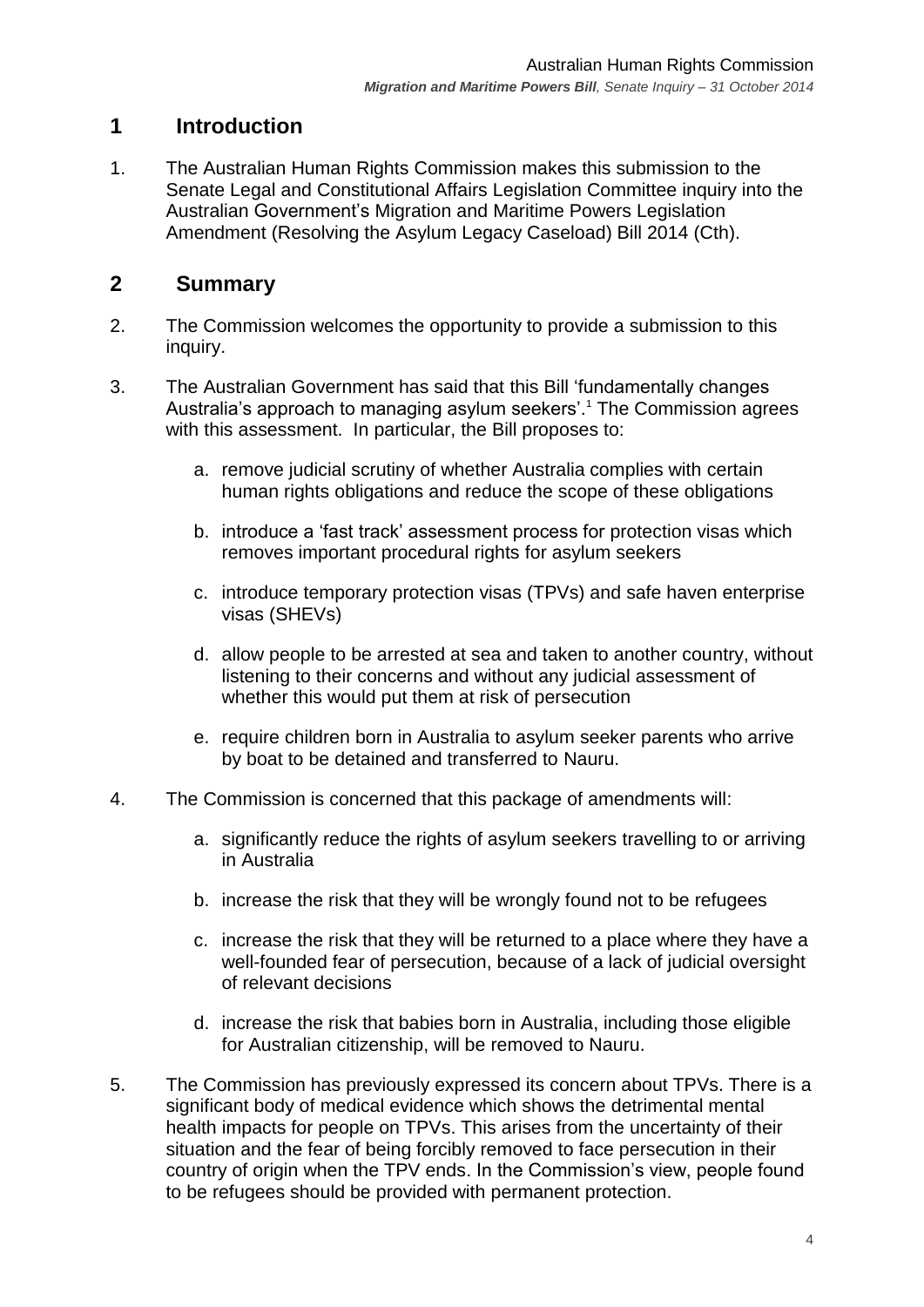## 1 Introduction

1. The Australian Human Rights Commission makes this submission to the Senate Legal and Constitutional Affairs Legislation Committee inquiry into the Australian Government's Migration and Maritime Powers Legislation Amendment (Resolving the Asylum Legacy Caseload) Bill 2014 (Cth).

## 2 Summary

2. The Commission welcomes the opportunity to provide a submission to this inquiry.

3. The Australian Government has said that this Bill 'fundamentally changes Australia's approach to managing asylum seekers'.[1] The Commission agrees with this assessment. In particular, the Bill proposes to:

   a. remove judicial scrutiny of whether Australia complies with certain human rights obligations and reduce the scope of these obligations

   b. introduce a 'fast track' assessment process for protection visas which removes important procedural rights for asylum seekers

   c. introduce temporary protection visas (TPVs) and safe haven enterprise visas (SHEVs)

   d. allow people to be arrested at sea and taken to another country, without listening to their concerns and without any judicial assessment of whether this would put them at risk of persecution

   e. require children born in Australia to asylum seeker parents who arrive by boat to be detained and transferred to Nauru.

4. The Commission is concerned that this package of amendments will:

   a. significantly reduce the rights of asylum seekers travelling to or arriving in Australia

   b. increase the risk that they will be wrongly found not to be refugees

   c. increase the risk that they will be returned to a place where they have a well-founded fear of persecution, because of a lack of judicial oversight of relevant decisions

   d. increase the risk that babies born in Australia, including those eligible for Australian citizenship, will be removed to Nauru.

5. The Commission has previously expressed its concern about TPVs. There is a significant body of medical evidence which shows the detrimental mental health impacts for people on TPVs. This arises from the uncertainty of their situation and the fear of being forcibly removed to face persecution in their country of origin when the TPV ends. In the Commission's view, people found to be refugees should be provided with permanent protection.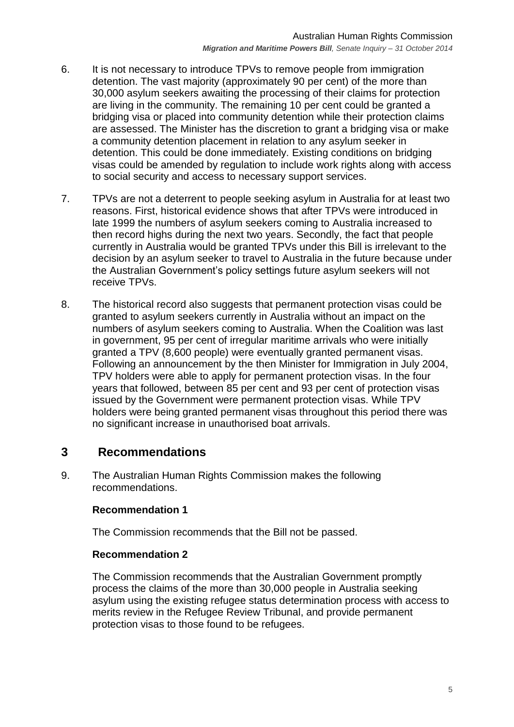6. It is not necessary to introduce TPVs to remove people from immigration detention. The vast majority (approximately 90 per cent) of the more than 30,000 asylum seekers awaiting the processing of their claims for protection are living in the community. The remaining 10 per cent could be granted a bridging visa or placed into community detention while their protection claims are assessed. The Minister has the discretion to grant a bridging visa or make a community detention placement in relation to any asylum seeker in detention. This could be done immediately. Existing conditions on bridging visas could be amended by regulation to include work rights along with access to social security and access to necessary support services.

7. TPVs are not a deterrent to people seeking asylum in Australia for at least two reasons. First, historical evidence shows that after TPVs were introduced in late 1999 the numbers of asylum seekers coming to Australia increased to then record highs during the next two years. Secondly, the fact that people currently in Australia would be granted TPVs under this Bill is irrelevant to the decision by an asylum seeker to travel to Australia in the future because under the Australian Government's policy settings future asylum seekers will not receive TPVs.

8. The historical record also suggests that permanent protection visas could be granted to asylum seekers currently in Australia without an impact on the numbers of asylum seekers coming to Australia. When the Coalition was last in government, 95 per cent of irregular maritime arrivals who were initially granted a TPV (8,600 people) were eventually granted permanent visas. Following an announcement by the then Minister for Immigration in July 2004, TPV holders were able to apply for permanent protection visas. In the four years that followed, between 85 per cent and 93 per cent of protection visas issued by the Government were permanent protection visas. While TPV holders were being granted permanent visas throughout this period there was no significant increase in unauthorised boat arrivals.

## 3 Recommendations

9. The Australian Human Rights Commission makes the following recommendations.

**Recommendation 1**

The Commission recommends that the Bill not be passed.

**Recommendation 2**

The Commission recommends that the Australian Government promptly process the claims of the more than 30,000 people in Australia seeking asylum using the existing refugee status determination process with access to merits review in the Refugee Review Tribunal, and provide permanent protection visas to those found to be refugees.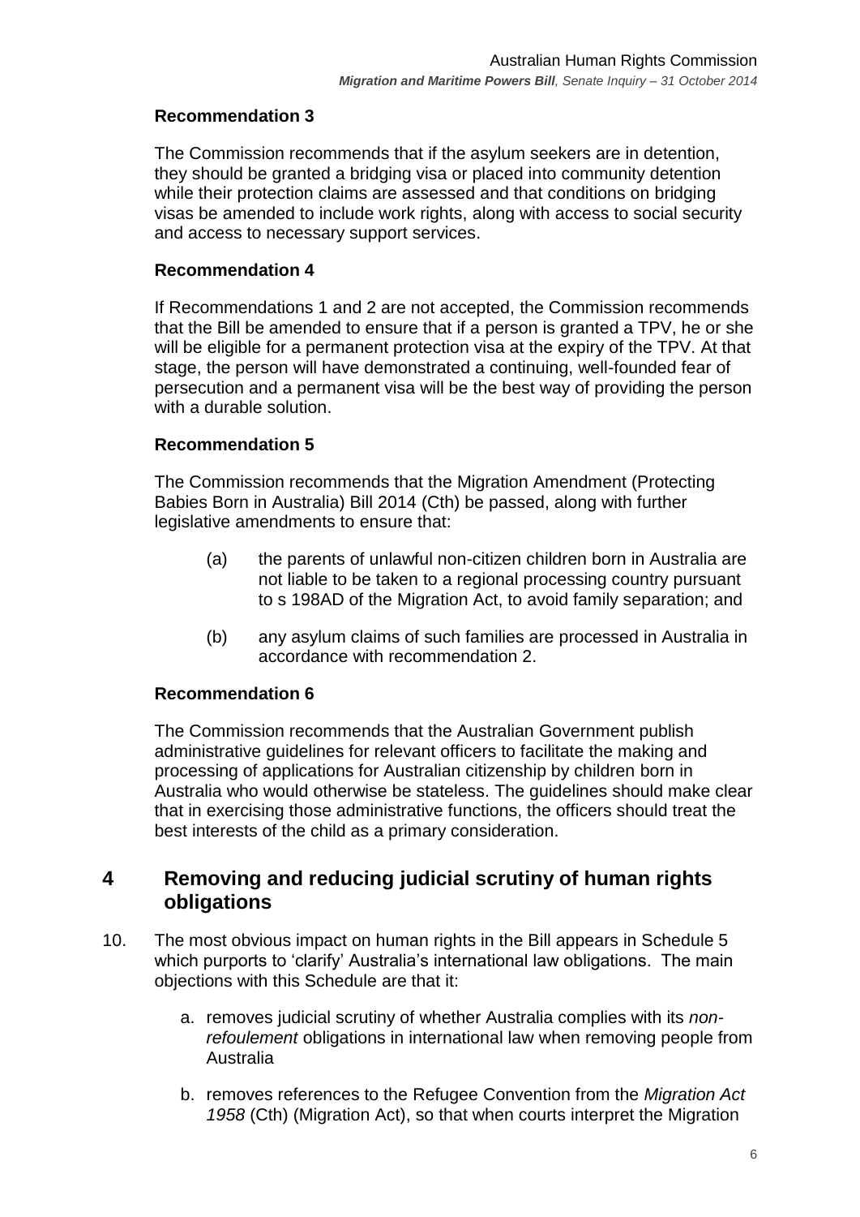**Recommendation 3**

The Commission recommends that if the asylum seekers are in detention, they should be granted a bridging visa or placed into community detention while their protection claims are assessed and that conditions on bridging visas be amended to include work rights, along with access to social security and access to necessary support services.

**Recommendation 4**

If Recommendations 1 and 2 are not accepted, the Commission recommends that the Bill be amended to ensure that if a person is granted a TPV, he or she will be eligible for a permanent protection visa at the expiry of the TPV. At that stage, the person will have demonstrated a continuing, well-founded fear of persecution and a permanent visa will be the best way of providing the person with a durable solution.

**Recommendation 5**

The Commission recommends that the Migration Amendment (Protecting Babies Born in Australia) Bill 2014 (Cth) be passed, along with further legislative amendments to ensure that:

(a) the parents of unlawful non-citizen children born in Australia are not liable to be taken to a regional processing country pursuant to s 198AD of the Migration Act, to avoid family separation; and

(b) any asylum claims of such families are processed in Australia in accordance with recommendation 2.

**Recommendation 6**

The Commission recommends that the Australian Government publish administrative guidelines for relevant officers to facilitate the making and processing of applications for Australian citizenship by children born in Australia who would otherwise be stateless. The guidelines should make clear that in exercising those administrative functions, the officers should treat the best interests of the child as a primary consideration.

## 4 Removing and reducing judicial scrutiny of human rights obligations

10. The most obvious impact on human rights in the Bill appears in Schedule 5 which purports to 'clarify' Australia's international law obligations. The main objections with this Schedule are that it:

    a. removes judicial scrutiny of whether Australia complies with its *non-refoulement* obligations in international law when removing people from Australia

    b. removes references to the Refugee Convention from the *Migration Act 1958* (Cth) (Migration Act), so that when courts interpret the Migration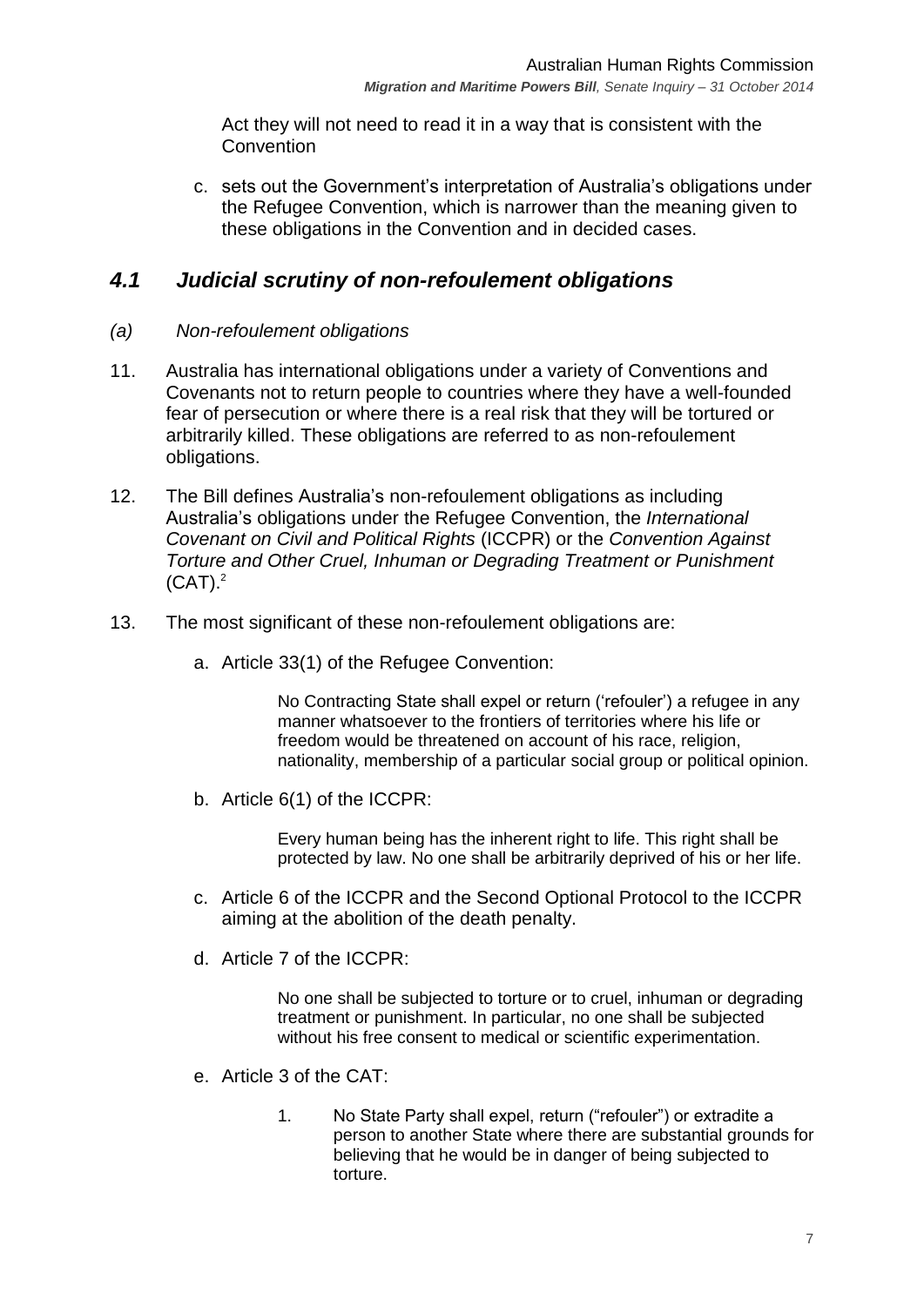Act they will not need to read it in a way that is consistent with the Convention

c. sets out the Government's interpretation of Australia's obligations under the Refugee Convention, which is narrower than the meaning given to these obligations in the Convention and in decided cases.

## *4.1 Judicial scrutiny of non-refoulement obligations*

*(a) Non-refoulement obligations*

11. Australia has international obligations under a variety of Conventions and Covenants not to return people to countries where they have a well-founded fear of persecution or where there is a real risk that they will be tortured or arbitrarily killed. These obligations are referred to as non-refoulement obligations.

12. The Bill defines Australia's non-refoulement obligations as including Australia's obligations under the Refugee Convention, the *International Covenant on Civil and Political Rights* (ICCPR) or the *Convention Against Torture and Other Cruel, Inhuman or Degrading Treatment or Punishment* (CAT).[2]

13. The most significant of these non-refoulement obligations are:

    a. Article 33(1) of the Refugee Convention:

    > No Contracting State shall expel or return ('refouler') a refugee in any manner whatsoever to the frontiers of territories where his life or freedom would be threatened on account of his race, religion, nationality, membership of a particular social group or political opinion.

    b. Article 6(1) of the ICCPR:

    > Every human being has the inherent right to life. This right shall be protected by law. No one shall be arbitrarily deprived of his or her life.

    c. Article 6 of the ICCPR and the Second Optional Protocol to the ICCPR aiming at the abolition of the death penalty.

    d. Article 7 of the ICCPR:

    > No one shall be subjected to torture or to cruel, inhuman or degrading treatment or punishment. In particular, no one shall be subjected without his free consent to medical or scientific experimentation.

    e. Article 3 of the CAT:

    > 1. No State Party shall expel, return ("refouler") or extradite a person to another State where there are substantial grounds for believing that he would be in danger of being subjected to torture.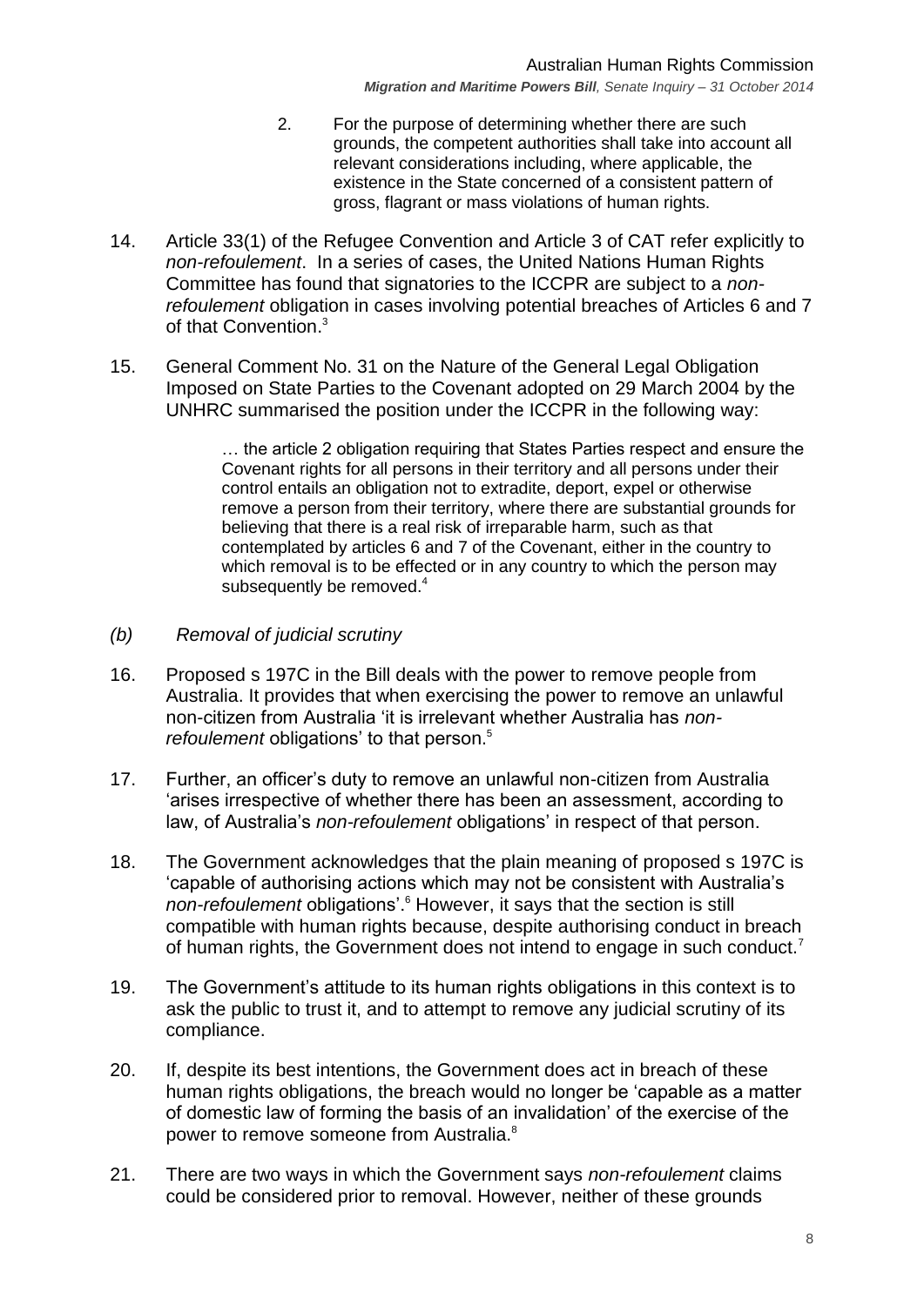2. For the purpose of determining whether there are such grounds, the competent authorities shall take into account all relevant considerations including, where applicable, the existence in the State concerned of a consistent pattern of gross, flagrant or mass violations of human rights.

14. Article 33(1) of the Refugee Convention and Article 3 of CAT refer explicitly to *non-refoulement*. In a series of cases, the United Nations Human Rights Committee has found that signatories to the ICCPR are subject to a *non-refoulement* obligation in cases involving potential breaches of Articles 6 and 7 of that Convention.[3]

15. General Comment No. 31 on the Nature of the General Legal Obligation Imposed on State Parties to the Covenant adopted on 29 March 2004 by the UNHRC summarised the position under the ICCPR in the following way:

> … the article 2 obligation requiring that States Parties respect and ensure the Covenant rights for all persons in their territory and all persons under their control entails an obligation not to extradite, deport, expel or otherwise remove a person from their territory, where there are substantial grounds for believing that there is a real risk of irreparable harm, such as that contemplated by articles 6 and 7 of the Covenant, either in the country to which removal is to be effected or in any country to which the person may subsequently be removed.[4]

*(b) Removal of judicial scrutiny*

16. Proposed s 197C in the Bill deals with the power to remove people from Australia. It provides that when exercising the power to remove an unlawful non-citizen from Australia 'it is irrelevant whether Australia has *non-refoulement* obligations' to that person.[5]

17. Further, an officer's duty to remove an unlawful non-citizen from Australia 'arises irrespective of whether there has been an assessment, according to law, of Australia's *non-refoulement* obligations' in respect of that person.

18. The Government acknowledges that the plain meaning of proposed s 197C is 'capable of authorising actions which may not be consistent with Australia's *non-refoulement* obligations'.[6] However, it says that the section is still compatible with human rights because, despite authorising conduct in breach of human rights, the Government does not intend to engage in such conduct.[7]

19. The Government's attitude to its human rights obligations in this context is to ask the public to trust it, and to attempt to remove any judicial scrutiny of its compliance.

20. If, despite its best intentions, the Government does act in breach of these human rights obligations, the breach would no longer be 'capable as a matter of domestic law of forming the basis of an invalidation' of the exercise of the power to remove someone from Australia.[8]

21. There are two ways in which the Government says *non-refoulement* claims could be considered prior to removal. However, neither of these grounds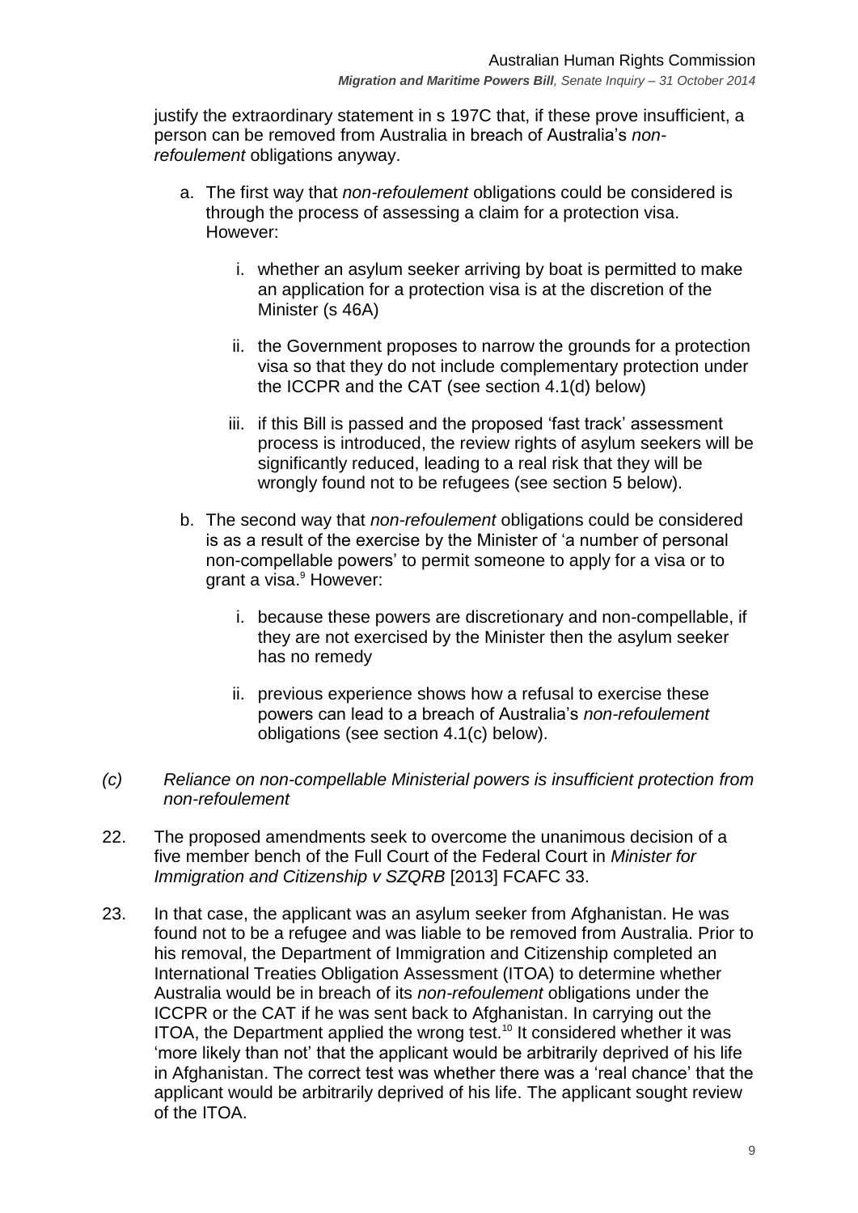justify the extraordinary statement in s 197C that, if these prove insufficient, a person can be removed from Australia in breach of Australia's *non-refoulement* obligations anyway.

a. The first way that *non-refoulement* obligations could be considered is through the process of assessing a claim for a protection visa. However:

   i. whether an asylum seeker arriving by boat is permitted to make an application for a protection visa is at the discretion of the Minister (s 46A)

   ii. the Government proposes to narrow the grounds for a protection visa so that they do not include complementary protection under the ICCPR and the CAT (see section 4.1(d) below)

   iii. if this Bill is passed and the proposed 'fast track' assessment process is introduced, the review rights of asylum seekers will be significantly reduced, leading to a real risk that they will be wrongly found not to be refugees (see section 5 below).

b. The second way that *non-refoulement* obligations could be considered is as a result of the exercise by the Minister of 'a number of personal non-compellable powers' to permit someone to apply for a visa or to grant a visa.[9] However:

   i. because these powers are discretionary and non-compellable, if they are not exercised by the Minister then the asylum seeker has no remedy

   ii. previous experience shows how a refusal to exercise these powers can lead to a breach of Australia's *non-refoulement* obligations (see section 4.1(c) below).

### *(c) Reliance on non-compellable Ministerial powers is insufficient protection from non-refoulement*

22. The proposed amendments seek to overcome the unanimous decision of a five member bench of the Full Court of the Federal Court in *Minister for Immigration and Citizenship v SZQRB* [2013] FCAFC 33.

23. In that case, the applicant was an asylum seeker from Afghanistan. He was found not to be a refugee and was liable to be removed from Australia. Prior to his removal, the Department of Immigration and Citizenship completed an International Treaties Obligation Assessment (ITOA) to determine whether Australia would be in breach of its *non-refoulement* obligations under the ICCPR or the CAT if he was sent back to Afghanistan. In carrying out the ITOA, the Department applied the wrong test.[10] It considered whether it was 'more likely than not' that the applicant would be arbitrarily deprived of his life in Afghanistan. The correct test was whether there was a 'real chance' that the applicant would be arbitrarily deprived of his life. The applicant sought review of the ITOA.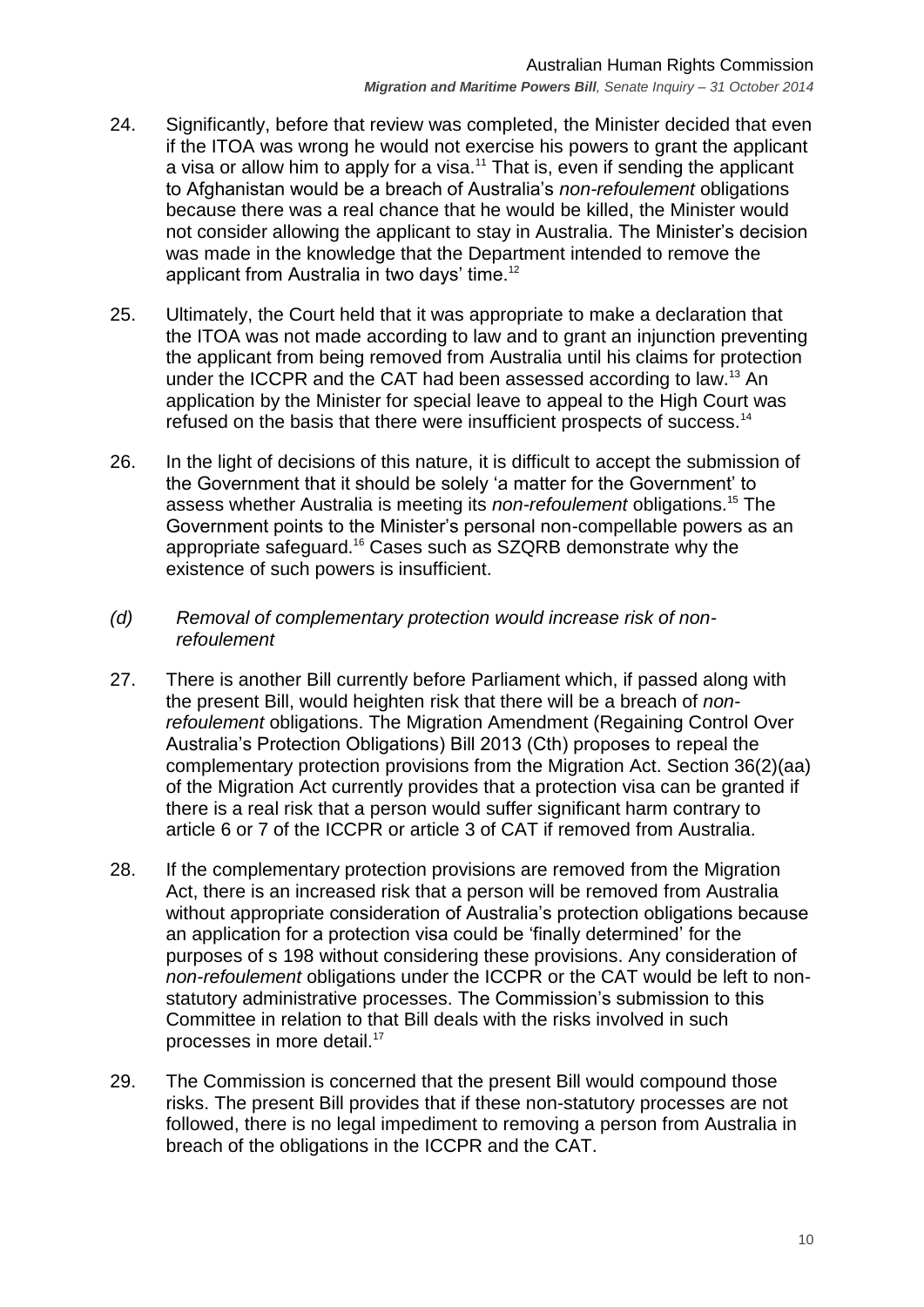24. Significantly, before that review was completed, the Minister decided that even if the ITOA was wrong he would not exercise his powers to grant the applicant a visa or allow him to apply for a visa.[11] That is, even if sending the applicant to Afghanistan would be a breach of Australia's *non-refoulement* obligations because there was a real chance that he would be killed, the Minister would not consider allowing the applicant to stay in Australia. The Minister's decision was made in the knowledge that the Department intended to remove the applicant from Australia in two days' time.[12]

25. Ultimately, the Court held that it was appropriate to make a declaration that the ITOA was not made according to law and to grant an injunction preventing the applicant from being removed from Australia until his claims for protection under the ICCPR and the CAT had been assessed according to law.[13] An application by the Minister for special leave to appeal to the High Court was refused on the basis that there were insufficient prospects of success.[14]

26. In the light of decisions of this nature, it is difficult to accept the submission of the Government that it should be solely 'a matter for the Government' to assess whether Australia is meeting its *non-refoulement* obligations.[15] The Government points to the Minister's personal non-compellable powers as an appropriate safeguard.[16] Cases such as SZQRB demonstrate why the existence of such powers is insufficient.

*(d) Removal of complementary protection would increase risk of non-refoulement*

27. There is another Bill currently before Parliament which, if passed along with the present Bill, would heighten risk that there will be a breach of *non-refoulement* obligations. The Migration Amendment (Regaining Control Over Australia's Protection Obligations) Bill 2013 (Cth) proposes to repeal the complementary protection provisions from the Migration Act. Section 36(2)(aa) of the Migration Act currently provides that a protection visa can be granted if there is a real risk that a person would suffer significant harm contrary to article 6 or 7 of the ICCPR or article 3 of CAT if removed from Australia.

28. If the complementary protection provisions are removed from the Migration Act, there is an increased risk that a person will be removed from Australia without appropriate consideration of Australia's protection obligations because an application for a protection visa could be 'finally determined' for the purposes of s 198 without considering these provisions. Any consideration of *non-refoulement* obligations under the ICCPR or the CAT would be left to non-statutory administrative processes. The Commission's submission to this Committee in relation to that Bill deals with the risks involved in such processes in more detail.[17]

29. The Commission is concerned that the present Bill would compound those risks. The present Bill provides that if these non-statutory processes are not followed, there is no legal impediment to removing a person from Australia in breach of the obligations in the ICCPR and the CAT.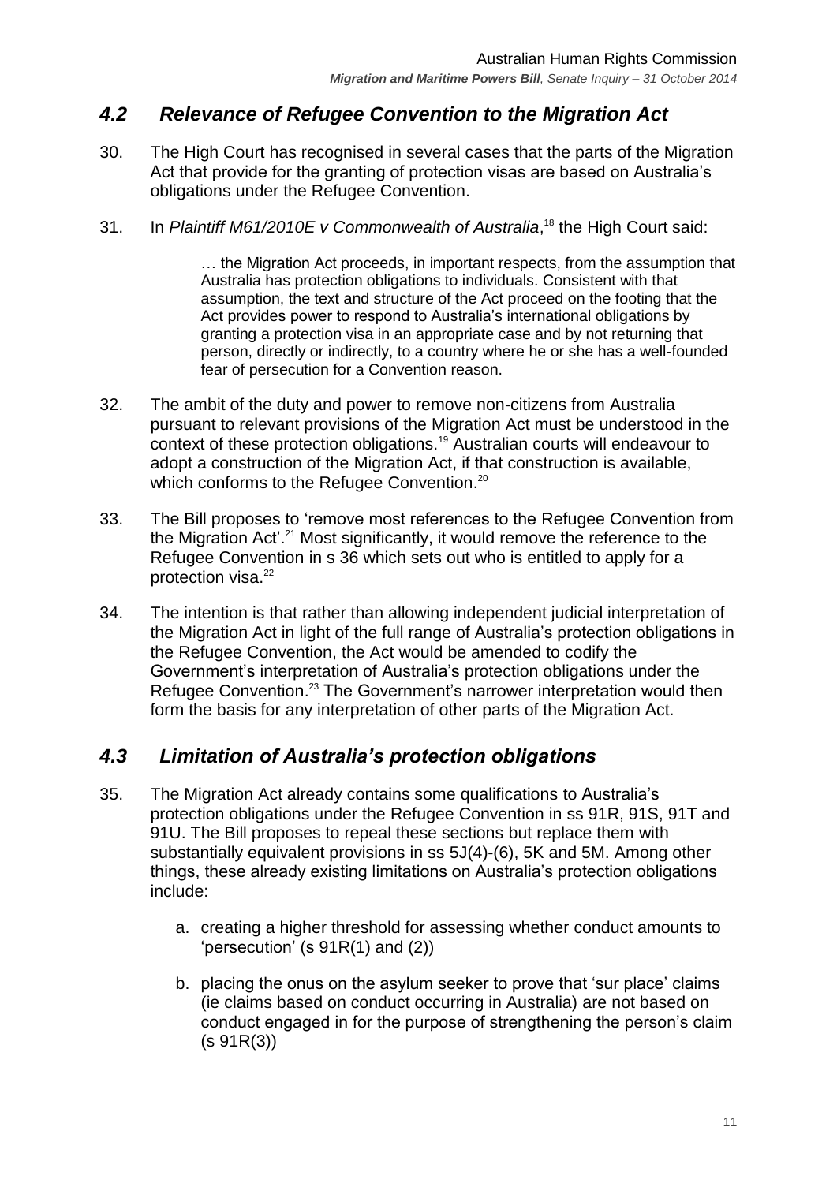## *4.2 Relevance of Refugee Convention to the Migration Act*

30. The High Court has recognised in several cases that the parts of the Migration Act that provide for the granting of protection visas are based on Australia's obligations under the Refugee Convention.

31. In *Plaintiff M61/2010E v Commonwealth of Australia*,[18] the High Court said:

> … the Migration Act proceeds, in important respects, from the assumption that Australia has protection obligations to individuals. Consistent with that assumption, the text and structure of the Act proceed on the footing that the Act provides power to respond to Australia's international obligations by granting a protection visa in an appropriate case and by not returning that person, directly or indirectly, to a country where he or she has a well-founded fear of persecution for a Convention reason.

32. The ambit of the duty and power to remove non-citizens from Australia pursuant to relevant provisions of the Migration Act must be understood in the context of these protection obligations.[19] Australian courts will endeavour to adopt a construction of the Migration Act, if that construction is available, which conforms to the Refugee Convention.[20]

33. The Bill proposes to 'remove most references to the Refugee Convention from the Migration Act'.[21] Most significantly, it would remove the reference to the Refugee Convention in s 36 which sets out who is entitled to apply for a protection visa.[22]

34. The intention is that rather than allowing independent judicial interpretation of the Migration Act in light of the full range of Australia's protection obligations in the Refugee Convention, the Act would be amended to codify the Government's interpretation of Australia's protection obligations under the Refugee Convention.[23] The Government's narrower interpretation would then form the basis for any interpretation of other parts of the Migration Act.

## *4.3 Limitation of Australia's protection obligations*

35. The Migration Act already contains some qualifications to Australia's protection obligations under the Refugee Convention in ss 91R, 91S, 91T and 91U. The Bill proposes to repeal these sections but replace them with substantially equivalent provisions in ss 5J(4)-(6), 5K and 5M. Among other things, these already existing limitations on Australia's protection obligations include:

    a. creating a higher threshold for assessing whether conduct amounts to 'persecution' (s 91R(1) and (2))

    b. placing the onus on the asylum seeker to prove that 'sur place' claims (ie claims based on conduct occurring in Australia) are not based on conduct engaged in for the purpose of strengthening the person's claim (s 91R(3))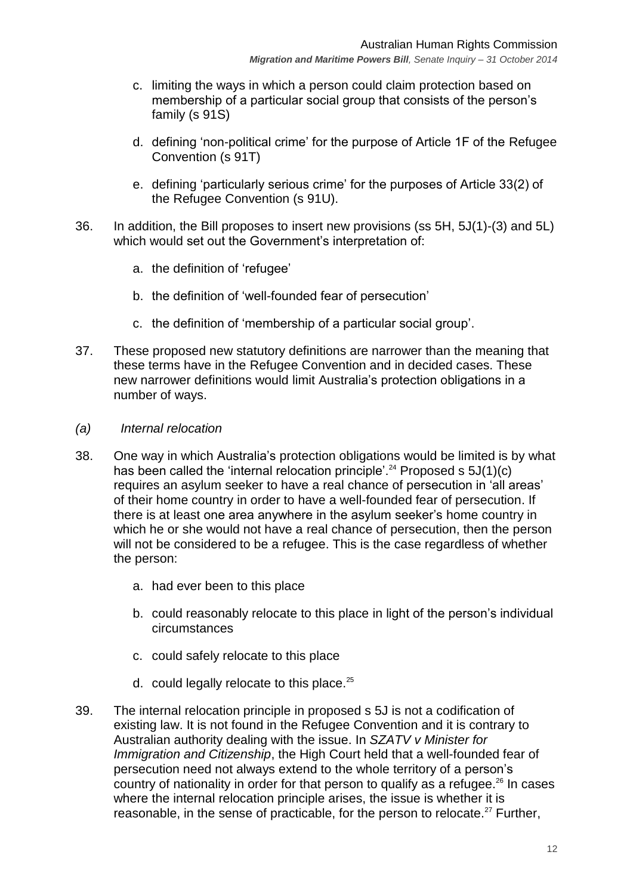c. limiting the ways in which a person could claim protection based on membership of a particular social group that consists of the person's family (s 91S)

d. defining 'non-political crime' for the purpose of Article 1F of the Refugee Convention (s 91T)

e. defining 'particularly serious crime' for the purposes of Article 33(2) of the Refugee Convention (s 91U).

36. In addition, the Bill proposes to insert new provisions (ss 5H, 5J(1)-(3) and 5L) which would set out the Government's interpretation of:

  a. the definition of 'refugee'

  b. the definition of 'well-founded fear of persecution'

  c. the definition of 'membership of a particular social group'.

37. These proposed new statutory definitions are narrower than the meaning that these terms have in the Refugee Convention and in decided cases. These new narrower definitions would limit Australia's protection obligations in a number of ways.

*(a) Internal relocation*

38. One way in which Australia's protection obligations would be limited is by what has been called the 'internal relocation principle'.[24] Proposed s 5J(1)(c) requires an asylum seeker to have a real chance of persecution in 'all areas' of their home country in order to have a well-founded fear of persecution. If there is at least one area anywhere in the asylum seeker's home country in which he or she would not have a real chance of persecution, then the person will not be considered to be a refugee. This is the case regardless of whether the person:

  a. had ever been to this place

  b. could reasonably relocate to this place in light of the person's individual circumstances

  c. could safely relocate to this place

  d. could legally relocate to this place.[25]

39. The internal relocation principle in proposed s 5J is not a codification of existing law. It is not found in the Refugee Convention and it is contrary to Australian authority dealing with the issue. In *SZATV v Minister for Immigration and Citizenship*, the High Court held that a well-founded fear of persecution need not always extend to the whole territory of a person's country of nationality in order for that person to qualify as a refugee.[26] In cases where the internal relocation principle arises, the issue is whether it is reasonable, in the sense of practicable, for the person to relocate.[27] Further,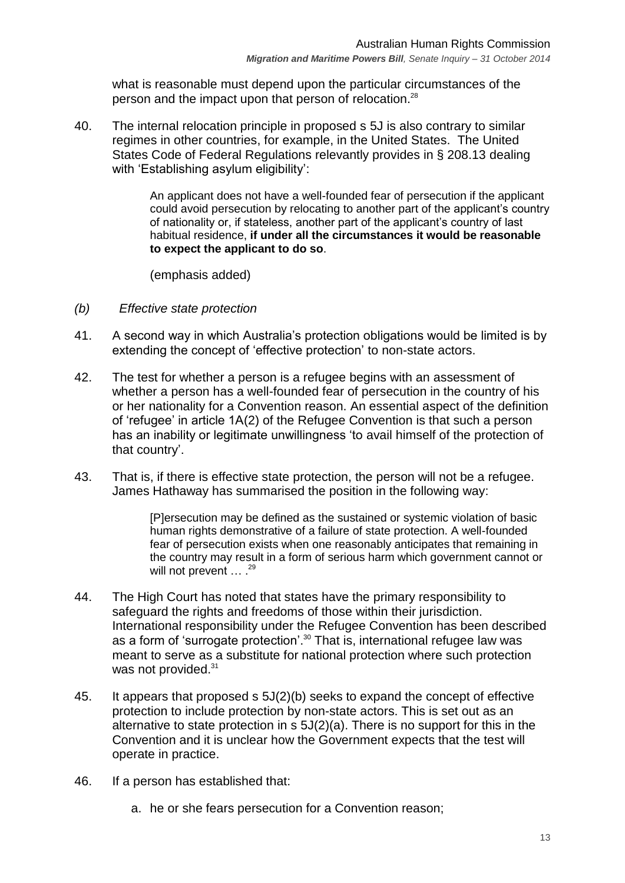what is reasonable must depend upon the particular circumstances of the person and the impact upon that person of relocation.[28]

40. The internal relocation principle in proposed s 5J is also contrary to similar regimes in other countries, for example, in the United States. The United States Code of Federal Regulations relevantly provides in § 208.13 dealing with 'Establishing asylum eligibility':

> An applicant does not have a well-founded fear of persecution if the applicant could avoid persecution by relocating to another part of the applicant's country of nationality or, if stateless, another part of the applicant's country of last habitual residence, **if under all the circumstances it would be reasonable to expect the applicant to do so**.
>
> (emphasis added)

### *(b) Effective state protection*

41. A second way in which Australia's protection obligations would be limited is by extending the concept of 'effective protection' to non-state actors.

42. The test for whether a person is a refugee begins with an assessment of whether a person has a well-founded fear of persecution in the country of his or her nationality for a Convention reason. An essential aspect of the definition of 'refugee' in article 1A(2) of the Refugee Convention is that such a person has an inability or legitimate unwillingness 'to avail himself of the protection of that country'.

43. That is, if there is effective state protection, the person will not be a refugee. James Hathaway has summarised the position in the following way:

> [P]ersecution may be defined as the sustained or systemic violation of basic human rights demonstrative of a failure of state protection. A well-founded fear of persecution exists when one reasonably anticipates that remaining in the country may result in a form of serious harm which government cannot or will not prevent … .[29]

44. The High Court has noted that states have the primary responsibility to safeguard the rights and freedoms of those within their jurisdiction. International responsibility under the Refugee Convention has been described as a form of 'surrogate protection'.[30] That is, international refugee law was meant to serve as a substitute for national protection where such protection was not provided.[31]

45. It appears that proposed s 5J(2)(b) seeks to expand the concept of effective protection to include protection by non-state actors. This is set out as an alternative to state protection in s 5J(2)(a). There is no support for this in the Convention and it is unclear how the Government expects that the test will operate in practice.

46. If a person has established that:

    a. he or she fears persecution for a Convention reason;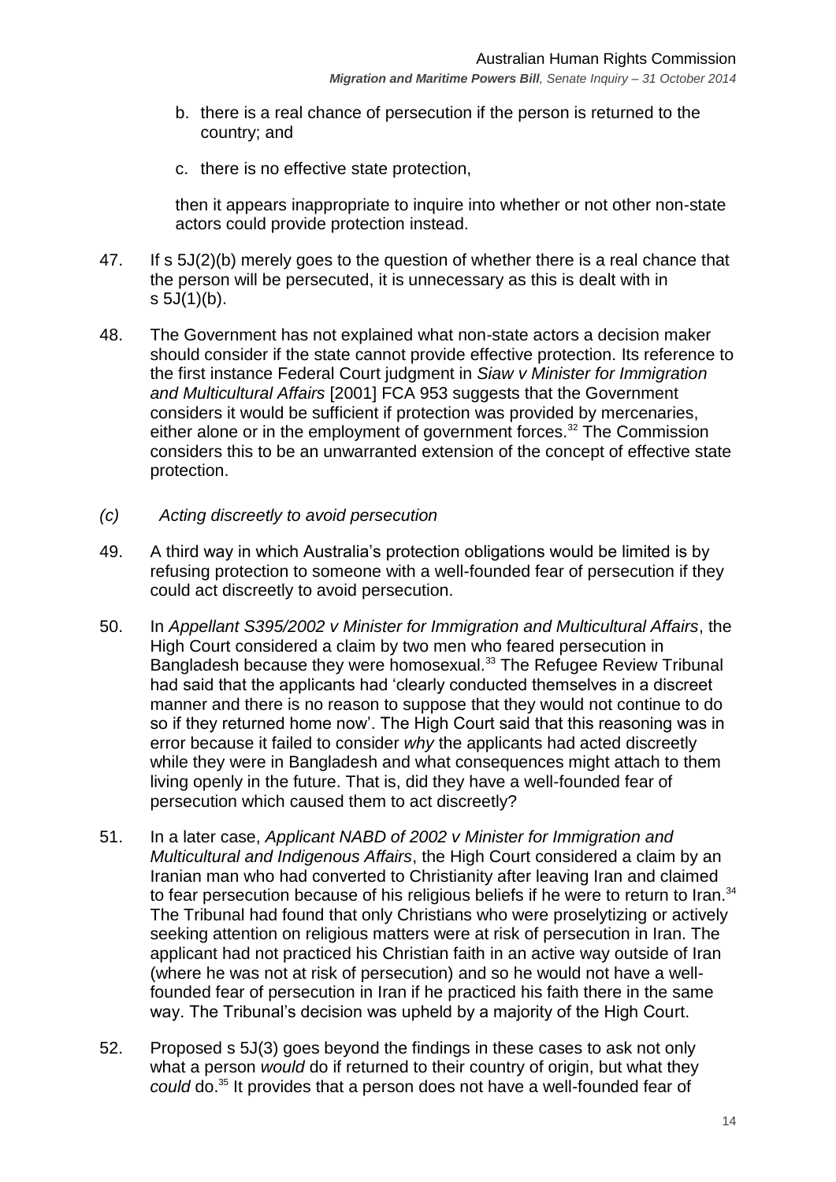b. there is a real chance of persecution if the person is returned to the country; and

c. there is no effective state protection,

then it appears inappropriate to inquire into whether or not other non-state actors could provide protection instead.

47. If s 5J(2)(b) merely goes to the question of whether there is a real chance that the person will be persecuted, it is unnecessary as this is dealt with in s 5J(1)(b).

48. The Government has not explained what non-state actors a decision maker should consider if the state cannot provide effective protection. Its reference to the first instance Federal Court judgment in *Siaw v Minister for Immigration and Multicultural Affairs* [2001] FCA 953 suggests that the Government considers it would be sufficient if protection was provided by mercenaries, either alone or in the employment of government forces.[32] The Commission considers this to be an unwarranted extension of the concept of effective state protection.

*(c) Acting discreetly to avoid persecution*

49. A third way in which Australia's protection obligations would be limited is by refusing protection to someone with a well-founded fear of persecution if they could act discreetly to avoid persecution.

50. In *Appellant S395/2002 v Minister for Immigration and Multicultural Affairs*, the High Court considered a claim by two men who feared persecution in Bangladesh because they were homosexual.[33] The Refugee Review Tribunal had said that the applicants had 'clearly conducted themselves in a discreet manner and there is no reason to suppose that they would not continue to do so if they returned home now'. The High Court said that this reasoning was in error because it failed to consider *why* the applicants had acted discreetly while they were in Bangladesh and what consequences might attach to them living openly in the future. That is, did they have a well-founded fear of persecution which caused them to act discreetly?

51. In a later case, *Applicant NABD of 2002 v Minister for Immigration and Multicultural and Indigenous Affairs*, the High Court considered a claim by an Iranian man who had converted to Christianity after leaving Iran and claimed to fear persecution because of his religious beliefs if he were to return to Iran.[34] The Tribunal had found that only Christians who were proselytizing or actively seeking attention on religious matters were at risk of persecution in Iran. The applicant had not practiced his Christian faith in an active way outside of Iran (where he was not at risk of persecution) and so he would not have a well-founded fear of persecution in Iran if he practiced his faith there in the same way. The Tribunal's decision was upheld by a majority of the High Court.

52. Proposed s 5J(3) goes beyond the findings in these cases to ask not only what a person *would* do if returned to their country of origin, but what they *could* do.[35] It provides that a person does not have a well-founded fear of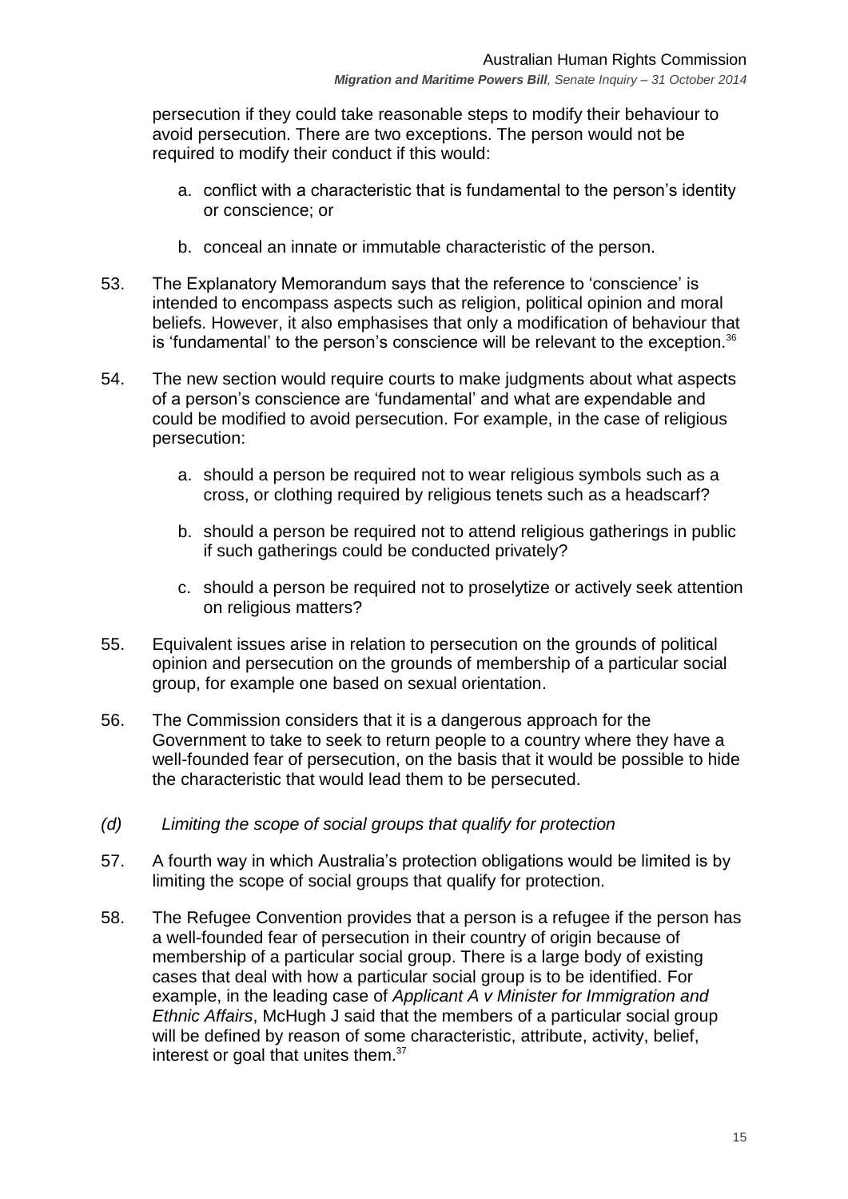persecution if they could take reasonable steps to modify their behaviour to avoid persecution. There are two exceptions. The person would not be required to modify their conduct if this would:

a. conflict with a characteristic that is fundamental to the person's identity or conscience; or

b. conceal an innate or immutable characteristic of the person.

53. The Explanatory Memorandum says that the reference to 'conscience' is intended to encompass aspects such as religion, political opinion and moral beliefs. However, it also emphasises that only a modification of behaviour that is 'fundamental' to the person's conscience will be relevant to the exception.[36]

54. The new section would require courts to make judgments about what aspects of a person's conscience are 'fundamental' and what are expendable and could be modified to avoid persecution. For example, in the case of religious persecution:

a. should a person be required not to wear religious symbols such as a cross, or clothing required by religious tenets such as a headscarf?

b. should a person be required not to attend religious gatherings in public if such gatherings could be conducted privately?

c. should a person be required not to proselytize or actively seek attention on religious matters?

55. Equivalent issues arise in relation to persecution on the grounds of political opinion and persecution on the grounds of membership of a particular social group, for example one based on sexual orientation.

56. The Commission considers that it is a dangerous approach for the Government to take to seek to return people to a country where they have a well-founded fear of persecution, on the basis that it would be possible to hide the characteristic that would lead them to be persecuted.

*(d) Limiting the scope of social groups that qualify for protection*

57. A fourth way in which Australia's protection obligations would be limited is by limiting the scope of social groups that qualify for protection.

58. The Refugee Convention provides that a person is a refugee if the person has a well-founded fear of persecution in their country of origin because of membership of a particular social group. There is a large body of existing cases that deal with how a particular social group is to be identified. For example, in the leading case of *Applicant A v Minister for Immigration and Ethnic Affairs*, McHugh J said that the members of a particular social group will be defined by reason of some characteristic, attribute, activity, belief, interest or goal that unites them.[37]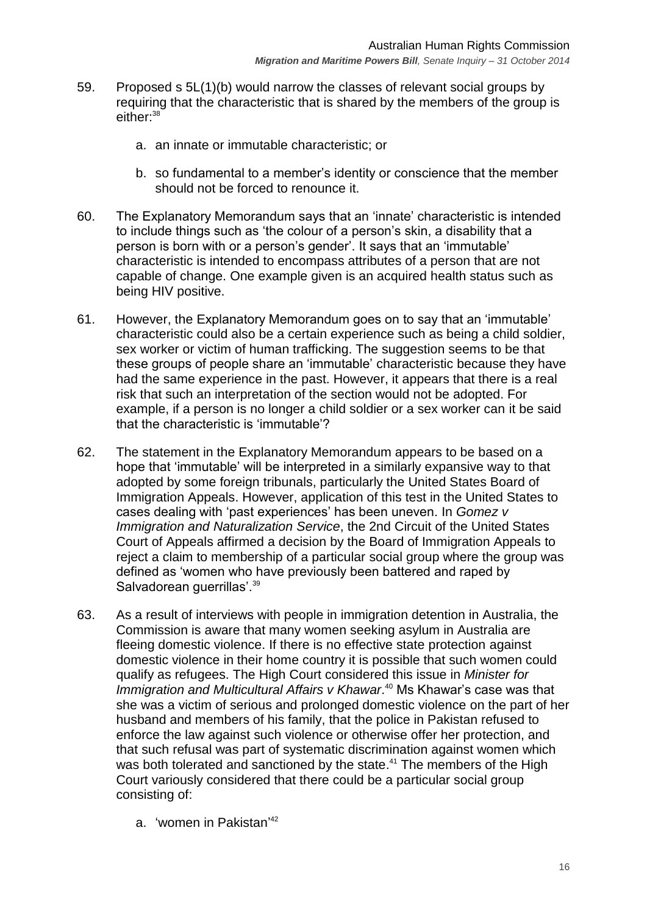59. Proposed s 5L(1)(b) would narrow the classes of relevant social groups by requiring that the characteristic that is shared by the members of the group is either:[38]

    a. an innate or immutable characteristic; or

    b. so fundamental to a member's identity or conscience that the member should not be forced to renounce it.

60. The Explanatory Memorandum says that an 'innate' characteristic is intended to include things such as 'the colour of a person's skin, a disability that a person is born with or a person's gender'. It says that an 'immutable' characteristic is intended to encompass attributes of a person that are not capable of change. One example given is an acquired health status such as being HIV positive.

61. However, the Explanatory Memorandum goes on to say that an 'immutable' characteristic could also be a certain experience such as being a child soldier, sex worker or victim of human trafficking. The suggestion seems to be that these groups of people share an 'immutable' characteristic because they have had the same experience in the past. However, it appears that there is a real risk that such an interpretation of the section would not be adopted. For example, if a person is no longer a child soldier or a sex worker can it be said that the characteristic is 'immutable'?

62. The statement in the Explanatory Memorandum appears to be based on a hope that 'immutable' will be interpreted in a similarly expansive way to that adopted by some foreign tribunals, particularly the United States Board of Immigration Appeals. However, application of this test in the United States to cases dealing with 'past experiences' has been uneven. In *Gomez v Immigration and Naturalization Service*, the 2nd Circuit of the United States Court of Appeals affirmed a decision by the Board of Immigration Appeals to reject a claim to membership of a particular social group where the group was defined as 'women who have previously been battered and raped by Salvadorean guerrillas'.[39]

63. As a result of interviews with people in immigration detention in Australia, the Commission is aware that many women seeking asylum in Australia are fleeing domestic violence. If there is no effective state protection against domestic violence in their home country it is possible that such women could qualify as refugees. The High Court considered this issue in *Minister for Immigration and Multicultural Affairs v Khawar*.[40] Ms Khawar's case was that she was a victim of serious and prolonged domestic violence on the part of her husband and members of his family, that the police in Pakistan refused to enforce the law against such violence or otherwise offer her protection, and that such refusal was part of systematic discrimination against women which was both tolerated and sanctioned by the state.[41] The members of the High Court variously considered that there could be a particular social group consisting of:

    a. 'women in Pakistan'[42]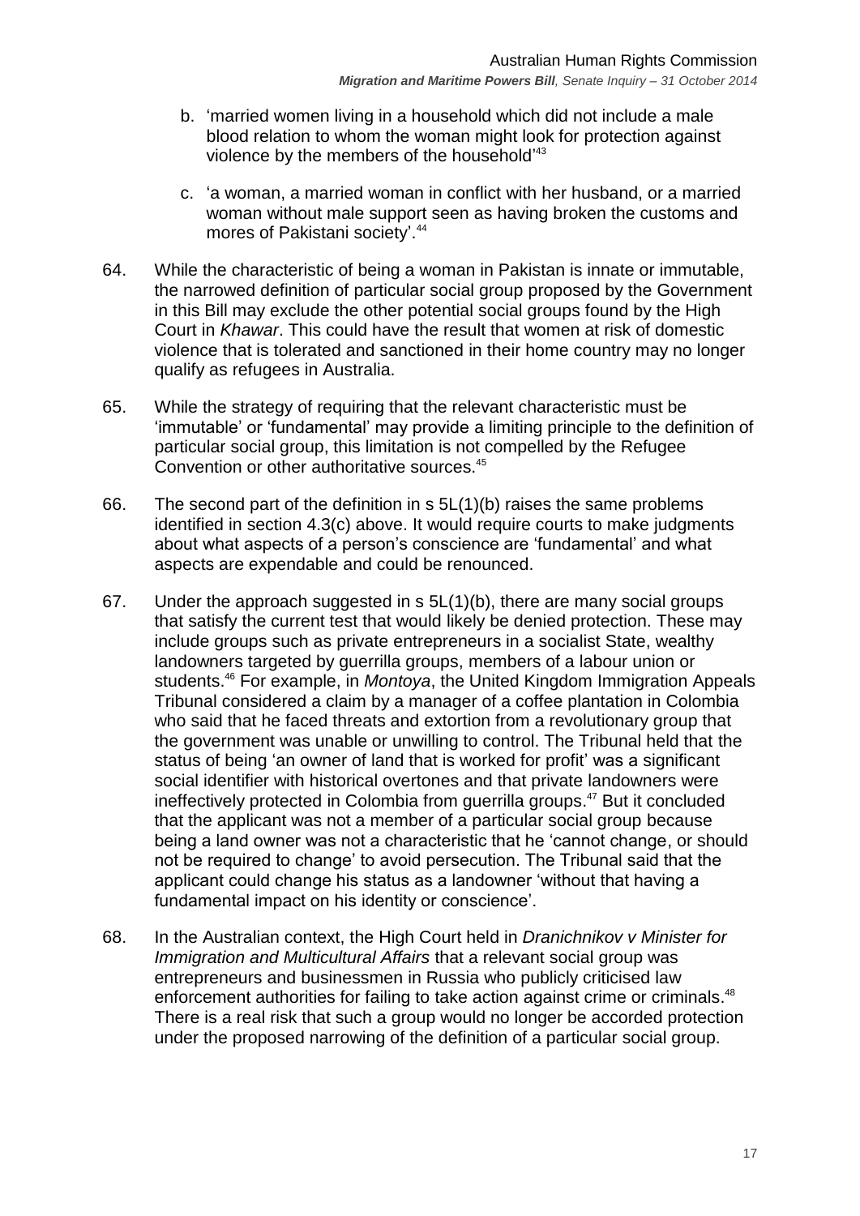b. 'married women living in a household which did not include a male blood relation to whom the woman might look for protection against violence by the members of the household'[43]

c. 'a woman, a married woman in conflict with her husband, or a married woman without male support seen as having broken the customs and mores of Pakistani society'.[44]

64. While the characteristic of being a woman in Pakistan is innate or immutable, the narrowed definition of particular social group proposed by the Government in this Bill may exclude the other potential social groups found by the High Court in *Khawar*. This could have the result that women at risk of domestic violence that is tolerated and sanctioned in their home country may no longer qualify as refugees in Australia.

65. While the strategy of requiring that the relevant characteristic must be 'immutable' or 'fundamental' may provide a limiting principle to the definition of particular social group, this limitation is not compelled by the Refugee Convention or other authoritative sources.[45]

66. The second part of the definition in s 5L(1)(b) raises the same problems identified in section 4.3(c) above. It would require courts to make judgments about what aspects of a person's conscience are 'fundamental' and what aspects are expendable and could be renounced.

67. Under the approach suggested in s 5L(1)(b), there are many social groups that satisfy the current test that would likely be denied protection. These may include groups such as private entrepreneurs in a socialist State, wealthy landowners targeted by guerrilla groups, members of a labour union or students.[46] For example, in *Montoya*, the United Kingdom Immigration Appeals Tribunal considered a claim by a manager of a coffee plantation in Colombia who said that he faced threats and extortion from a revolutionary group that the government was unable or unwilling to control. The Tribunal held that the status of being 'an owner of land that is worked for profit' was a significant social identifier with historical overtones and that private landowners were ineffectively protected in Colombia from guerrilla groups.[47] But it concluded that the applicant was not a member of a particular social group because being a land owner was not a characteristic that he 'cannot change, or should not be required to change' to avoid persecution. The Tribunal said that the applicant could change his status as a landowner 'without that having a fundamental impact on his identity or conscience'.

68. In the Australian context, the High Court held in *Dranichnikov v Minister for Immigration and Multicultural Affairs* that a relevant social group was entrepreneurs and businessmen in Russia who publicly criticised law enforcement authorities for failing to take action against crime or criminals.[48] There is a real risk that such a group would no longer be accorded protection under the proposed narrowing of the definition of a particular social group.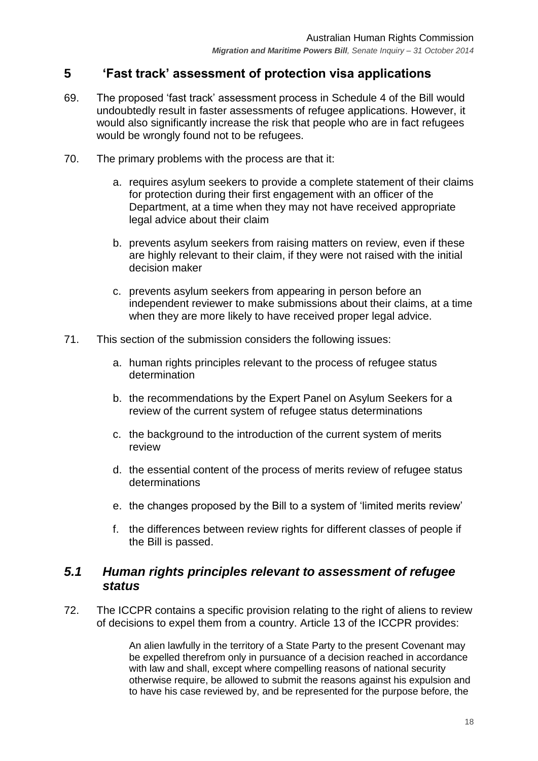## 5 'Fast track' assessment of protection visa applications

69. The proposed 'fast track' assessment process in Schedule 4 of the Bill would undoubtedly result in faster assessments of refugee applications. However, it would also significantly increase the risk that people who are in fact refugees would be wrongly found not to be refugees.

70. The primary problems with the process are that it:

    a. requires asylum seekers to provide a complete statement of their claims for protection during their first engagement with an officer of the Department, at a time when they may not have received appropriate legal advice about their claim

    b. prevents asylum seekers from raising matters on review, even if these are highly relevant to their claim, if they were not raised with the initial decision maker

    c. prevents asylum seekers from appearing in person before an independent reviewer to make submissions about their claims, at a time when they are more likely to have received proper legal advice.

71. This section of the submission considers the following issues:

    a. human rights principles relevant to the process of refugee status determination

    b. the recommendations by the Expert Panel on Asylum Seekers for a review of the current system of refugee status determinations

    c. the background to the introduction of the current system of merits review

    d. the essential content of the process of merits review of refugee status determinations

    e. the changes proposed by the Bill to a system of 'limited merits review'

    f. the differences between review rights for different classes of people if the Bill is passed.

### *5.1 Human rights principles relevant to assessment of refugee status*

72. The ICCPR contains a specific provision relating to the right of aliens to review of decisions to expel them from a country. Article 13 of the ICCPR provides:

> An alien lawfully in the territory of a State Party to the present Covenant may be expelled therefrom only in pursuance of a decision reached in accordance with law and shall, except where compelling reasons of national security otherwise require, be allowed to submit the reasons against his expulsion and to have his case reviewed by, and be represented for the purpose before, the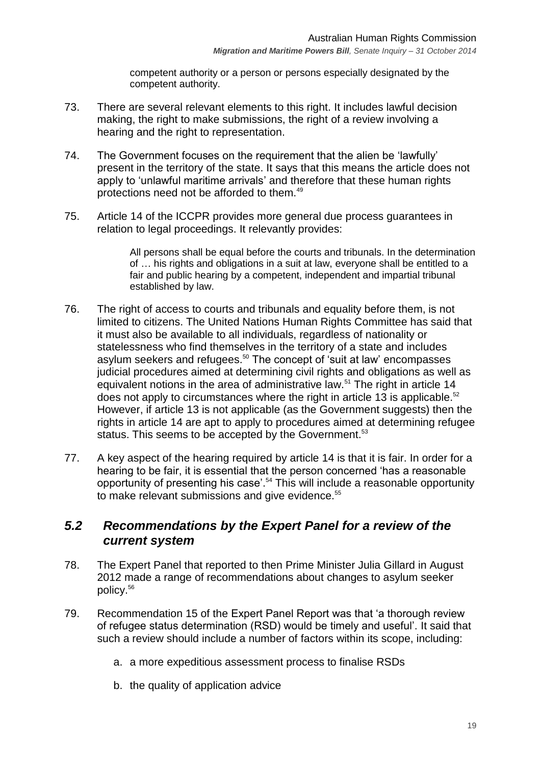> competent authority or a person or persons especially designated by the competent authority.

73. There are several relevant elements to this right. It includes lawful decision making, the right to make submissions, the right of a review involving a hearing and the right to representation.

74. The Government focuses on the requirement that the alien be 'lawfully' present in the territory of the state. It says that this means the article does not apply to 'unlawful maritime arrivals' and therefore that these human rights protections need not be afforded to them.[49]

75. Article 14 of the ICCPR provides more general due process guarantees in relation to legal proceedings. It relevantly provides:

> All persons shall be equal before the courts and tribunals. In the determination of … his rights and obligations in a suit at law, everyone shall be entitled to a fair and public hearing by a competent, independent and impartial tribunal established by law.

76. The right of access to courts and tribunals and equality before them, is not limited to citizens. The United Nations Human Rights Committee has said that it must also be available to all individuals, regardless of nationality or statelessness who find themselves in the territory of a state and includes asylum seekers and refugees.[50] The concept of 'suit at law' encompasses judicial procedures aimed at determining civil rights and obligations as well as equivalent notions in the area of administrative law.[51] The right in article 14 does not apply to circumstances where the right in article 13 is applicable.[52] However, if article 13 is not applicable (as the Government suggests) then the rights in article 14 are apt to apply to procedures aimed at determining refugee status. This seems to be accepted by the Government.[53]

77. A key aspect of the hearing required by article 14 is that it is fair. In order for a hearing to be fair, it is essential that the person concerned 'has a reasonable opportunity of presenting his case'.[54] This will include a reasonable opportunity to make relevant submissions and give evidence.[55]

## *5.2 Recommendations by the Expert Panel for a review of the current system*

78. The Expert Panel that reported to then Prime Minister Julia Gillard in August 2012 made a range of recommendations about changes to asylum seeker policy.[56]

79. Recommendation 15 of the Expert Panel Report was that 'a thorough review of refugee status determination (RSD) would be timely and useful'. It said that such a review should include a number of factors within its scope, including:

    a. a more expeditious assessment process to finalise RSDs

    b. the quality of application advice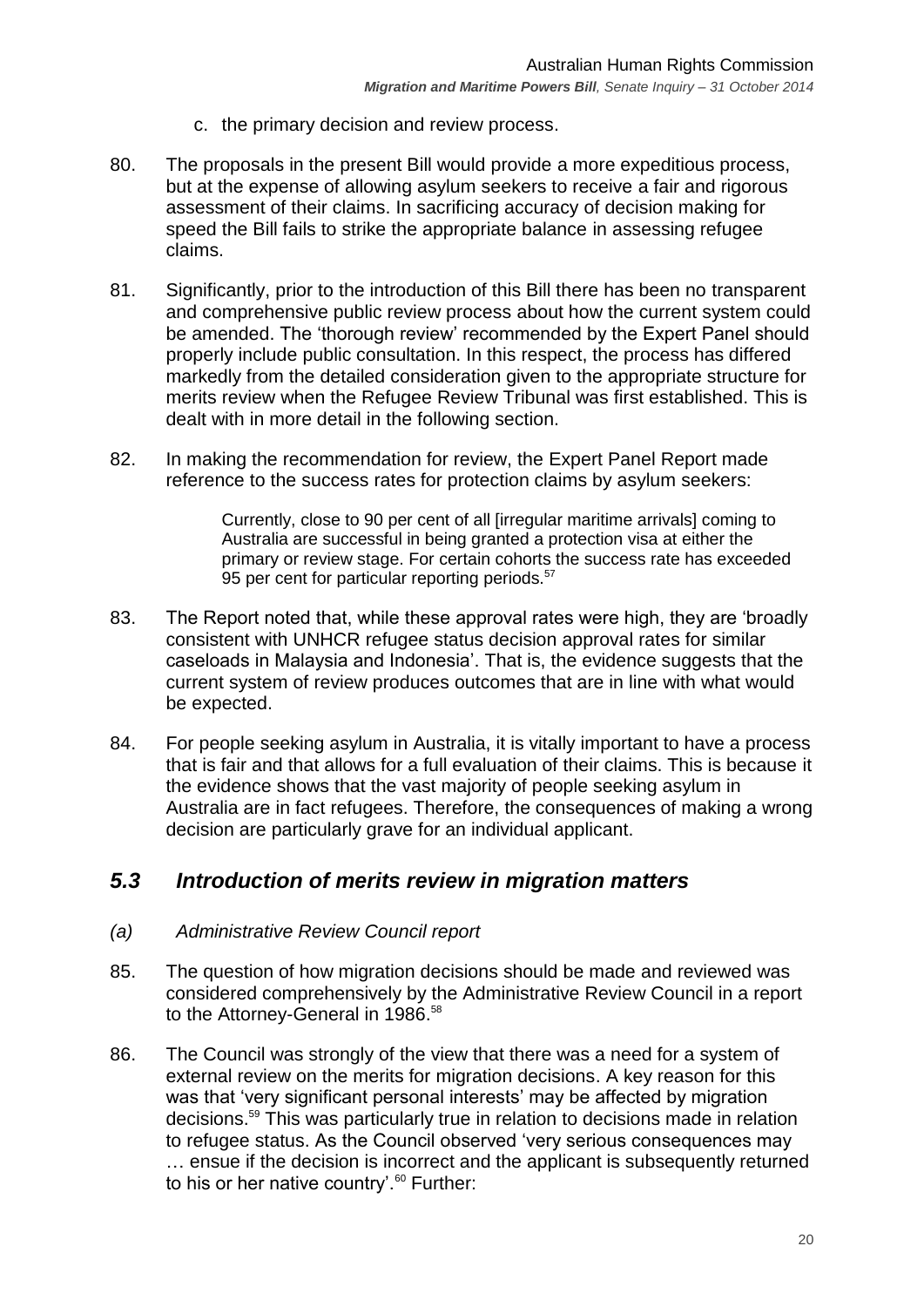c. the primary decision and review process.

80. The proposals in the present Bill would provide a more expeditious process, but at the expense of allowing asylum seekers to receive a fair and rigorous assessment of their claims. In sacrificing accuracy of decision making for speed the Bill fails to strike the appropriate balance in assessing refugee claims.

81. Significantly, prior to the introduction of this Bill there has been no transparent and comprehensive public review process about how the current system could be amended. The 'thorough review' recommended by the Expert Panel should properly include public consultation. In this respect, the process has differed markedly from the detailed consideration given to the appropriate structure for merits review when the Refugee Review Tribunal was first established. This is dealt with in more detail in the following section.

82. In making the recommendation for review, the Expert Panel Report made reference to the success rates for protection claims by asylum seekers:

> Currently, close to 90 per cent of all [irregular maritime arrivals] coming to Australia are successful in being granted a protection visa at either the primary or review stage. For certain cohorts the success rate has exceeded 95 per cent for particular reporting periods.[57]

83. The Report noted that, while these approval rates were high, they are 'broadly consistent with UNHCR refugee status decision approval rates for similar caseloads in Malaysia and Indonesia'. That is, the evidence suggests that the current system of review produces outcomes that are in line with what would be expected.

84. For people seeking asylum in Australia, it is vitally important to have a process that is fair and that allows for a full evaluation of their claims. This is because it the evidence shows that the vast majority of people seeking asylum in Australia are in fact refugees. Therefore, the consequences of making a wrong decision are particularly grave for an individual applicant.

## *5.3 Introduction of merits review in migration matters*

### *(a) Administrative Review Council report*

85. The question of how migration decisions should be made and reviewed was considered comprehensively by the Administrative Review Council in a report to the Attorney-General in 1986.[58]

86. The Council was strongly of the view that there was a need for a system of external review on the merits for migration decisions. A key reason for this was that 'very significant personal interests' may be affected by migration decisions.[59] This was particularly true in relation to decisions made in relation to refugee status. As the Council observed 'very serious consequences may … ensue if the decision is incorrect and the applicant is subsequently returned to his or her native country'.[60] Further: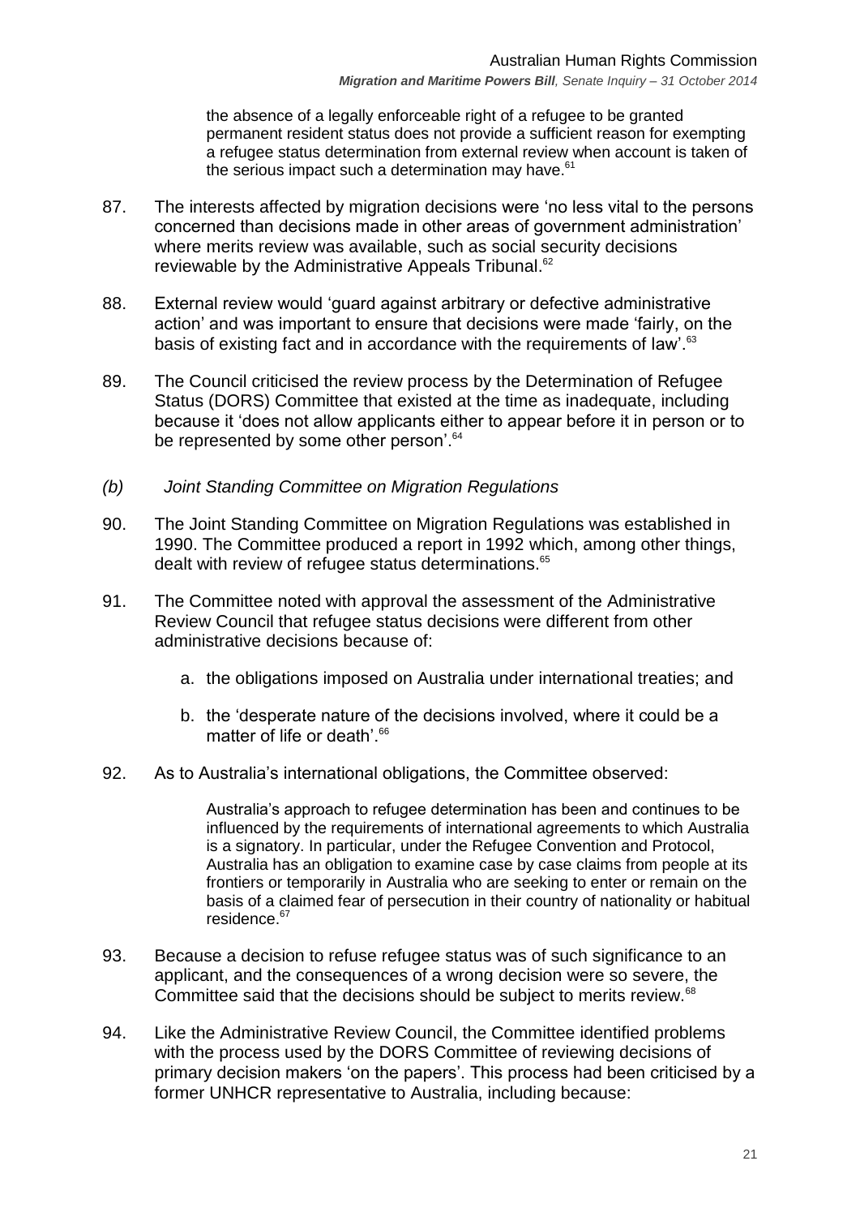> the absence of a legally enforceable right of a refugee to be granted permanent resident status does not provide a sufficient reason for exempting a refugee status determination from external review when account is taken of the serious impact such a determination may have.[61]

87. The interests affected by migration decisions were 'no less vital to the persons concerned than decisions made in other areas of government administration' where merits review was available, such as social security decisions reviewable by the Administrative Appeals Tribunal.[62]

88. External review would 'guard against arbitrary or defective administrative action' and was important to ensure that decisions were made 'fairly, on the basis of existing fact and in accordance with the requirements of law'.[63]

89. The Council criticised the review process by the Determination of Refugee Status (DORS) Committee that existed at the time as inadequate, including because it 'does not allow applicants either to appear before it in person or to be represented by some other person'.[64]

*(b) Joint Standing Committee on Migration Regulations*

90. The Joint Standing Committee on Migration Regulations was established in 1990. The Committee produced a report in 1992 which, among other things, dealt with review of refugee status determinations.[65]

91. The Committee noted with approval the assessment of the Administrative Review Council that refugee status decisions were different from other administrative decisions because of:

    a. the obligations imposed on Australia under international treaties; and

    b. the 'desperate nature of the decisions involved, where it could be a matter of life or death'.[66]

92. As to Australia's international obligations, the Committee observed:

> Australia's approach to refugee determination has been and continues to be influenced by the requirements of international agreements to which Australia is a signatory. In particular, under the Refugee Convention and Protocol, Australia has an obligation to examine case by case claims from people at its frontiers or temporarily in Australia who are seeking to enter or remain on the basis of a claimed fear of persecution in their country of nationality or habitual residence.[67]

93. Because a decision to refuse refugee status was of such significance to an applicant, and the consequences of a wrong decision were so severe, the Committee said that the decisions should be subject to merits review.[68]

94. Like the Administrative Review Council, the Committee identified problems with the process used by the DORS Committee of reviewing decisions of primary decision makers 'on the papers'. This process had been criticised by a former UNHCR representative to Australia, including because: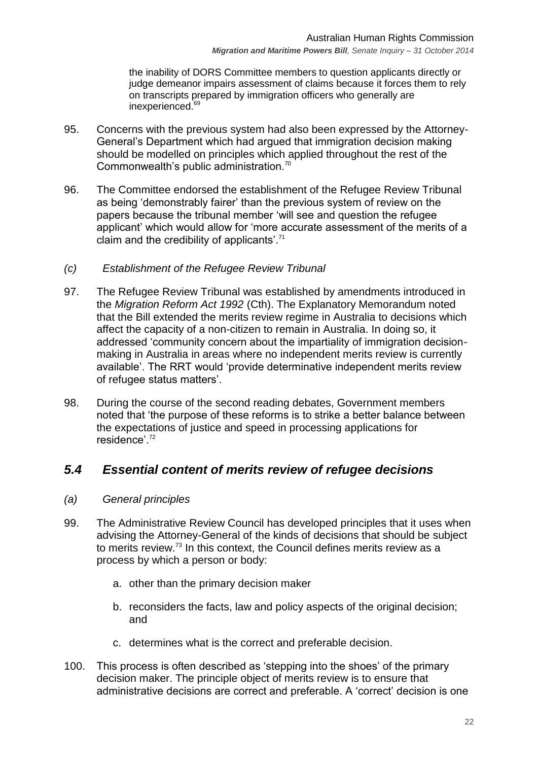> the inability of DORS Committee members to question applicants directly or judge demeanor impairs assessment of claims because it forces them to rely on transcripts prepared by immigration officers who generally are inexperienced.[69]

95. Concerns with the previous system had also been expressed by the Attorney-General's Department which had argued that immigration decision making should be modelled on principles which applied throughout the rest of the Commonwealth's public administration.[70]

96. The Committee endorsed the establishment of the Refugee Review Tribunal as being 'demonstrably fairer' than the previous system of review on the papers because the tribunal member 'will see and question the refugee applicant' which would allow for 'more accurate assessment of the merits of a claim and the credibility of applicants'.[71]

### *(c) Establishment of the Refugee Review Tribunal*

97. The Refugee Review Tribunal was established by amendments introduced in the *Migration Reform Act 1992* (Cth). The Explanatory Memorandum noted that the Bill extended the merits review regime in Australia to decisions which affect the capacity of a non-citizen to remain in Australia. In doing so, it addressed 'community concern about the impartiality of immigration decision-making in Australia in areas where no independent merits review is currently available'. The RRT would 'provide determinative independent merits review of refugee status matters'.

98. During the course of the second reading debates, Government members noted that 'the purpose of these reforms is to strike a better balance between the expectations of justice and speed in processing applications for residence'.[72]

## *5.4 Essential content of merits review of refugee decisions*

### *(a) General principles*

99. The Administrative Review Council has developed principles that it uses when advising the Attorney-General of the kinds of decisions that should be subject to merits review.[73] In this context, the Council defines merits review as a process by which a person or body:

    a. other than the primary decision maker

    b. reconsiders the facts, law and policy aspects of the original decision; and

    c. determines what is the correct and preferable decision.

100. This process is often described as 'stepping into the shoes' of the primary decision maker. The principle object of merits review is to ensure that administrative decisions are correct and preferable. A 'correct' decision is one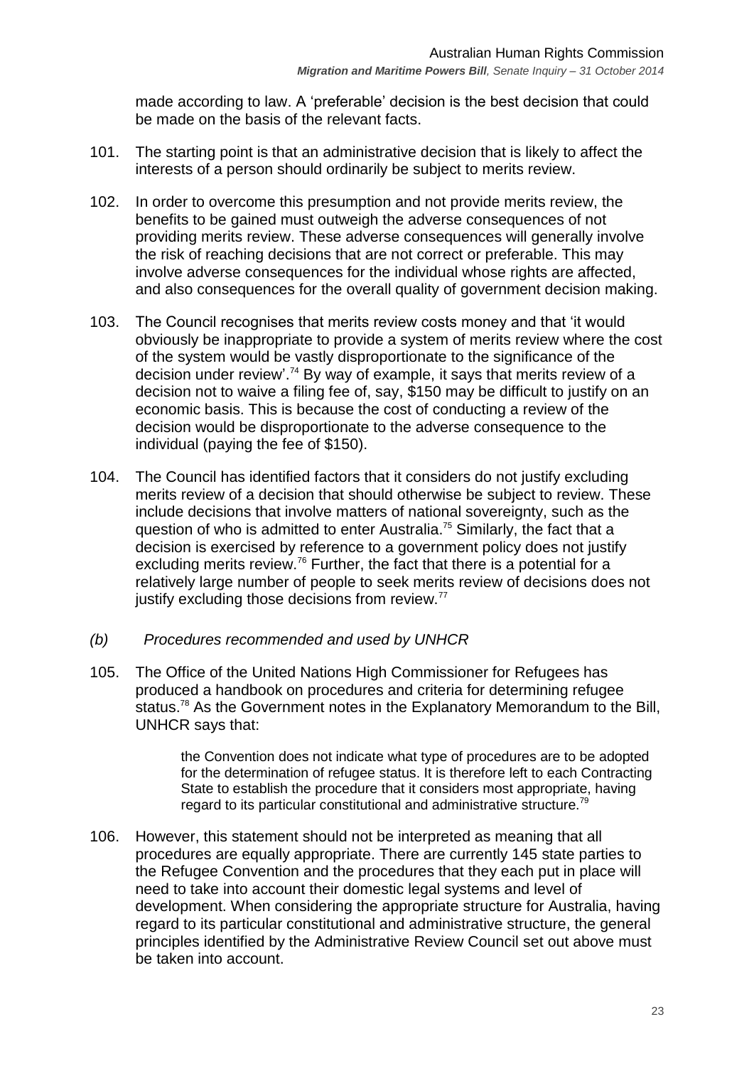made according to law. A 'preferable' decision is the best decision that could be made on the basis of the relevant facts.

101. The starting point is that an administrative decision that is likely to affect the interests of a person should ordinarily be subject to merits review.

102. In order to overcome this presumption and not provide merits review, the benefits to be gained must outweigh the adverse consequences of not providing merits review. These adverse consequences will generally involve the risk of reaching decisions that are not correct or preferable. This may involve adverse consequences for the individual whose rights are affected, and also consequences for the overall quality of government decision making.

103. The Council recognises that merits review costs money and that 'it would obviously be inappropriate to provide a system of merits review where the cost of the system would be vastly disproportionate to the significance of the decision under review'.[74] By way of example, it says that merits review of a decision not to waive a filing fee of, say, $150 may be difficult to justify on an economic basis. This is because the cost of conducting a review of the decision would be disproportionate to the adverse consequence to the individual (paying the fee of $150).

104. The Council has identified factors that it considers do not justify excluding merits review of a decision that should otherwise be subject to review. These include decisions that involve matters of national sovereignty, such as the question of who is admitted to enter Australia.[75] Similarly, the fact that a decision is exercised by reference to a government policy does not justify excluding merits review.[76] Further, the fact that there is a potential for a relatively large number of people to seek merits review of decisions does not justify excluding those decisions from review.[77]

*(b) Procedures recommended and used by UNHCR*

105. The Office of the United Nations High Commissioner for Refugees has produced a handbook on procedures and criteria for determining refugee status.[78] As the Government notes in the Explanatory Memorandum to the Bill, UNHCR says that:

> the Convention does not indicate what type of procedures are to be adopted for the determination of refugee status. It is therefore left to each Contracting State to establish the procedure that it considers most appropriate, having regard to its particular constitutional and administrative structure.[79]

106. However, this statement should not be interpreted as meaning that all procedures are equally appropriate. There are currently 145 state parties to the Refugee Convention and the procedures that they each put in place will need to take into account their domestic legal systems and level of development. When considering the appropriate structure for Australia, having regard to its particular constitutional and administrative structure, the general principles identified by the Administrative Review Council set out above must be taken into account.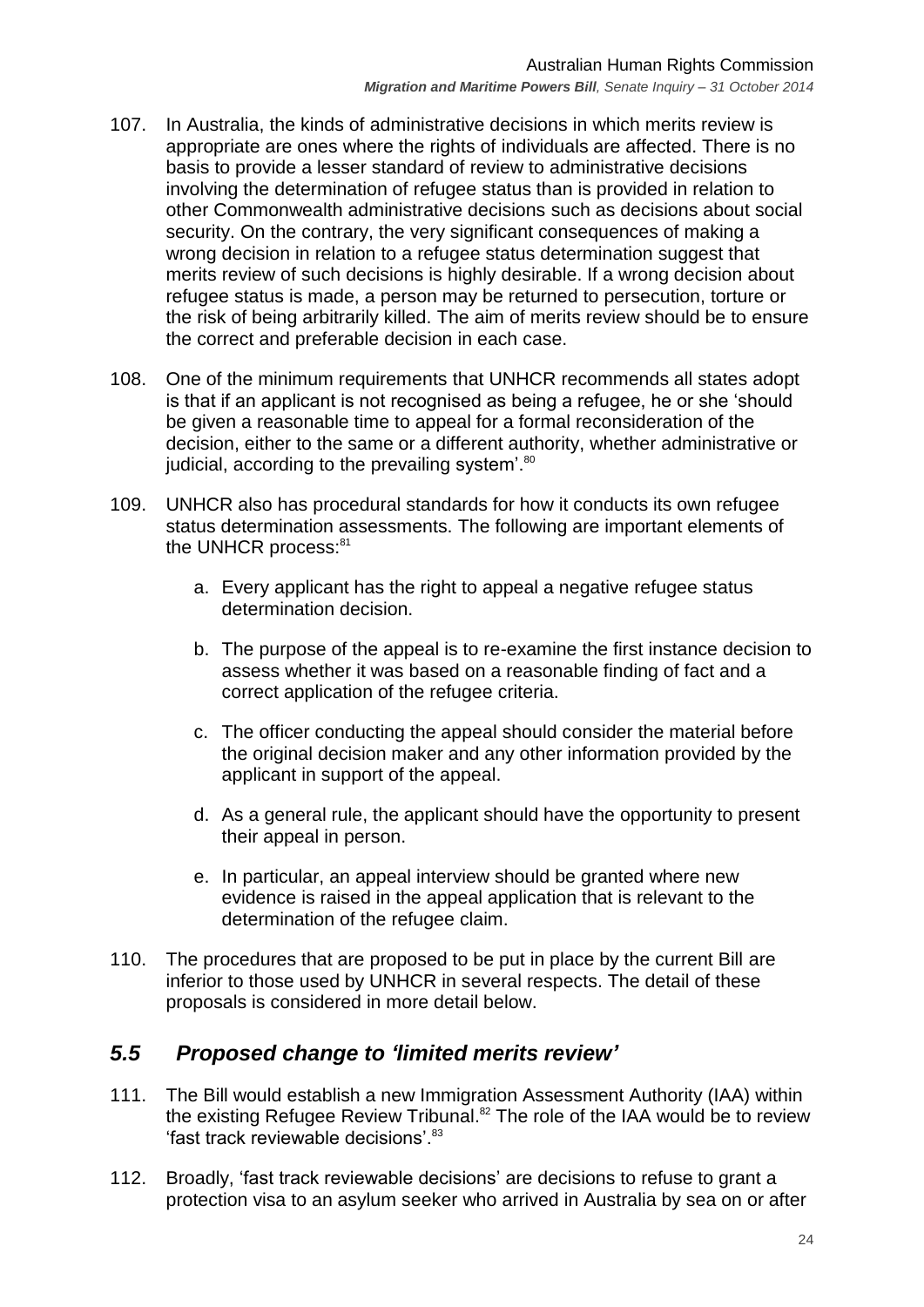107. In Australia, the kinds of administrative decisions in which merits review is appropriate are ones where the rights of individuals are affected. There is no basis to provide a lesser standard of review to administrative decisions involving the determination of refugee status than is provided in relation to other Commonwealth administrative decisions such as decisions about social security. On the contrary, the very significant consequences of making a wrong decision in relation to a refugee status determination suggest that merits review of such decisions is highly desirable. If a wrong decision about refugee status is made, a person may be returned to persecution, torture or the risk of being arbitrarily killed. The aim of merits review should be to ensure the correct and preferable decision in each case.

108. One of the minimum requirements that UNHCR recommends all states adopt is that if an applicant is not recognised as being a refugee, he or she 'should be given a reasonable time to appeal for a formal reconsideration of the decision, either to the same or a different authority, whether administrative or judicial, according to the prevailing system'.[80]

109. UNHCR also has procedural standards for how it conducts its own refugee status determination assessments. The following are important elements of the UNHCR process:[81]

    a. Every applicant has the right to appeal a negative refugee status determination decision.

    b. The purpose of the appeal is to re-examine the first instance decision to assess whether it was based on a reasonable finding of fact and a correct application of the refugee criteria.

    c. The officer conducting the appeal should consider the material before the original decision maker and any other information provided by the applicant in support of the appeal.

    d. As a general rule, the applicant should have the opportunity to present their appeal in person.

    e. In particular, an appeal interview should be granted where new evidence is raised in the appeal application that is relevant to the determination of the refugee claim.

110. The procedures that are proposed to be put in place by the current Bill are inferior to those used by UNHCR in several respects. The detail of these proposals is considered in more detail below.

## *5.5 Proposed change to 'limited merits review'*

111. The Bill would establish a new Immigration Assessment Authority (IAA) within the existing Refugee Review Tribunal.[82] The role of the IAA would be to review 'fast track reviewable decisions'.[83]

112. Broadly, 'fast track reviewable decisions' are decisions to refuse to grant a protection visa to an asylum seeker who arrived in Australia by sea on or after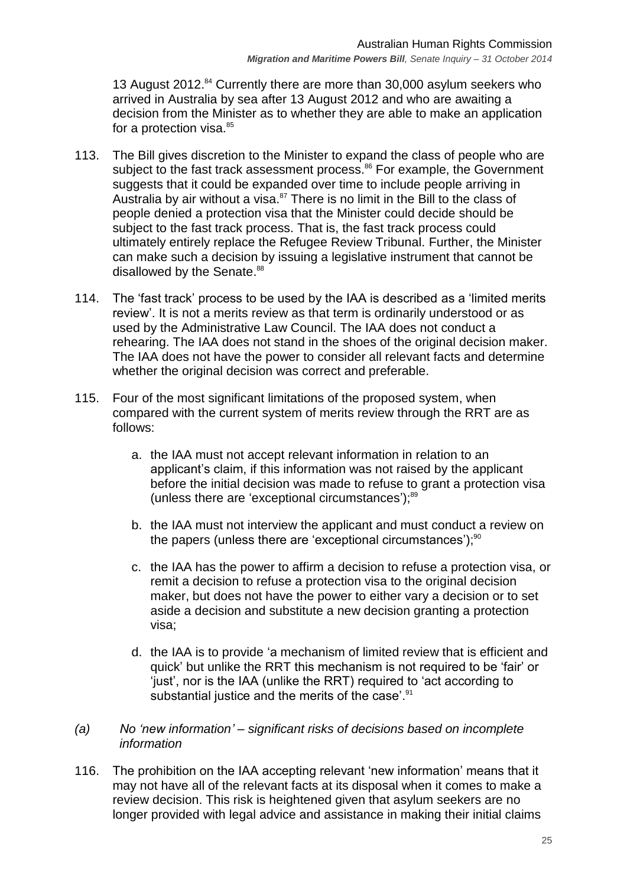13 August 2012.[84] Currently there are more than 30,000 asylum seekers who arrived in Australia by sea after 13 August 2012 and who are awaiting a decision from the Minister as to whether they are able to make an application for a protection visa.[85]

113. The Bill gives discretion to the Minister to expand the class of people who are subject to the fast track assessment process.[86] For example, the Government suggests that it could be expanded over time to include people arriving in Australia by air without a visa.[87] There is no limit in the Bill to the class of people denied a protection visa that the Minister could decide should be subject to the fast track process. That is, the fast track process could ultimately entirely replace the Refugee Review Tribunal. Further, the Minister can make such a decision by issuing a legislative instrument that cannot be disallowed by the Senate.[88]

114. The 'fast track' process to be used by the IAA is described as a 'limited merits review'. It is not a merits review as that term is ordinarily understood or as used by the Administrative Law Council. The IAA does not conduct a rehearing. The IAA does not stand in the shoes of the original decision maker. The IAA does not have the power to consider all relevant facts and determine whether the original decision was correct and preferable.

115. Four of the most significant limitations of the proposed system, when compared with the current system of merits review through the RRT are as follows:

    a. the IAA must not accept relevant information in relation to an applicant's claim, if this information was not raised by the applicant before the initial decision was made to refuse to grant a protection visa (unless there are 'exceptional circumstances');[89]

    b. the IAA must not interview the applicant and must conduct a review on the papers (unless there are 'exceptional circumstances');[90]

    c. the IAA has the power to affirm a decision to refuse a protection visa, or remit a decision to refuse a protection visa to the original decision maker, but does not have the power to either vary a decision or to set aside a decision and substitute a new decision granting a protection visa;

    d. the IAA is to provide 'a mechanism of limited review that is efficient and quick' but unlike the RRT this mechanism is not required to be 'fair' or 'just', nor is the IAA (unlike the RRT) required to 'act according to substantial justice and the merits of the case'.[91]

*(a) No 'new information' – significant risks of decisions based on incomplete information*

116. The prohibition on the IAA accepting relevant 'new information' means that it may not have all of the relevant facts at its disposal when it comes to make a review decision. This risk is heightened given that asylum seekers are no longer provided with legal advice and assistance in making their initial claims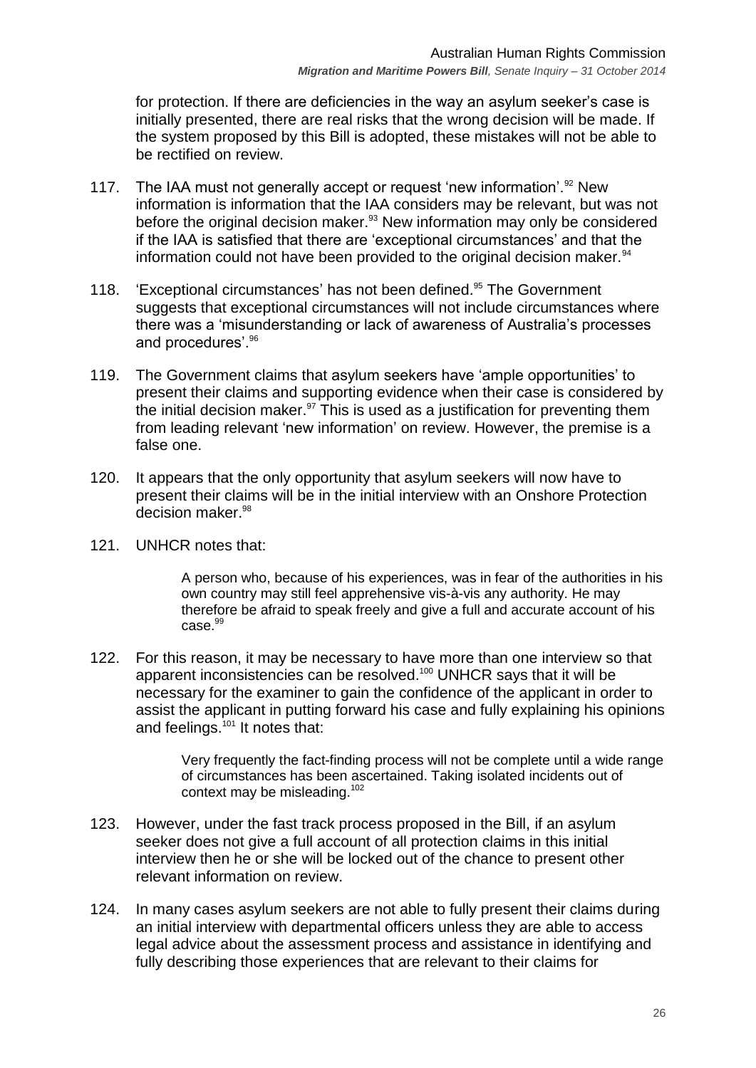for protection. If there are deficiencies in the way an asylum seeker's case is initially presented, there are real risks that the wrong decision will be made. If the system proposed by this Bill is adopted, these mistakes will not be able to be rectified on review.

117. The IAA must not generally accept or request 'new information'.[92] New information is information that the IAA considers may be relevant, but was not before the original decision maker.[93] New information may only be considered if the IAA is satisfied that there are 'exceptional circumstances' and that the information could not have been provided to the original decision maker.[94]

118. 'Exceptional circumstances' has not been defined.[95] The Government suggests that exceptional circumstances will not include circumstances where there was a 'misunderstanding or lack of awareness of Australia's processes and procedures'.[96]

119. The Government claims that asylum seekers have 'ample opportunities' to present their claims and supporting evidence when their case is considered by the initial decision maker.[97] This is used as a justification for preventing them from leading relevant 'new information' on review. However, the premise is a false one.

120. It appears that the only opportunity that asylum seekers will now have to present their claims will be in the initial interview with an Onshore Protection decision maker.[98]

121. UNHCR notes that:

> A person who, because of his experiences, was in fear of the authorities in his own country may still feel apprehensive vis-à-vis any authority. He may therefore be afraid to speak freely and give a full and accurate account of his case.[99]

122. For this reason, it may be necessary to have more than one interview so that apparent inconsistencies can be resolved.[100] UNHCR says that it will be necessary for the examiner to gain the confidence of the applicant in order to assist the applicant in putting forward his case and fully explaining his opinions and feelings.[101] It notes that:

> Very frequently the fact-finding process will not be complete until a wide range of circumstances has been ascertained. Taking isolated incidents out of context may be misleading.[102]

123. However, under the fast track process proposed in the Bill, if an asylum seeker does not give a full account of all protection claims in this initial interview then he or she will be locked out of the chance to present other relevant information on review.

124. In many cases asylum seekers are not able to fully present their claims during an initial interview with departmental officers unless they are able to access legal advice about the assessment process and assistance in identifying and fully describing those experiences that are relevant to their claims for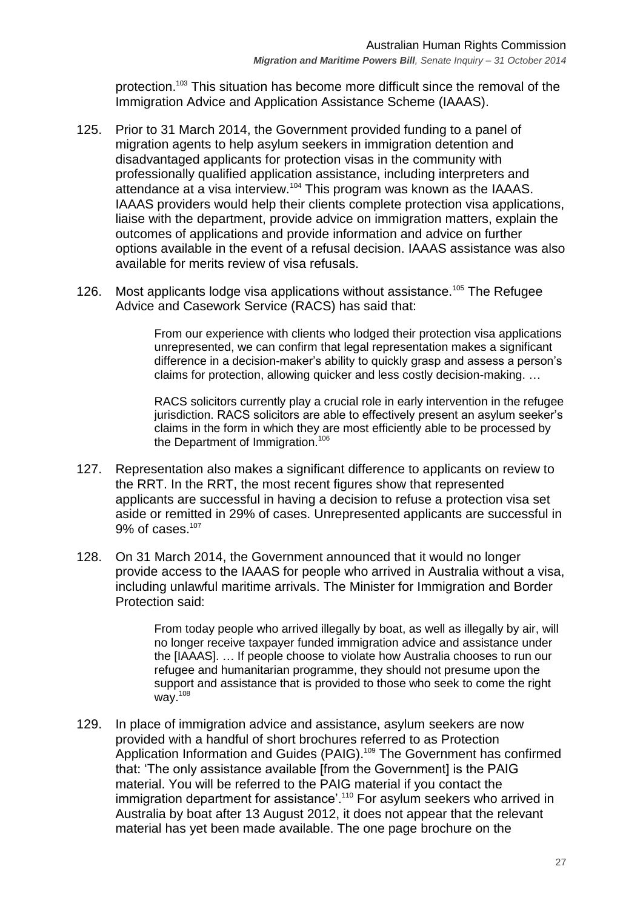protection.[103] This situation has become more difficult since the removal of the Immigration Advice and Application Assistance Scheme (IAAAS).

125. Prior to 31 March 2014, the Government provided funding to a panel of migration agents to help asylum seekers in immigration detention and disadvantaged applicants for protection visas in the community with professionally qualified application assistance, including interpreters and attendance at a visa interview.[104] This program was known as the IAAAS. IAAAS providers would help their clients complete protection visa applications, liaise with the department, provide advice on immigration matters, explain the outcomes of applications and provide information and advice on further options available in the event of a refusal decision. IAAAS assistance was also available for merits review of visa refusals.

126. Most applicants lodge visa applications without assistance.[105] The Refugee Advice and Casework Service (RACS) has said that:

> From our experience with clients who lodged their protection visa applications unrepresented, we can confirm that legal representation makes a significant difference in a decision-maker's ability to quickly grasp and assess a person's claims for protection, allowing quicker and less costly decision-making. …
>
> RACS solicitors currently play a crucial role in early intervention in the refugee jurisdiction. RACS solicitors are able to effectively present an asylum seeker's claims in the form in which they are most efficiently able to be processed by the Department of Immigration.[106]

127. Representation also makes a significant difference to applicants on review to the RRT. In the RRT, the most recent figures show that represented applicants are successful in having a decision to refuse a protection visa set aside or remitted in 29% of cases. Unrepresented applicants are successful in 9% of cases.[107]

128. On 31 March 2014, the Government announced that it would no longer provide access to the IAAAS for people who arrived in Australia without a visa, including unlawful maritime arrivals. The Minister for Immigration and Border Protection said:

> From today people who arrived illegally by boat, as well as illegally by air, will no longer receive taxpayer funded immigration advice and assistance under the [IAAAS]. … If people choose to violate how Australia chooses to run our refugee and humanitarian programme, they should not presume upon the support and assistance that is provided to those who seek to come the right way.[108]

129. In place of immigration advice and assistance, asylum seekers are now provided with a handful of short brochures referred to as Protection Application Information and Guides (PAIG).[109] The Government has confirmed that: 'The only assistance available [from the Government] is the PAIG material. You will be referred to the PAIG material if you contact the immigration department for assistance'.[110] For asylum seekers who arrived in Australia by boat after 13 August 2012, it does not appear that the relevant material has yet been made available. The one page brochure on the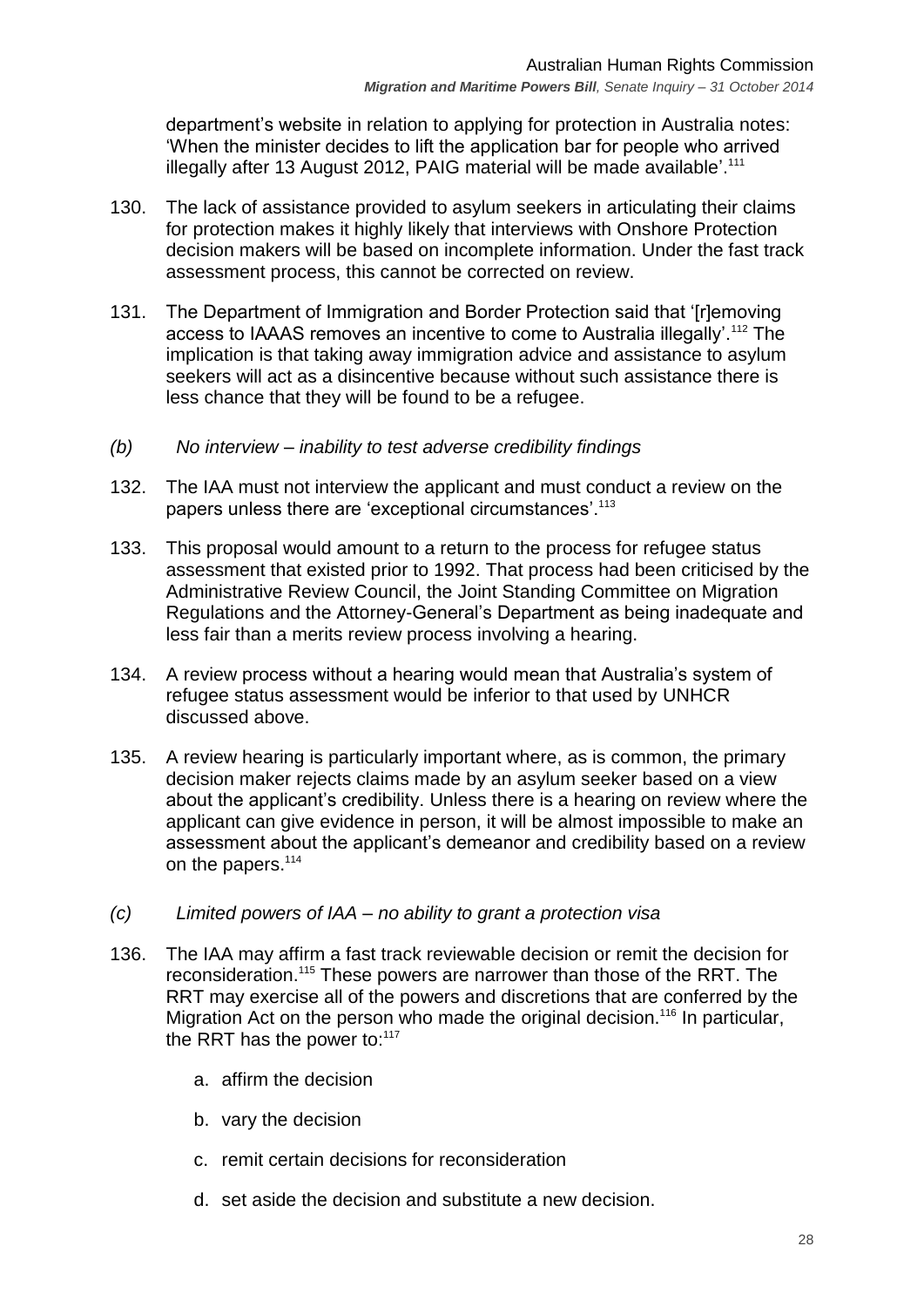department's website in relation to applying for protection in Australia notes: 'When the minister decides to lift the application bar for people who arrived illegally after 13 August 2012, PAIG material will be made available'.[111]

130. The lack of assistance provided to asylum seekers in articulating their claims for protection makes it highly likely that interviews with Onshore Protection decision makers will be based on incomplete information. Under the fast track assessment process, this cannot be corrected on review.

131. The Department of Immigration and Border Protection said that '[r]emoving access to IAAAS removes an incentive to come to Australia illegally'.[112] The implication is that taking away immigration advice and assistance to asylum seekers will act as a disincentive because without such assistance there is less chance that they will be found to be a refugee.

*(b) No interview – inability to test adverse credibility findings*

132. The IAA must not interview the applicant and must conduct a review on the papers unless there are 'exceptional circumstances'.[113]

133. This proposal would amount to a return to the process for refugee status assessment that existed prior to 1992. That process had been criticised by the Administrative Review Council, the Joint Standing Committee on Migration Regulations and the Attorney-General's Department as being inadequate and less fair than a merits review process involving a hearing.

134. A review process without a hearing would mean that Australia's system of refugee status assessment would be inferior to that used by UNHCR discussed above.

135. A review hearing is particularly important where, as is common, the primary decision maker rejects claims made by an asylum seeker based on a view about the applicant's credibility. Unless there is a hearing on review where the applicant can give evidence in person, it will be almost impossible to make an assessment about the applicant's demeanor and credibility based on a review on the papers.[114]

*(c) Limited powers of IAA – no ability to grant a protection visa*

136. The IAA may affirm a fast track reviewable decision or remit the decision for reconsideration.[115] These powers are narrower than those of the RRT. The RRT may exercise all of the powers and discretions that are conferred by the Migration Act on the person who made the original decision.[116] In particular, the RRT has the power to:[117]

    a. affirm the decision

    b. vary the decision

    c. remit certain decisions for reconsideration

    d. set aside the decision and substitute a new decision.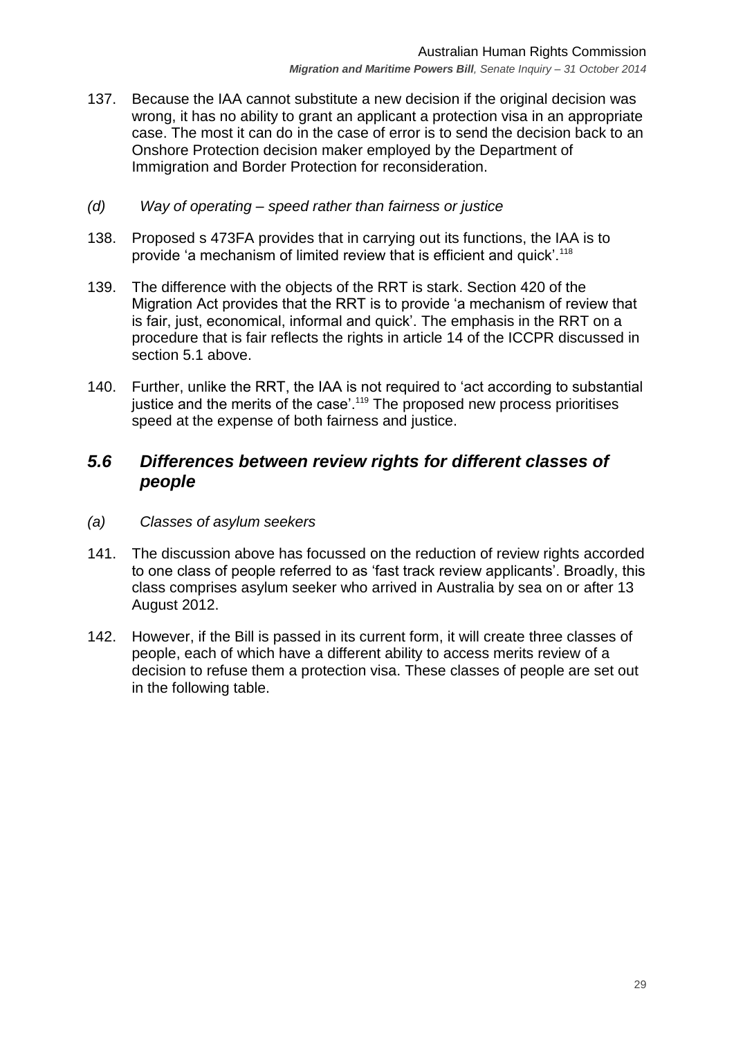137. Because the IAA cannot substitute a new decision if the original decision was wrong, it has no ability to grant an applicant a protection visa in an appropriate case. The most it can do in the case of error is to send the decision back to an Onshore Protection decision maker employed by the Department of Immigration and Border Protection for reconsideration.

*(d) Way of operating – speed rather than fairness or justice*

138. Proposed s 473FA provides that in carrying out its functions, the IAA is to provide 'a mechanism of limited review that is efficient and quick'.[118]

139. The difference with the objects of the RRT is stark. Section 420 of the Migration Act provides that the RRT is to provide 'a mechanism of review that is fair, just, economical, informal and quick'. The emphasis in the RRT on a procedure that is fair reflects the rights in article 14 of the ICCPR discussed in section 5.1 above.

140. Further, unlike the RRT, the IAA is not required to 'act according to substantial justice and the merits of the case'.[119] The proposed new process prioritises speed at the expense of both fairness and justice.

## *5.6 Differences between review rights for different classes of people*

*(a) Classes of asylum seekers*

141. The discussion above has focussed on the reduction of review rights accorded to one class of people referred to as 'fast track review applicants'. Broadly, this class comprises asylum seeker who arrived in Australia by sea on or after 13 August 2012.

142. However, if the Bill is passed in its current form, it will create three classes of people, each of which have a different ability to access merits review of a decision to refuse them a protection visa. These classes of people are set out in the following table.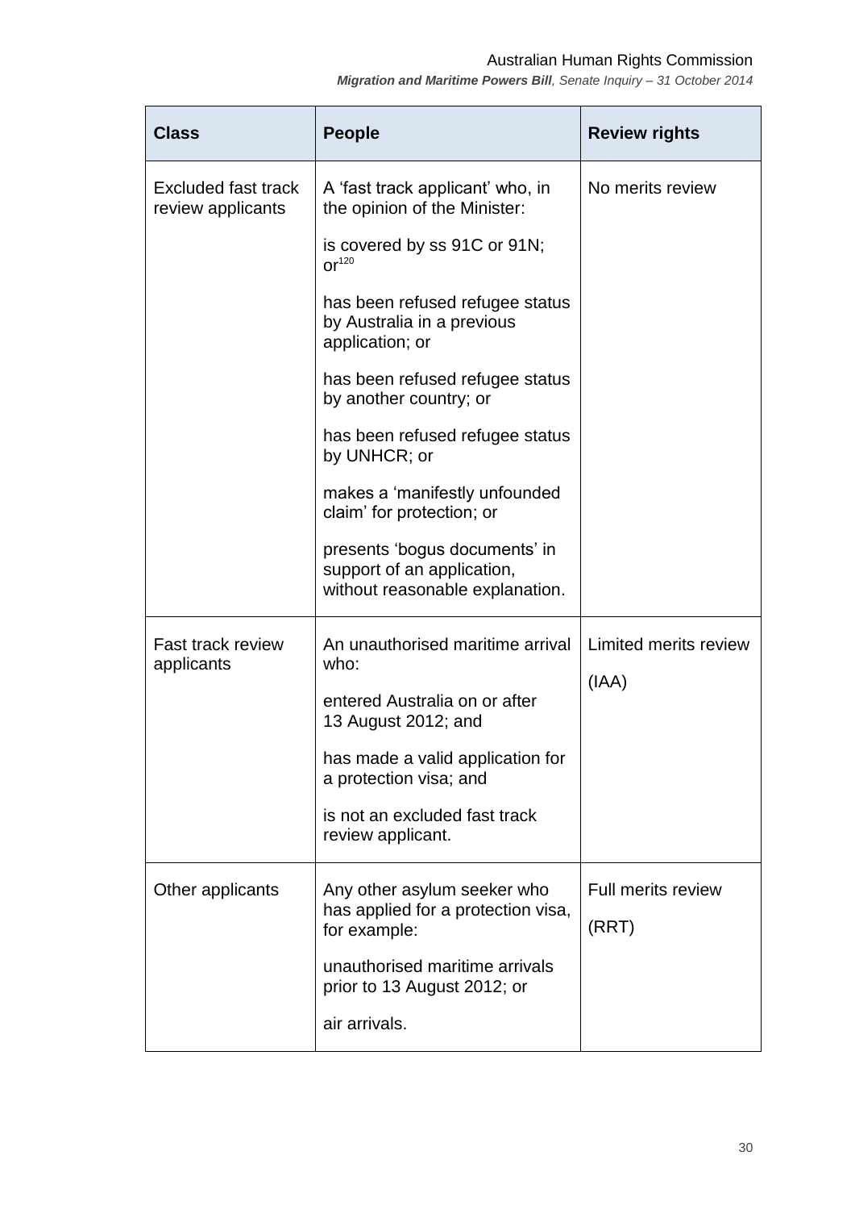| Class | People | Review rights |
| --- | --- | --- |
| Excluded fast track review applicants | A 'fast track applicant' who, in the opinion of the Minister:<br><br>is covered by ss 91C or 91N; or[120]<br><br>has been refused refugee status by Australia in a previous application; or<br><br>has been refused refugee status by another country; or<br><br>has been refused refugee status by UNHCR; or<br><br>makes a 'manifestly unfounded claim' for protection; or<br><br>presents 'bogus documents' in support of an application, without reasonable explanation. | No merits review |
| Fast track review applicants | An unauthorised maritime arrival who:<br><br>entered Australia on or after 13 August 2012; and<br><br>has made a valid application for a protection visa; and<br><br>is not an excluded fast track review applicant. | Limited merits review<br><br>(IAA) |
| Other applicants | Any other asylum seeker who has applied for a protection visa, for example:<br><br>unauthorised maritime arrivals prior to 13 August 2012; or<br><br>air arrivals. | Full merits review<br><br>(RRT) |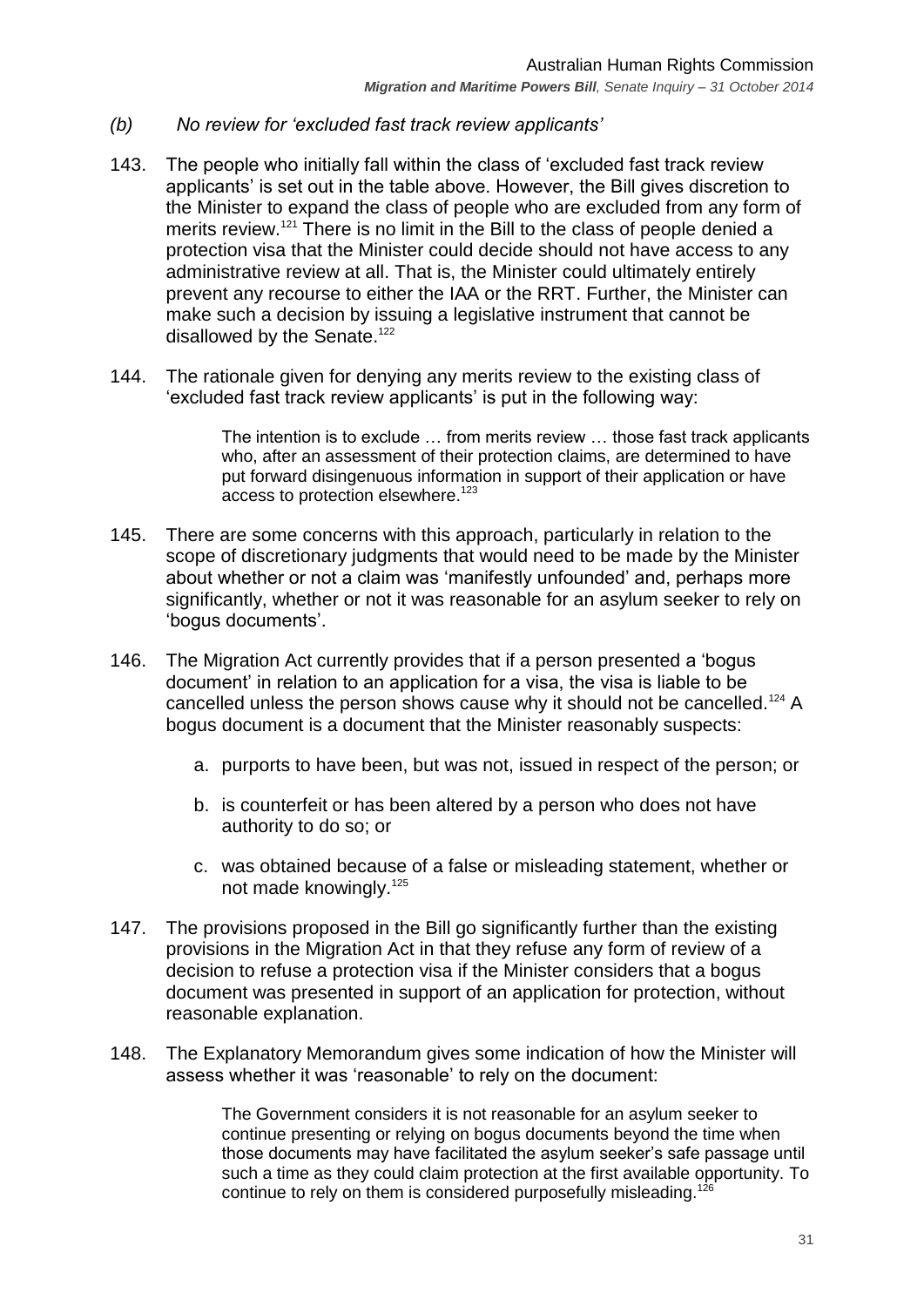### *(b) No review for 'excluded fast track review applicants'*

143. The people who initially fall within the class of 'excluded fast track review applicants' is set out in the table above. However, the Bill gives discretion to the Minister to expand the class of people who are excluded from any form of merits review.[121] There is no limit in the Bill to the class of people denied a protection visa that the Minister could decide should not have access to any administrative review at all. That is, the Minister could ultimately entirely prevent any recourse to either the IAA or the RRT. Further, the Minister can make such a decision by issuing a legislative instrument that cannot be disallowed by the Senate.[122]

144. The rationale given for denying any merits review to the existing class of 'excluded fast track review applicants' is put in the following way:

> The intention is to exclude … from merits review … those fast track applicants who, after an assessment of their protection claims, are determined to have put forward disingenuous information in support of their application or have access to protection elsewhere.[123]

145. There are some concerns with this approach, particularly in relation to the scope of discretionary judgments that would need to be made by the Minister about whether or not a claim was 'manifestly unfounded' and, perhaps more significantly, whether or not it was reasonable for an asylum seeker to rely on 'bogus documents'.

146. The Migration Act currently provides that if a person presented a 'bogus document' in relation to an application for a visa, the visa is liable to be cancelled unless the person shows cause why it should not be cancelled.[124] A bogus document is a document that the Minister reasonably suspects:

    a. purports to have been, but was not, issued in respect of the person; or

    b. is counterfeit or has been altered by a person who does not have authority to do so; or

    c. was obtained because of a false or misleading statement, whether or not made knowingly.[125]

147. The provisions proposed in the Bill go significantly further than the existing provisions in the Migration Act in that they refuse any form of review of a decision to refuse a protection visa if the Minister considers that a bogus document was presented in support of an application for protection, without reasonable explanation.

148. The Explanatory Memorandum gives some indication of how the Minister will assess whether it was 'reasonable' to rely on the document:

> The Government considers it is not reasonable for an asylum seeker to continue presenting or relying on bogus documents beyond the time when those documents may have facilitated the asylum seeker's safe passage until such a time as they could claim protection at the first available opportunity. To continue to rely on them is considered purposefully misleading.[126]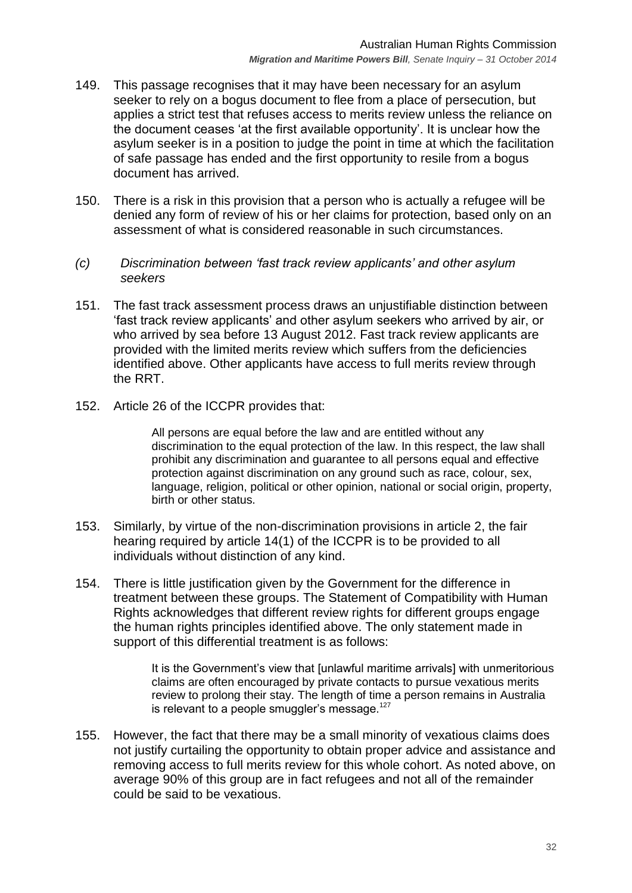149. This passage recognises that it may have been necessary for an asylum seeker to rely on a bogus document to flee from a place of persecution, but applies a strict test that refuses access to merits review unless the reliance on the document ceases 'at the first available opportunity'. It is unclear how the asylum seeker is in a position to judge the point in time at which the facilitation of safe passage has ended and the first opportunity to resile from a bogus document has arrived.

150. There is a risk in this provision that a person who is actually a refugee will be denied any form of review of his or her claims for protection, based only on an assessment of what is considered reasonable in such circumstances.

### *(c) Discrimination between 'fast track review applicants' and other asylum seekers*

151. The fast track assessment process draws an unjustifiable distinction between 'fast track review applicants' and other asylum seekers who arrived by air, or who arrived by sea before 13 August 2012. Fast track review applicants are provided with the limited merits review which suffers from the deficiencies identified above. Other applicants have access to full merits review through the RRT.

152. Article 26 of the ICCPR provides that:

> All persons are equal before the law and are entitled without any discrimination to the equal protection of the law. In this respect, the law shall prohibit any discrimination and guarantee to all persons equal and effective protection against discrimination on any ground such as race, colour, sex, language, religion, political or other opinion, national or social origin, property, birth or other status.

153. Similarly, by virtue of the non-discrimination provisions in article 2, the fair hearing required by article 14(1) of the ICCPR is to be provided to all individuals without distinction of any kind.

154. There is little justification given by the Government for the difference in treatment between these groups. The Statement of Compatibility with Human Rights acknowledges that different review rights for different groups engage the human rights principles identified above. The only statement made in support of this differential treatment is as follows:

> It is the Government's view that [unlawful maritime arrivals] with unmeritorious claims are often encouraged by private contacts to pursue vexatious merits review to prolong their stay. The length of time a person remains in Australia is relevant to a people smuggler's message.[127]

155. However, the fact that there may be a small minority of vexatious claims does not justify curtailing the opportunity to obtain proper advice and assistance and removing access to full merits review for this whole cohort. As noted above, on average 90% of this group are in fact refugees and not all of the remainder could be said to be vexatious.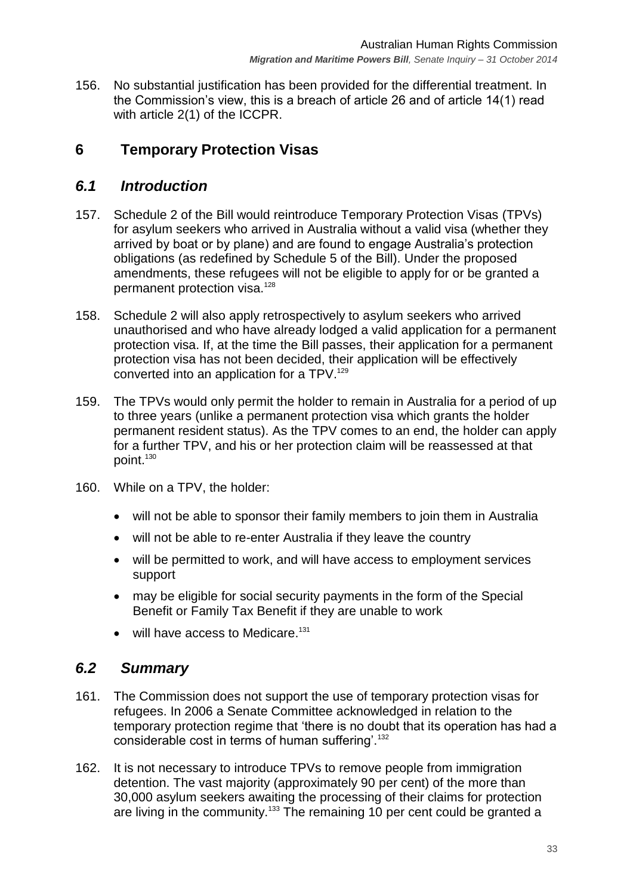156. No substantial justification has been provided for the differential treatment. In the Commission's view, this is a breach of article 26 and of article 14(1) read with article 2(1) of the ICCPR.

# 6 Temporary Protection Visas

## *6.1 Introduction*

157. Schedule 2 of the Bill would reintroduce Temporary Protection Visas (TPVs) for asylum seekers who arrived in Australia without a valid visa (whether they arrived by boat or by plane) and are found to engage Australia's protection obligations (as redefined by Schedule 5 of the Bill). Under the proposed amendments, these refugees will not be eligible to apply for or be granted a permanent protection visa.[128]

158. Schedule 2 will also apply retrospectively to asylum seekers who arrived unauthorised and who have already lodged a valid application for a permanent protection visa. If, at the time the Bill passes, their application for a permanent protection visa has not been decided, their application will be effectively converted into an application for a TPV.[129]

159. The TPVs would only permit the holder to remain in Australia for a period of up to three years (unlike a permanent protection visa which grants the holder permanent resident status). As the TPV comes to an end, the holder can apply for a further TPV, and his or her protection claim will be reassessed at that point.[130]

160. While on a TPV, the holder:

- will not be able to sponsor their family members to join them in Australia
- will not be able to re-enter Australia if they leave the country
- will be permitted to work, and will have access to employment services support
- may be eligible for social security payments in the form of the Special Benefit or Family Tax Benefit if they are unable to work
- will have access to Medicare.[131]

## *6.2 Summary*

161. The Commission does not support the use of temporary protection visas for refugees. In 2006 a Senate Committee acknowledged in relation to the temporary protection regime that 'there is no doubt that its operation has had a considerable cost in terms of human suffering'.[132]

162. It is not necessary to introduce TPVs to remove people from immigration detention. The vast majority (approximately 90 per cent) of the more than 30,000 asylum seekers awaiting the processing of their claims for protection are living in the community.[133] The remaining 10 per cent could be granted a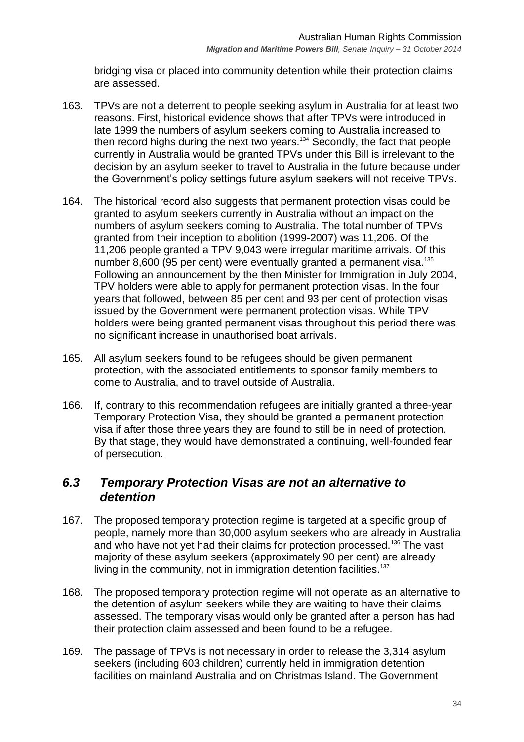bridging visa or placed into community detention while their protection claims are assessed.

163. TPVs are not a deterrent to people seeking asylum in Australia for at least two reasons. First, historical evidence shows that after TPVs were introduced in late 1999 the numbers of asylum seekers coming to Australia increased to then record highs during the next two years.[134] Secondly, the fact that people currently in Australia would be granted TPVs under this Bill is irrelevant to the decision by an asylum seeker to travel to Australia in the future because under the Government's policy settings future asylum seekers will not receive TPVs.

164. The historical record also suggests that permanent protection visas could be granted to asylum seekers currently in Australia without an impact on the numbers of asylum seekers coming to Australia. The total number of TPVs granted from their inception to abolition (1999-2007) was 11,206. Of the 11,206 people granted a TPV 9,043 were irregular maritime arrivals. Of this number 8,600 (95 per cent) were eventually granted a permanent visa.[135] Following an announcement by the then Minister for Immigration in July 2004, TPV holders were able to apply for permanent protection visas. In the four years that followed, between 85 per cent and 93 per cent of protection visas issued by the Government were permanent protection visas. While TPV holders were being granted permanent visas throughout this period there was no significant increase in unauthorised boat arrivals.

165. All asylum seekers found to be refugees should be given permanent protection, with the associated entitlements to sponsor family members to come to Australia, and to travel outside of Australia.

166. If, contrary to this recommendation refugees are initially granted a three-year Temporary Protection Visa, they should be granted a permanent protection visa if after those three years they are found to still be in need of protection. By that stage, they would have demonstrated a continuing, well-founded fear of persecution.

## *6.3 Temporary Protection Visas are not an alternative to detention*

167. The proposed temporary protection regime is targeted at a specific group of people, namely more than 30,000 asylum seekers who are already in Australia and who have not yet had their claims for protection processed.[136] The vast majority of these asylum seekers (approximately 90 per cent) are already living in the community, not in immigration detention facilities.[137]

168. The proposed temporary protection regime will not operate as an alternative to the detention of asylum seekers while they are waiting to have their claims assessed. The temporary visas would only be granted after a person has had their protection claim assessed and been found to be a refugee.

169. The passage of TPVs is not necessary in order to release the 3,314 asylum seekers (including 603 children) currently held in immigration detention facilities on mainland Australia and on Christmas Island. The Government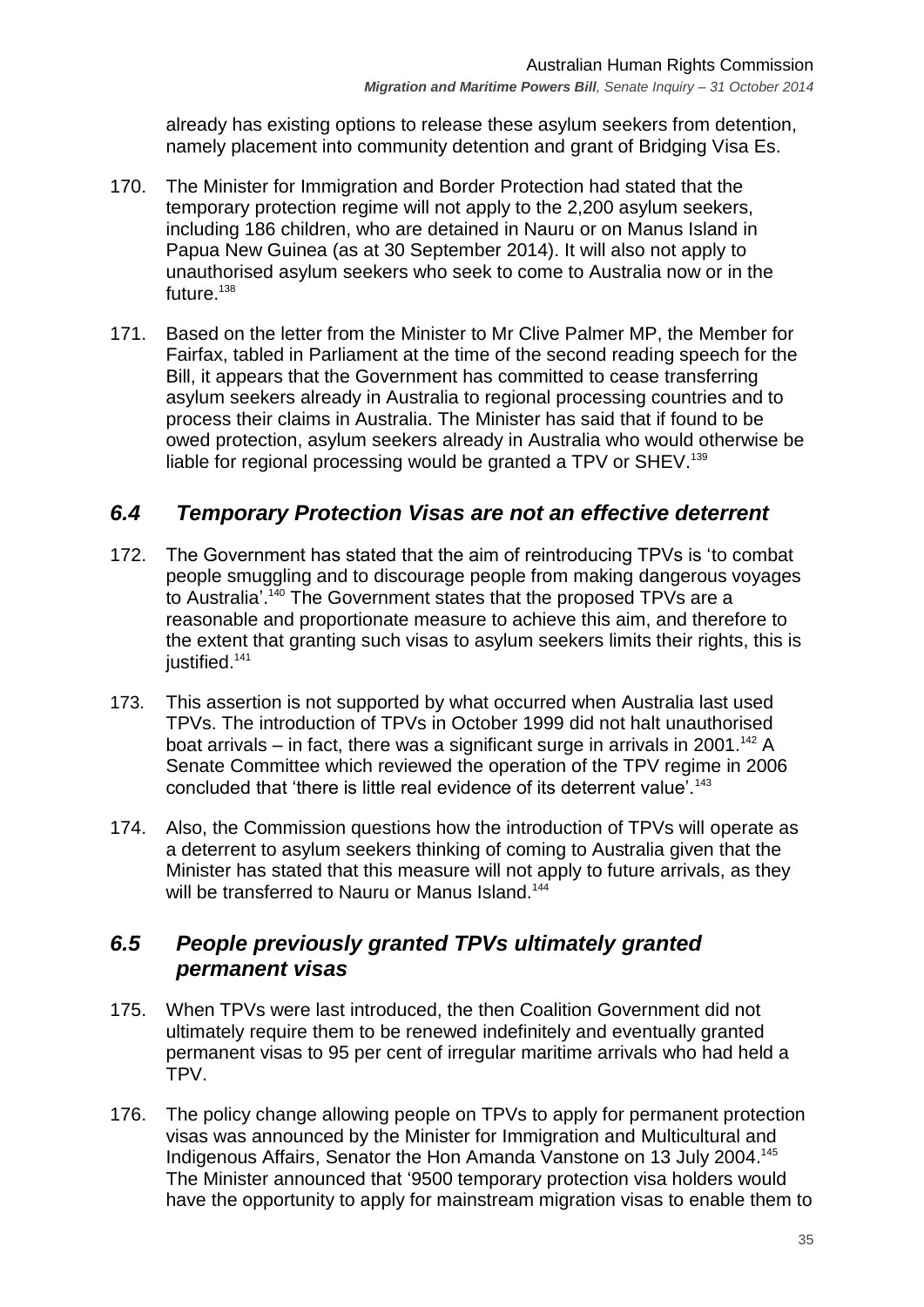already has existing options to release these asylum seekers from detention, namely placement into community detention and grant of Bridging Visa Es.

170. The Minister for Immigration and Border Protection had stated that the temporary protection regime will not apply to the 2,200 asylum seekers, including 186 children, who are detained in Nauru or on Manus Island in Papua New Guinea (as at 30 September 2014). It will also not apply to unauthorised asylum seekers who seek to come to Australia now or in the future.[138]

171. Based on the letter from the Minister to Mr Clive Palmer MP, the Member for Fairfax, tabled in Parliament at the time of the second reading speech for the Bill, it appears that the Government has committed to cease transferring asylum seekers already in Australia to regional processing countries and to process their claims in Australia. The Minister has said that if found to be owed protection, asylum seekers already in Australia who would otherwise be liable for regional processing would be granted a TPV or SHEV.[139]

## *6.4 Temporary Protection Visas are not an effective deterrent*

172. The Government has stated that the aim of reintroducing TPVs is 'to combat people smuggling and to discourage people from making dangerous voyages to Australia'.[140] The Government states that the proposed TPVs are a reasonable and proportionate measure to achieve this aim, and therefore to the extent that granting such visas to asylum seekers limits their rights, this is justified.[141]

173. This assertion is not supported by what occurred when Australia last used TPVs. The introduction of TPVs in October 1999 did not halt unauthorised boat arrivals – in fact, there was a significant surge in arrivals in 2001.[142] A Senate Committee which reviewed the operation of the TPV regime in 2006 concluded that 'there is little real evidence of its deterrent value'.[143]

174. Also, the Commission questions how the introduction of TPVs will operate as a deterrent to asylum seekers thinking of coming to Australia given that the Minister has stated that this measure will not apply to future arrivals, as they will be transferred to Nauru or Manus Island.[144]

## *6.5 People previously granted TPVs ultimately granted permanent visas*

175. When TPVs were last introduced, the then Coalition Government did not ultimately require them to be renewed indefinitely and eventually granted permanent visas to 95 per cent of irregular maritime arrivals who had held a TPV.

176. The policy change allowing people on TPVs to apply for permanent protection visas was announced by the Minister for Immigration and Multicultural and Indigenous Affairs, Senator the Hon Amanda Vanstone on 13 July 2004.[145] The Minister announced that '9500 temporary protection visa holders would have the opportunity to apply for mainstream migration visas to enable them to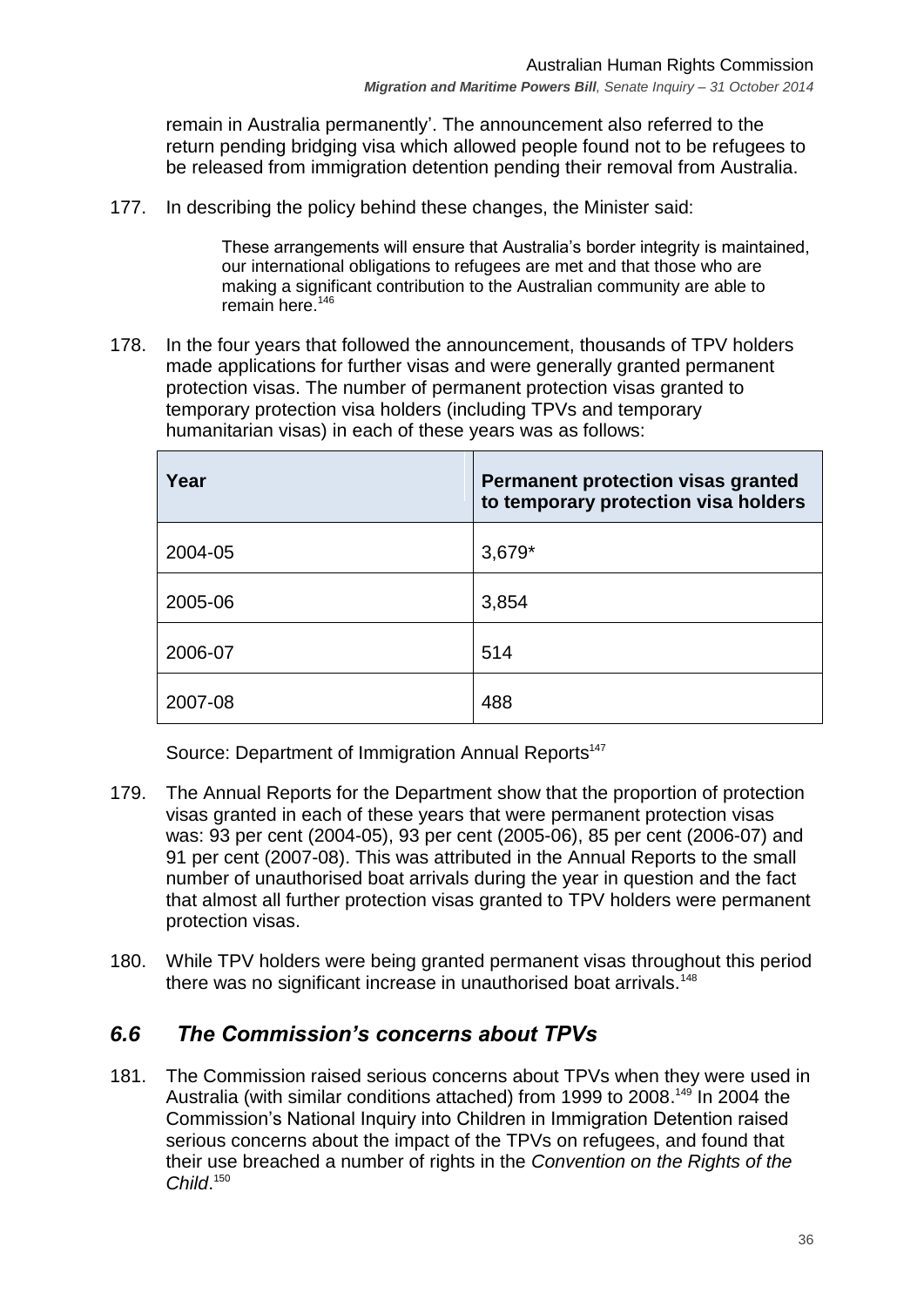remain in Australia permanently'. The announcement also referred to the return pending bridging visa which allowed people found not to be refugees to be released from immigration detention pending their removal from Australia.

177. In describing the policy behind these changes, the Minister said:

> These arrangements will ensure that Australia's border integrity is maintained, our international obligations to refugees are met and that those who are making a significant contribution to the Australian community are able to remain here.[146]

178. In the four years that followed the announcement, thousands of TPV holders made applications for further visas and were generally granted permanent protection visas. The number of permanent protection visas granted to temporary protection visa holders (including TPVs and temporary humanitarian visas) in each of these years was as follows:

| Year | Permanent protection visas granted to temporary protection visa holders |
| --- | --- |
| 2004-05 | 3,679* |
| 2005-06 | 3,854 |
| 2006-07 | 514 |
| 2007-08 | 488 |

Source: Department of Immigration Annual Reports[147]

179. The Annual Reports for the Department show that the proportion of protection visas granted in each of these years that were permanent protection visas was: 93 per cent (2004-05), 93 per cent (2005-06), 85 per cent (2006-07) and 91 per cent (2007-08). This was attributed in the Annual Reports to the small number of unauthorised boat arrivals during the year in question and the fact that almost all further protection visas granted to TPV holders were permanent protection visas.

180. While TPV holders were being granted permanent visas throughout this period there was no significant increase in unauthorised boat arrivals.[148]

## *6.6 The Commission's concerns about TPVs*

181. The Commission raised serious concerns about TPVs when they were used in Australia (with similar conditions attached) from 1999 to 2008.[149] In 2004 the Commission's National Inquiry into Children in Immigration Detention raised serious concerns about the impact of the TPVs on refugees, and found that their use breached a number of rights in the *Convention on the Rights of the Child*.[150]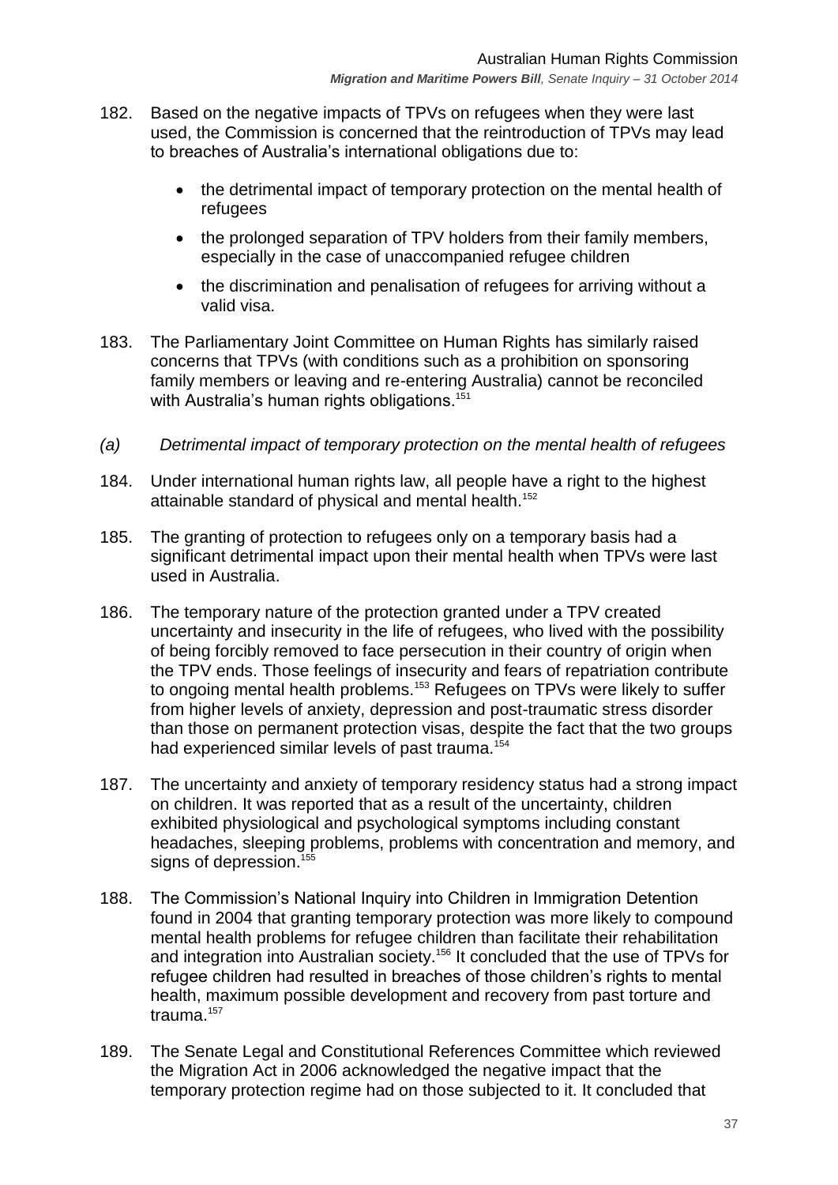182. Based on the negative impacts of TPVs on refugees when they were last used, the Commission is concerned that the reintroduction of TPVs may lead to breaches of Australia's international obligations due to:

- the detrimental impact of temporary protection on the mental health of refugees
- the prolonged separation of TPV holders from their family members, especially in the case of unaccompanied refugee children
- the discrimination and penalisation of refugees for arriving without a valid visa.

183. The Parliamentary Joint Committee on Human Rights has similarly raised concerns that TPVs (with conditions such as a prohibition on sponsoring family members or leaving and re-entering Australia) cannot be reconciled with Australia's human rights obligations.[151]

*(a) Detrimental impact of temporary protection on the mental health of refugees*

184. Under international human rights law, all people have a right to the highest attainable standard of physical and mental health.[152]

185. The granting of protection to refugees only on a temporary basis had a significant detrimental impact upon their mental health when TPVs were last used in Australia.

186. The temporary nature of the protection granted under a TPV created uncertainty and insecurity in the life of refugees, who lived with the possibility of being forcibly removed to face persecution in their country of origin when the TPV ends. Those feelings of insecurity and fears of repatriation contribute to ongoing mental health problems.[153] Refugees on TPVs were likely to suffer from higher levels of anxiety, depression and post-traumatic stress disorder than those on permanent protection visas, despite the fact that the two groups had experienced similar levels of past trauma.[154]

187. The uncertainty and anxiety of temporary residency status had a strong impact on children. It was reported that as a result of the uncertainty, children exhibited physiological and psychological symptoms including constant headaches, sleeping problems, problems with concentration and memory, and signs of depression.[155]

188. The Commission's National Inquiry into Children in Immigration Detention found in 2004 that granting temporary protection was more likely to compound mental health problems for refugee children than facilitate their rehabilitation and integration into Australian society.[156] It concluded that the use of TPVs for refugee children had resulted in breaches of those children's rights to mental health, maximum possible development and recovery from past torture and trauma.[157]

189. The Senate Legal and Constitutional References Committee which reviewed the Migration Act in 2006 acknowledged the negative impact that the temporary protection regime had on those subjected to it. It concluded that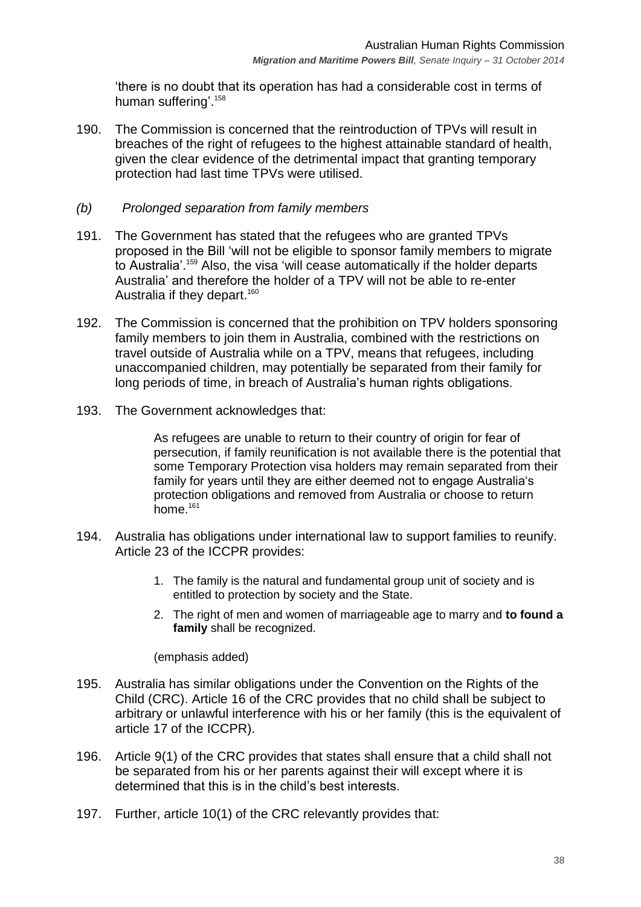'there is no doubt that its operation has had a considerable cost in terms of human suffering'.[158]

190. The Commission is concerned that the reintroduction of TPVs will result in breaches of the right of refugees to the highest attainable standard of health, given the clear evidence of the detrimental impact that granting temporary protection had last time TPVs were utilised.

*(b) Prolonged separation from family members*

191. The Government has stated that the refugees who are granted TPVs proposed in the Bill 'will not be eligible to sponsor family members to migrate to Australia'.[159] Also, the visa 'will cease automatically if the holder departs Australia' and therefore the holder of a TPV will not be able to re-enter Australia if they depart.[160]

192. The Commission is concerned that the prohibition on TPV holders sponsoring family members to join them in Australia, combined with the restrictions on travel outside of Australia while on a TPV, means that refugees, including unaccompanied children, may potentially be separated from their family for long periods of time, in breach of Australia's human rights obligations.

193. The Government acknowledges that:

> As refugees are unable to return to their country of origin for fear of persecution, if family reunification is not available there is the potential that some Temporary Protection visa holders may remain separated from their family for years until they are either deemed not to engage Australia's protection obligations and removed from Australia or choose to return home.[161]

194. Australia has obligations under international law to support families to reunify. Article 23 of the ICCPR provides:

> 1. The family is the natural and fundamental group unit of society and is entitled to protection by society and the State.
> 2. The right of men and women of marriageable age to marry and **to found a family** shall be recognized.
>
> (emphasis added)

195. Australia has similar obligations under the Convention on the Rights of the Child (CRC). Article 16 of the CRC provides that no child shall be subject to arbitrary or unlawful interference with his or her family (this is the equivalent of article 17 of the ICCPR).

196. Article 9(1) of the CRC provides that states shall ensure that a child shall not be separated from his or her parents against their will except where it is determined that this is in the child's best interests.

197. Further, article 10(1) of the CRC relevantly provides that: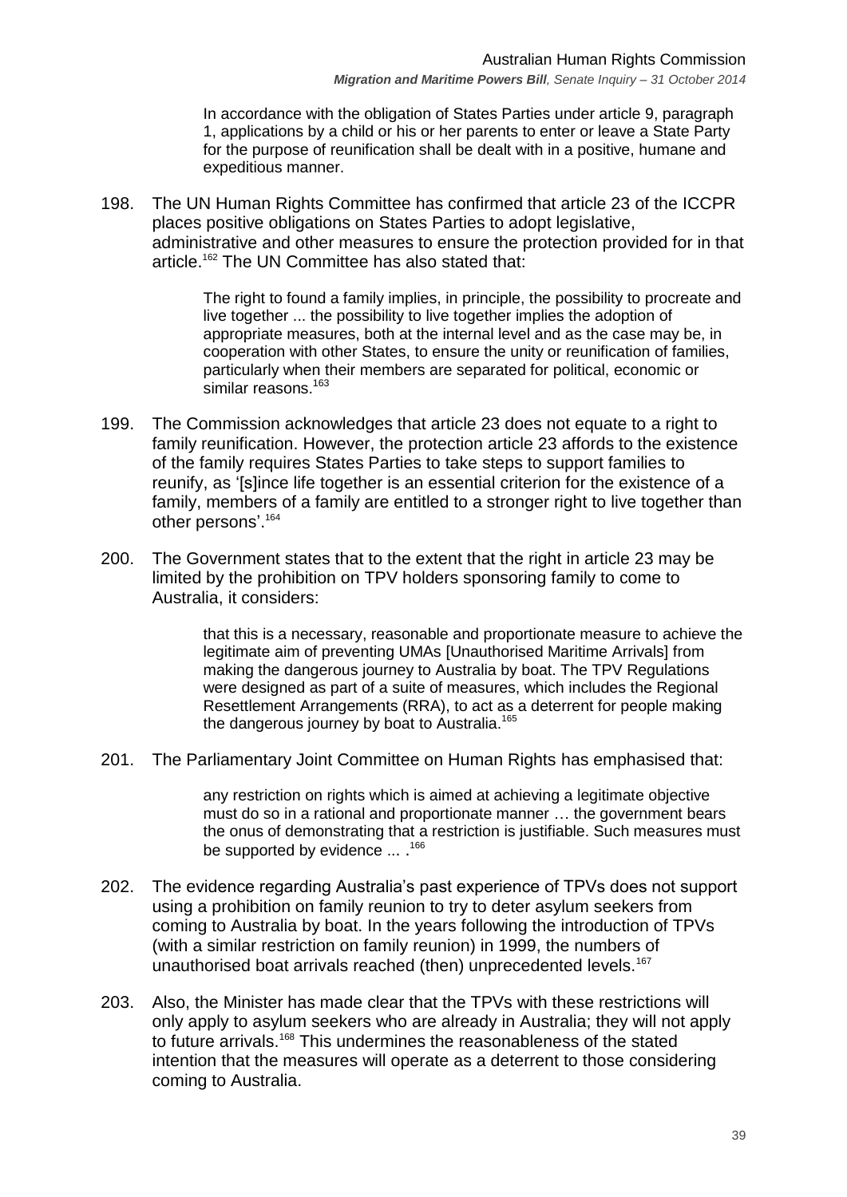> In accordance with the obligation of States Parties under article 9, paragraph 1, applications by a child or his or her parents to enter or leave a State Party for the purpose of reunification shall be dealt with in a positive, humane and expeditious manner.

198. The UN Human Rights Committee has confirmed that article 23 of the ICCPR places positive obligations on States Parties to adopt legislative, administrative and other measures to ensure the protection provided for in that article.[162] The UN Committee has also stated that:

> The right to found a family implies, in principle, the possibility to procreate and live together ... the possibility to live together implies the adoption of appropriate measures, both at the internal level and as the case may be, in cooperation with other States, to ensure the unity or reunification of families, particularly when their members are separated for political, economic or similar reasons.[163]

199. The Commission acknowledges that article 23 does not equate to a right to family reunification. However, the protection article 23 affords to the existence of the family requires States Parties to take steps to support families to reunify, as '[s]ince life together is an essential criterion for the existence of a family, members of a family are entitled to a stronger right to live together than other persons'.[164]

200. The Government states that to the extent that the right in article 23 may be limited by the prohibition on TPV holders sponsoring family to come to Australia, it considers:

> that this is a necessary, reasonable and proportionate measure to achieve the legitimate aim of preventing UMAs [Unauthorised Maritime Arrivals] from making the dangerous journey to Australia by boat. The TPV Regulations were designed as part of a suite of measures, which includes the Regional Resettlement Arrangements (RRA), to act as a deterrent for people making the dangerous journey by boat to Australia.[165]

201. The Parliamentary Joint Committee on Human Rights has emphasised that:

> any restriction on rights which is aimed at achieving a legitimate objective must do so in a rational and proportionate manner … the government bears the onus of demonstrating that a restriction is justifiable. Such measures must be supported by evidence ... .[166]

202. The evidence regarding Australia's past experience of TPVs does not support using a prohibition on family reunion to try to deter asylum seekers from coming to Australia by boat. In the years following the introduction of TPVs (with a similar restriction on family reunion) in 1999, the numbers of unauthorised boat arrivals reached (then) unprecedented levels.[167]

203. Also, the Minister has made clear that the TPVs with these restrictions will only apply to asylum seekers who are already in Australia; they will not apply to future arrivals.[168] This undermines the reasonableness of the stated intention that the measures will operate as a deterrent to those considering coming to Australia.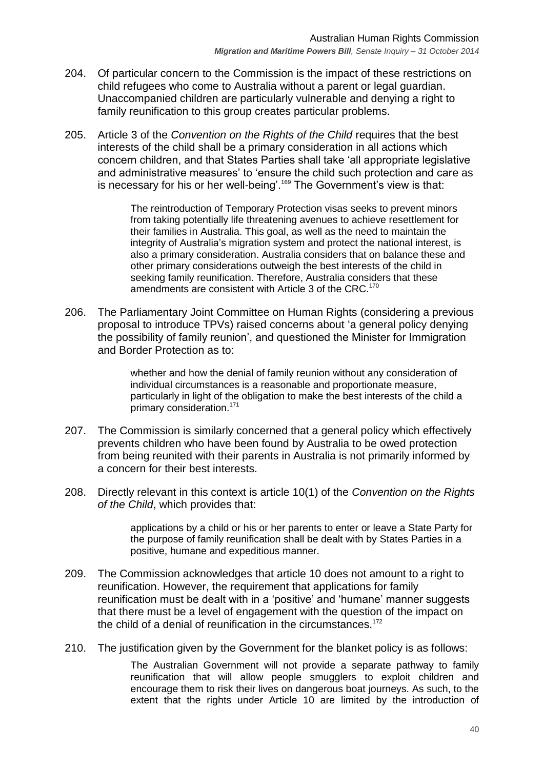204. Of particular concern to the Commission is the impact of these restrictions on child refugees who come to Australia without a parent or legal guardian. Unaccompanied children are particularly vulnerable and denying a right to family reunification to this group creates particular problems.

205. Article 3 of the *Convention on the Rights of the Child* requires that the best interests of the child shall be a primary consideration in all actions which concern children, and that States Parties shall take 'all appropriate legislative and administrative measures' to 'ensure the child such protection and care as is necessary for his or her well-being'.[169] The Government's view is that:

> The reintroduction of Temporary Protection visas seeks to prevent minors from taking potentially life threatening avenues to achieve resettlement for their families in Australia. This goal, as well as the need to maintain the integrity of Australia's migration system and protect the national interest, is also a primary consideration. Australia considers that on balance these and other primary considerations outweigh the best interests of the child in seeking family reunification. Therefore, Australia considers that these amendments are consistent with Article 3 of the CRC.[170]

206. The Parliamentary Joint Committee on Human Rights (considering a previous proposal to introduce TPVs) raised concerns about 'a general policy denying the possibility of family reunion', and questioned the Minister for Immigration and Border Protection as to:

> whether and how the denial of family reunion without any consideration of individual circumstances is a reasonable and proportionate measure, particularly in light of the obligation to make the best interests of the child a primary consideration.[171]

207. The Commission is similarly concerned that a general policy which effectively prevents children who have been found by Australia to be owed protection from being reunited with their parents in Australia is not primarily informed by a concern for their best interests.

208. Directly relevant in this context is article 10(1) of the *Convention on the Rights of the Child*, which provides that:

> applications by a child or his or her parents to enter or leave a State Party for the purpose of family reunification shall be dealt with by States Parties in a positive, humane and expeditious manner.

209. The Commission acknowledges that article 10 does not amount to a right to reunification. However, the requirement that applications for family reunification must be dealt with in a 'positive' and 'humane' manner suggests that there must be a level of engagement with the question of the impact on the child of a denial of reunification in the circumstances.[172]

210. The justification given by the Government for the blanket policy is as follows:

> The Australian Government will not provide a separate pathway to family reunification that will allow people smugglers to exploit children and encourage them to risk their lives on dangerous boat journeys. As such, to the extent that the rights under Article 10 are limited by the introduction of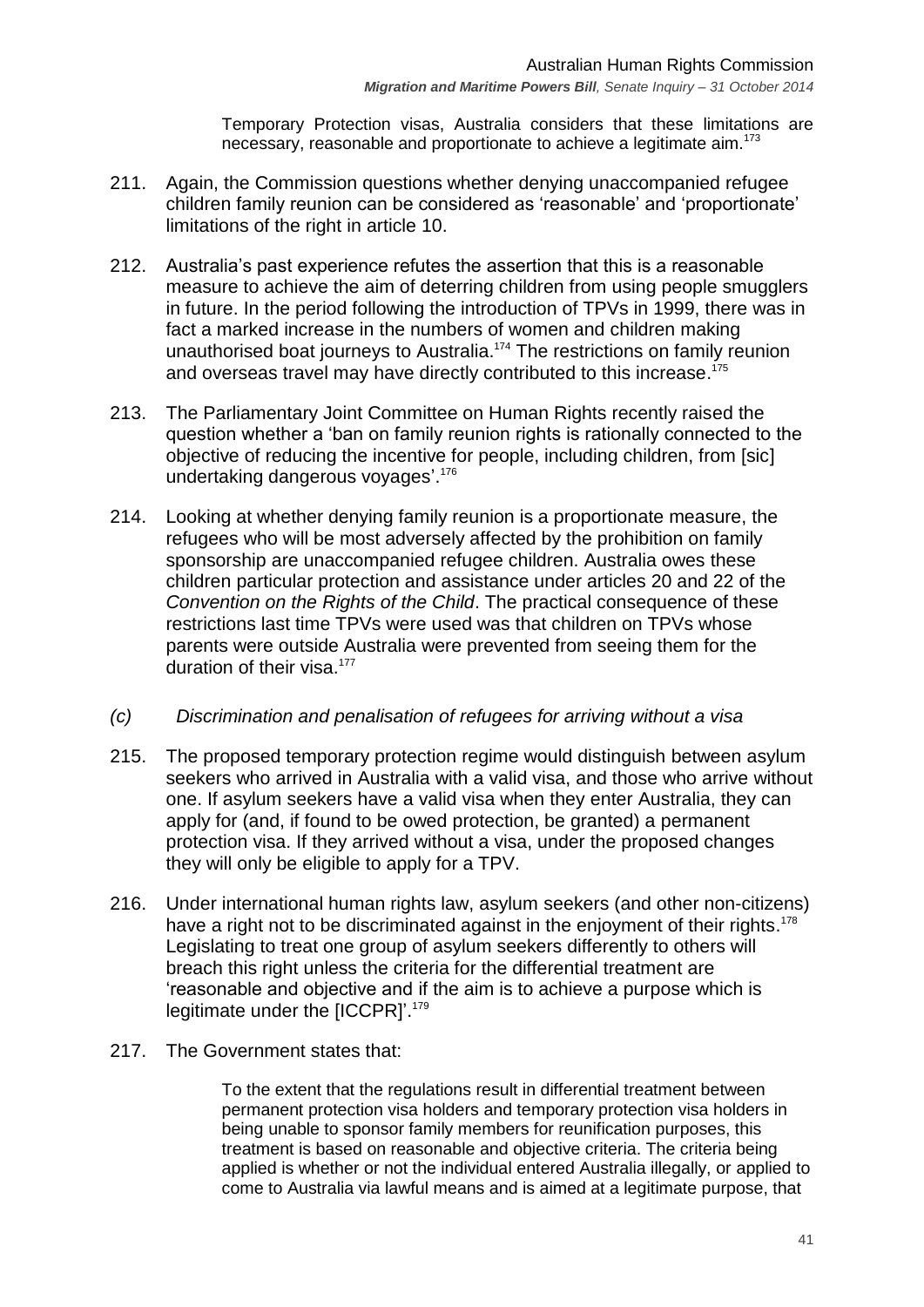> Temporary Protection visas, Australia considers that these limitations are necessary, reasonable and proportionate to achieve a legitimate aim.[173]

211. Again, the Commission questions whether denying unaccompanied refugee children family reunion can be considered as 'reasonable' and 'proportionate' limitations of the right in article 10.

212. Australia's past experience refutes the assertion that this is a reasonable measure to achieve the aim of deterring children from using people smugglers in future. In the period following the introduction of TPVs in 1999, there was in fact a marked increase in the numbers of women and children making unauthorised boat journeys to Australia.[174] The restrictions on family reunion and overseas travel may have directly contributed to this increase.[175]

213. The Parliamentary Joint Committee on Human Rights recently raised the question whether a 'ban on family reunion rights is rationally connected to the objective of reducing the incentive for people, including children, from [sic] undertaking dangerous voyages'.[176]

214. Looking at whether denying family reunion is a proportionate measure, the refugees who will be most adversely affected by the prohibition on family sponsorship are unaccompanied refugee children. Australia owes these children particular protection and assistance under articles 20 and 22 of the *Convention on the Rights of the Child*. The practical consequence of these restrictions last time TPVs were used was that children on TPVs whose parents were outside Australia were prevented from seeing them for the duration of their visa.[177]

### *(c) Discrimination and penalisation of refugees for arriving without a visa*

215. The proposed temporary protection regime would distinguish between asylum seekers who arrived in Australia with a valid visa, and those who arrive without one. If asylum seekers have a valid visa when they enter Australia, they can apply for (and, if found to be owed protection, be granted) a permanent protection visa. If they arrived without a visa, under the proposed changes they will only be eligible to apply for a TPV.

216. Under international human rights law, asylum seekers (and other non-citizens) have a right not to be discriminated against in the enjoyment of their rights.[178] Legislating to treat one group of asylum seekers differently to others will breach this right unless the criteria for the differential treatment are 'reasonable and objective and if the aim is to achieve a purpose which is legitimate under the [ICCPR]'.[179]

217. The Government states that:

> To the extent that the regulations result in differential treatment between permanent protection visa holders and temporary protection visa holders in being unable to sponsor family members for reunification purposes, this treatment is based on reasonable and objective criteria. The criteria being applied is whether or not the individual entered Australia illegally, or applied to come to Australia via lawful means and is aimed at a legitimate purpose, that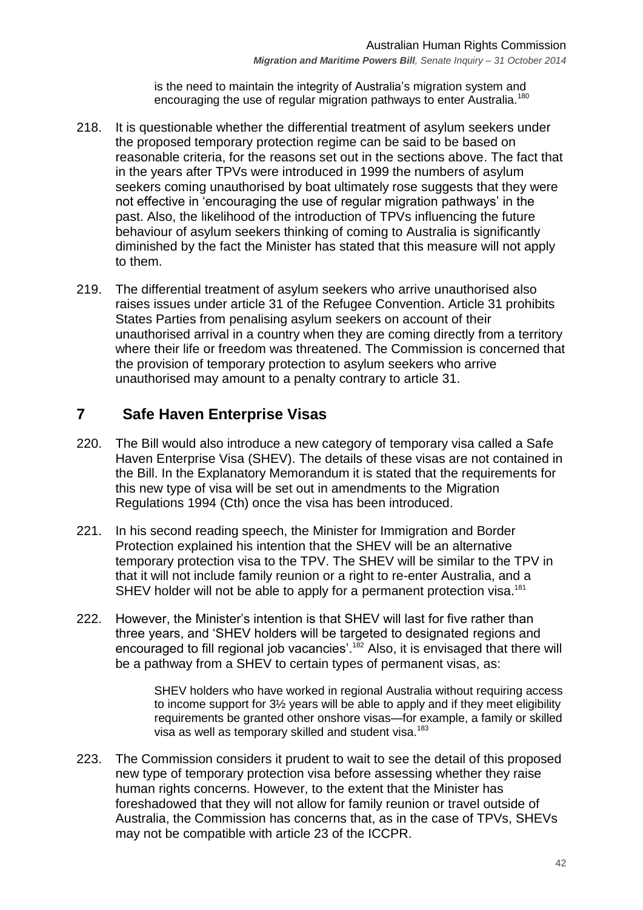> is the need to maintain the integrity of Australia's migration system and encouraging the use of regular migration pathways to enter Australia.[180]

218. It is questionable whether the differential treatment of asylum seekers under the proposed temporary protection regime can be said to be based on reasonable criteria, for the reasons set out in the sections above. The fact that in the years after TPVs were introduced in 1999 the numbers of asylum seekers coming unauthorised by boat ultimately rose suggests that they were not effective in 'encouraging the use of regular migration pathways' in the past. Also, the likelihood of the introduction of TPVs influencing the future behaviour of asylum seekers thinking of coming to Australia is significantly diminished by the fact the Minister has stated that this measure will not apply to them.

219. The differential treatment of asylum seekers who arrive unauthorised also raises issues under article 31 of the Refugee Convention. Article 31 prohibits States Parties from penalising asylum seekers on account of their unauthorised arrival in a country when they are coming directly from a territory where their life or freedom was threatened. The Commission is concerned that the provision of temporary protection to asylum seekers who arrive unauthorised may amount to a penalty contrary to article 31.

# 7 Safe Haven Enterprise Visas

220. The Bill would also introduce a new category of temporary visa called a Safe Haven Enterprise Visa (SHEV). The details of these visas are not contained in the Bill. In the Explanatory Memorandum it is stated that the requirements for this new type of visa will be set out in amendments to the Migration Regulations 1994 (Cth) once the visa has been introduced.

221. In his second reading speech, the Minister for Immigration and Border Protection explained his intention that the SHEV will be an alternative temporary protection visa to the TPV. The SHEV will be similar to the TPV in that it will not include family reunion or a right to re-enter Australia, and a SHEV holder will not be able to apply for a permanent protection visa.[181]

222. However, the Minister's intention is that SHEV will last for five rather than three years, and 'SHEV holders will be targeted to designated regions and encouraged to fill regional job vacancies'.[182] Also, it is envisaged that there will be a pathway from a SHEV to certain types of permanent visas, as:

> SHEV holders who have worked in regional Australia without requiring access to income support for 3½ years will be able to apply and if they meet eligibility requirements be granted other onshore visas—for example, a family or skilled visa as well as temporary skilled and student visa.[183]

223. The Commission considers it prudent to wait to see the detail of this proposed new type of temporary protection visa before assessing whether they raise human rights concerns. However, to the extent that the Minister has foreshadowed that they will not allow for family reunion or travel outside of Australia, the Commission has concerns that, as in the case of TPVs, SHEVs may not be compatible with article 23 of the ICCPR.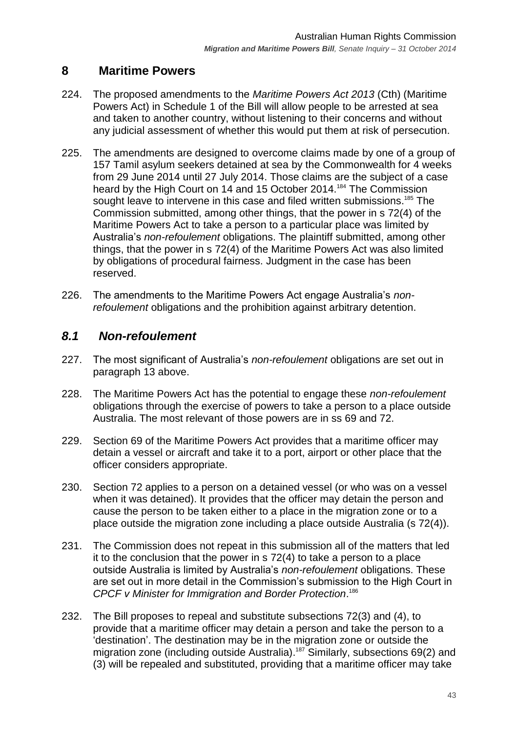## 8 Maritime Powers

224. The proposed amendments to the *Maritime Powers Act 2013* (Cth) (Maritime Powers Act) in Schedule 1 of the Bill will allow people to be arrested at sea and taken to another country, without listening to their concerns and without any judicial assessment of whether this would put them at risk of persecution.

225. The amendments are designed to overcome claims made by one of a group of 157 Tamil asylum seekers detained at sea by the Commonwealth for 4 weeks from 29 June 2014 until 27 July 2014. Those claims are the subject of a case heard by the High Court on 14 and 15 October 2014.[184] The Commission sought leave to intervene in this case and filed written submissions.[185] The Commission submitted, among other things, that the power in s 72(4) of the Maritime Powers Act to take a person to a particular place was limited by Australia's *non-refoulement* obligations. The plaintiff submitted, among other things, that the power in s 72(4) of the Maritime Powers Act was also limited by obligations of procedural fairness. Judgment in the case has been reserved.

226. The amendments to the Maritime Powers Act engage Australia's *non-refoulement* obligations and the prohibition against arbitrary detention.

### *8.1 Non-refoulement*

227. The most significant of Australia's *non-refoulement* obligations are set out in paragraph 13 above.

228. The Maritime Powers Act has the potential to engage these *non-refoulement* obligations through the exercise of powers to take a person to a place outside Australia. The most relevant of those powers are in ss 69 and 72.

229. Section 69 of the Maritime Powers Act provides that a maritime officer may detain a vessel or aircraft and take it to a port, airport or other place that the officer considers appropriate.

230. Section 72 applies to a person on a detained vessel (or who was on a vessel when it was detained). It provides that the officer may detain the person and cause the person to be taken either to a place in the migration zone or to a place outside the migration zone including a place outside Australia (s 72(4)).

231. The Commission does not repeat in this submission all of the matters that led it to the conclusion that the power in s 72(4) to take a person to a place outside Australia is limited by Australia's *non-refoulement* obligations. These are set out in more detail in the Commission's submission to the High Court in *CPCF v Minister for Immigration and Border Protection*.[186]

232. The Bill proposes to repeal and substitute subsections 72(3) and (4), to provide that a maritime officer may detain a person and take the person to a 'destination'. The destination may be in the migration zone or outside the migration zone (including outside Australia).[187] Similarly, subsections 69(2) and (3) will be repealed and substituted, providing that a maritime officer may take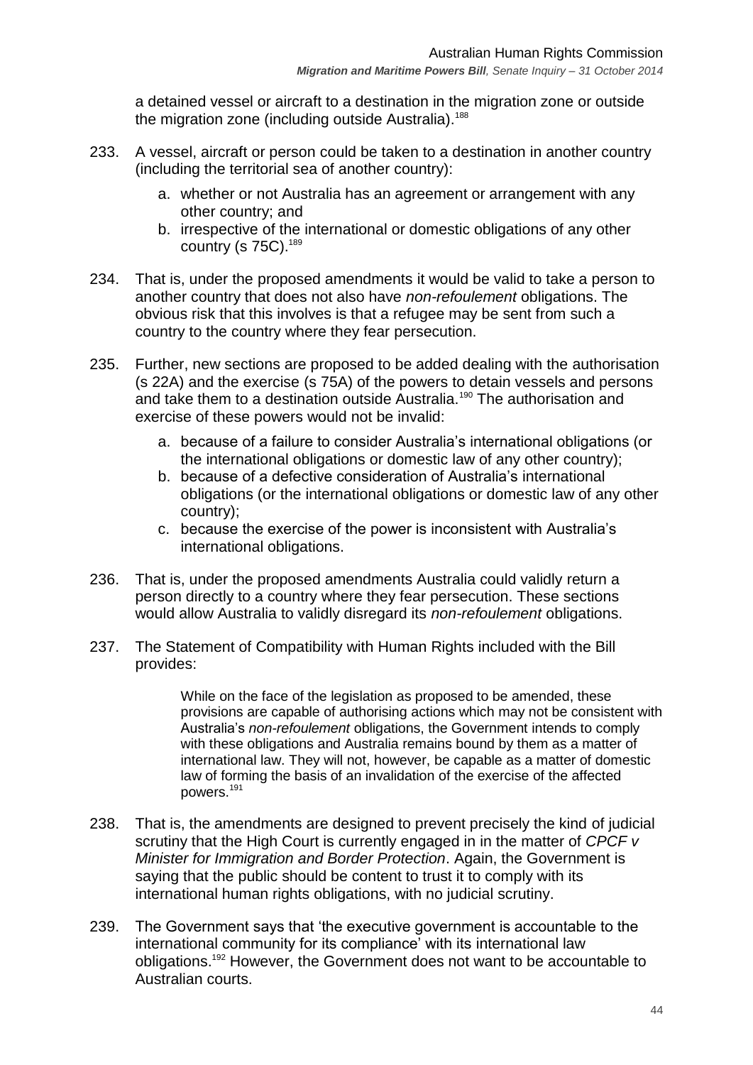a detained vessel or aircraft to a destination in the migration zone or outside the migration zone (including outside Australia).[188]

233. A vessel, aircraft or person could be taken to a destination in another country (including the territorial sea of another country):

    a. whether or not Australia has an agreement or arrangement with any other country; and
    b. irrespective of the international or domestic obligations of any other country (s 75C).[189]

234. That is, under the proposed amendments it would be valid to take a person to another country that does not also have *non-refoulement* obligations. The obvious risk that this involves is that a refugee may be sent from such a country to the country where they fear persecution.

235. Further, new sections are proposed to be added dealing with the authorisation (s 22A) and the exercise (s 75A) of the powers to detain vessels and persons and take them to a destination outside Australia.[190] The authorisation and exercise of these powers would not be invalid:

    a. because of a failure to consider Australia's international obligations (or the international obligations or domestic law of any other country);
    b. because of a defective consideration of Australia's international obligations (or the international obligations or domestic law of any other country);
    c. because the exercise of the power is inconsistent with Australia's international obligations.

236. That is, under the proposed amendments Australia could validly return a person directly to a country where they fear persecution. These sections would allow Australia to validly disregard its *non-refoulement* obligations.

237. The Statement of Compatibility with Human Rights included with the Bill provides:

> While on the face of the legislation as proposed to be amended, these provisions are capable of authorising actions which may not be consistent with Australia's *non-refoulement* obligations, the Government intends to comply with these obligations and Australia remains bound by them as a matter of international law. They will not, however, be capable as a matter of domestic law of forming the basis of an invalidation of the exercise of the affected powers.[191]

238. That is, the amendments are designed to prevent precisely the kind of judicial scrutiny that the High Court is currently engaged in in the matter of *CPCF v Minister for Immigration and Border Protection*. Again, the Government is saying that the public should be content to trust it to comply with its international human rights obligations, with no judicial scrutiny.

239. The Government says that 'the executive government is accountable to the international community for its compliance' with its international law obligations.[192] However, the Government does not want to be accountable to Australian courts.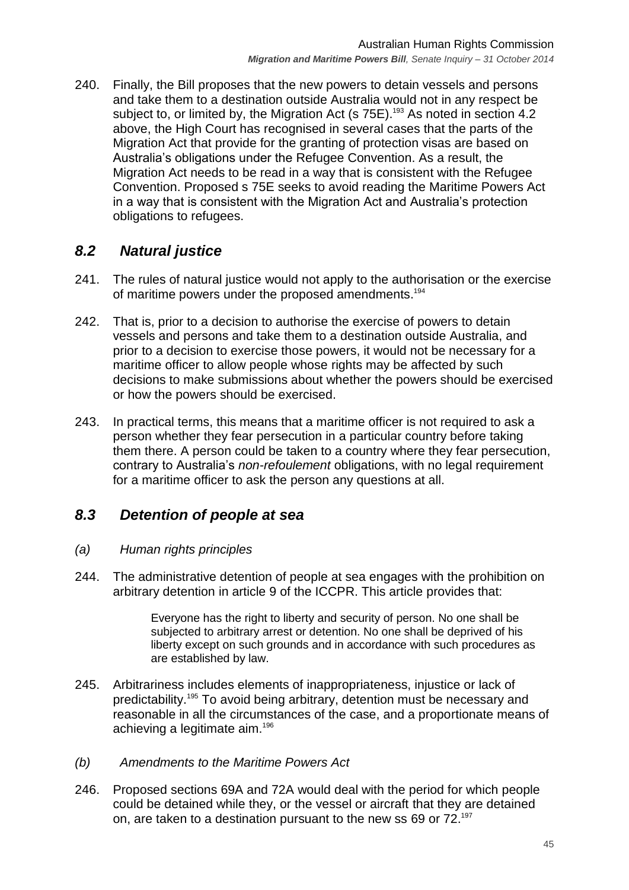240. Finally, the Bill proposes that the new powers to detain vessels and persons and take them to a destination outside Australia would not in any respect be subject to, or limited by, the Migration Act (s 75E).[193] As noted in section 4.2 above, the High Court has recognised in several cases that the parts of the Migration Act that provide for the granting of protection visas are based on Australia's obligations under the Refugee Convention. As a result, the Migration Act needs to be read in a way that is consistent with the Refugee Convention. Proposed s 75E seeks to avoid reading the Maritime Powers Act in a way that is consistent with the Migration Act and Australia's protection obligations to refugees.

## *8.2 Natural justice*

241. The rules of natural justice would not apply to the authorisation or the exercise of maritime powers under the proposed amendments.[194]

242. That is, prior to a decision to authorise the exercise of powers to detain vessels and persons and take them to a destination outside Australia, and prior to a decision to exercise those powers, it would not be necessary for a maritime officer to allow people whose rights may be affected by such decisions to make submissions about whether the powers should be exercised or how the powers should be exercised.

243. In practical terms, this means that a maritime officer is not required to ask a person whether they fear persecution in a particular country before taking them there. A person could be taken to a country where they fear persecution, contrary to Australia's *non-refoulement* obligations, with no legal requirement for a maritime officer to ask the person any questions at all.

## *8.3 Detention of people at sea*

### *(a) Human rights principles*

244. The administrative detention of people at sea engages with the prohibition on arbitrary detention in article 9 of the ICCPR. This article provides that:

> Everyone has the right to liberty and security of person. No one shall be subjected to arbitrary arrest or detention. No one shall be deprived of his liberty except on such grounds and in accordance with such procedures as are established by law.

245. Arbitrariness includes elements of inappropriateness, injustice or lack of predictability.[195] To avoid being arbitrary, detention must be necessary and reasonable in all the circumstances of the case, and a proportionate means of achieving a legitimate aim.[196]

### *(b) Amendments to the Maritime Powers Act*

246. Proposed sections 69A and 72A would deal with the period for which people could be detained while they, or the vessel or aircraft that they are detained on, are taken to a destination pursuant to the new ss 69 or 72.[197]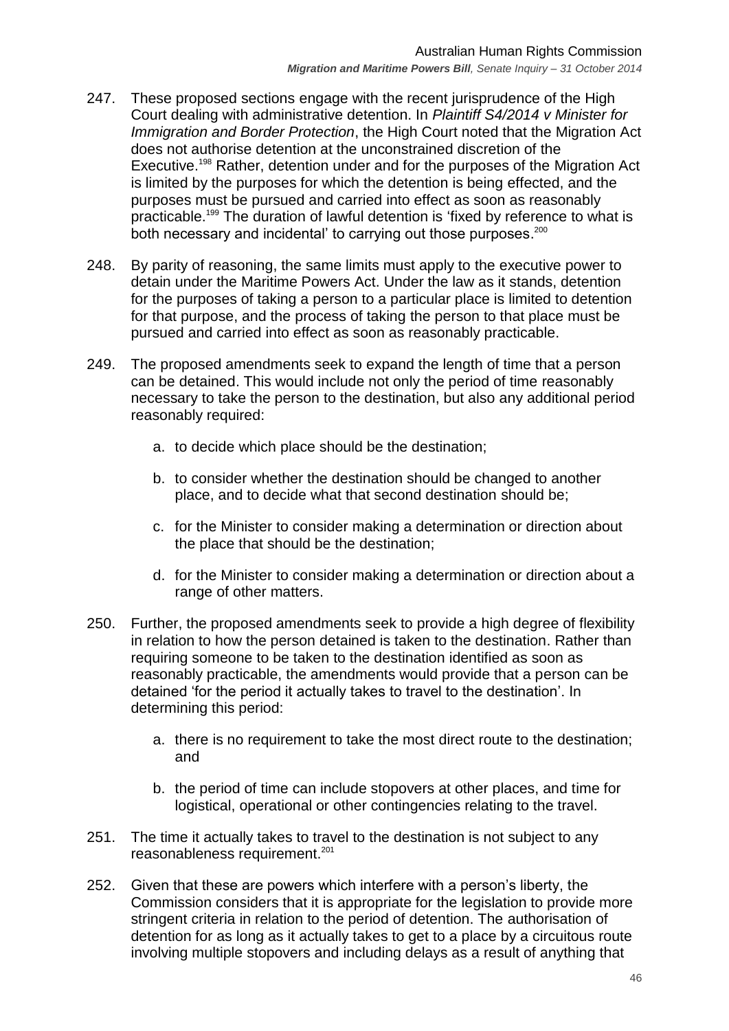247. These proposed sections engage with the recent jurisprudence of the High Court dealing with administrative detention. In *Plaintiff S4/2014 v Minister for Immigration and Border Protection*, the High Court noted that the Migration Act does not authorise detention at the unconstrained discretion of the Executive.[198] Rather, detention under and for the purposes of the Migration Act is limited by the purposes for which the detention is being effected, and the purposes must be pursued and carried into effect as soon as reasonably practicable.[199] The duration of lawful detention is 'fixed by reference to what is both necessary and incidental' to carrying out those purposes.[200]

248. By parity of reasoning, the same limits must apply to the executive power to detain under the Maritime Powers Act. Under the law as it stands, detention for the purposes of taking a person to a particular place is limited to detention for that purpose, and the process of taking the person to that place must be pursued and carried into effect as soon as reasonably practicable.

249. The proposed amendments seek to expand the length of time that a person can be detained. This would include not only the period of time reasonably necessary to take the person to the destination, but also any additional period reasonably required:

   a. to decide which place should be the destination;

   b. to consider whether the destination should be changed to another place, and to decide what that second destination should be;

   c. for the Minister to consider making a determination or direction about the place that should be the destination;

   d. for the Minister to consider making a determination or direction about a range of other matters.

250. Further, the proposed amendments seek to provide a high degree of flexibility in relation to how the person detained is taken to the destination. Rather than requiring someone to be taken to the destination identified as soon as reasonably practicable, the amendments would provide that a person can be detained 'for the period it actually takes to travel to the destination'. In determining this period:

   a. there is no requirement to take the most direct route to the destination; and

   b. the period of time can include stopovers at other places, and time for logistical, operational or other contingencies relating to the travel.

251. The time it actually takes to travel to the destination is not subject to any reasonableness requirement.[201]

252. Given that these are powers which interfere with a person's liberty, the Commission considers that it is appropriate for the legislation to provide more stringent criteria in relation to the period of detention. The authorisation of detention for as long as it actually takes to get to a place by a circuitous route involving multiple stopovers and including delays as a result of anything that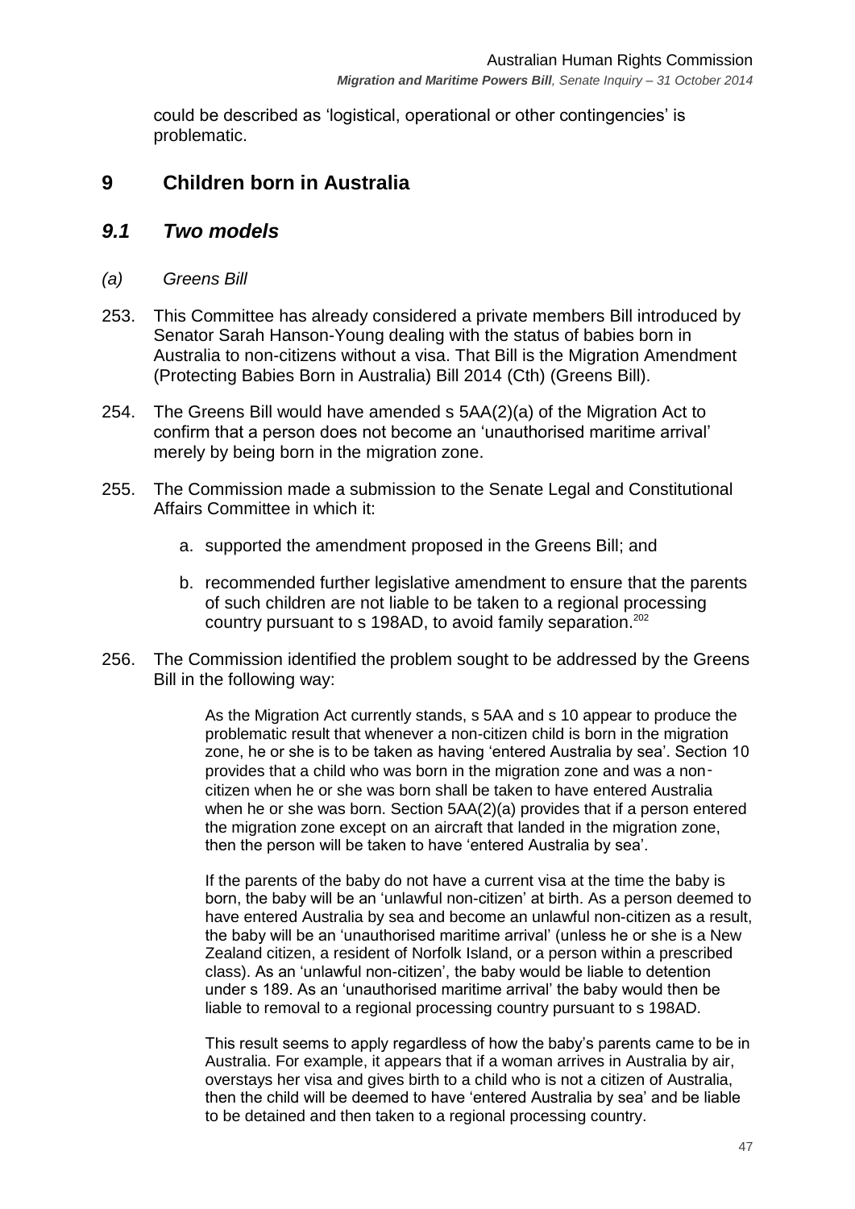could be described as 'logistical, operational or other contingencies' is problematic.

# 9 Children born in Australia

## *9.1 Two models*

### *(a) Greens Bill*

253. This Committee has already considered a private members Bill introduced by Senator Sarah Hanson-Young dealing with the status of babies born in Australia to non-citizens without a visa. That Bill is the Migration Amendment (Protecting Babies Born in Australia) Bill 2014 (Cth) (Greens Bill).

254. The Greens Bill would have amended s 5AA(2)(a) of the Migration Act to confirm that a person does not become an 'unauthorised maritime arrival' merely by being born in the migration zone.

255. The Commission made a submission to the Senate Legal and Constitutional Affairs Committee in which it:

    a. supported the amendment proposed in the Greens Bill; and

    b. recommended further legislative amendment to ensure that the parents of such children are not liable to be taken to a regional processing country pursuant to s 198AD, to avoid family separation.[202]

256. The Commission identified the problem sought to be addressed by the Greens Bill in the following way:

> As the Migration Act currently stands, s 5AA and s 10 appear to produce the problematic result that whenever a non-citizen child is born in the migration zone, he or she is to be taken as having 'entered Australia by sea'. Section 10 provides that a child who was born in the migration zone and was a non-citizen when he or she was born shall be taken to have entered Australia when he or she was born. Section 5AA(2)(a) provides that if a person entered the migration zone except on an aircraft that landed in the migration zone, then the person will be taken to have 'entered Australia by sea'.
>
> If the parents of the baby do not have a current visa at the time the baby is born, the baby will be an 'unlawful non-citizen' at birth. As a person deemed to have entered Australia by sea and become an unlawful non-citizen as a result, the baby will be an 'unauthorised maritime arrival' (unless he or she is a New Zealand citizen, a resident of Norfolk Island, or a person within a prescribed class). As an 'unlawful non-citizen', the baby would be liable to detention under s 189. As an 'unauthorised maritime arrival' the baby would then be liable to removal to a regional processing country pursuant to s 198AD.
>
> This result seems to apply regardless of how the baby's parents came to be in Australia. For example, it appears that if a woman arrives in Australia by air, overstays her visa and gives birth to a child who is not a citizen of Australia, then the child will be deemed to have 'entered Australia by sea' and be liable to be detained and then taken to a regional processing country.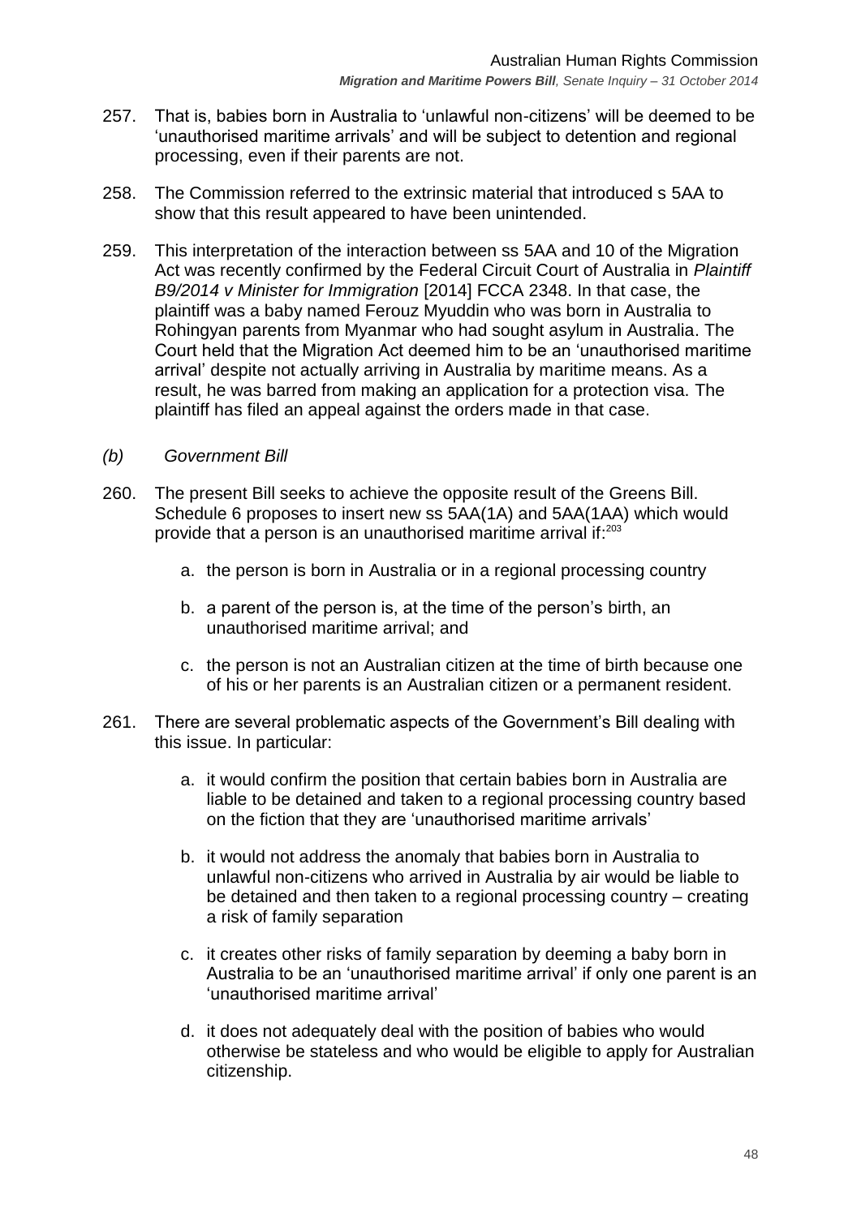257. That is, babies born in Australia to 'unlawful non-citizens' will be deemed to be 'unauthorised maritime arrivals' and will be subject to detention and regional processing, even if their parents are not.

258. The Commission referred to the extrinsic material that introduced s 5AA to show that this result appeared to have been unintended.

259. This interpretation of the interaction between ss 5AA and 10 of the Migration Act was recently confirmed by the Federal Circuit Court of Australia in *Plaintiff B9/2014 v Minister for Immigration* [2014] FCCA 2348. In that case, the plaintiff was a baby named Ferouz Myuddin who was born in Australia to Rohingyan parents from Myanmar who had sought asylum in Australia. The Court held that the Migration Act deemed him to be an 'unauthorised maritime arrival' despite not actually arriving in Australia by maritime means. As a result, he was barred from making an application for a protection visa. The plaintiff has filed an appeal against the orders made in that case.

*(b) Government Bill*

260. The present Bill seeks to achieve the opposite result of the Greens Bill. Schedule 6 proposes to insert new ss 5AA(1A) and 5AA(1AA) which would provide that a person is an unauthorised maritime arrival if:[203]

    a. the person is born in Australia or in a regional processing country

    b. a parent of the person is, at the time of the person's birth, an unauthorised maritime arrival; and

    c. the person is not an Australian citizen at the time of birth because one of his or her parents is an Australian citizen or a permanent resident.

261. There are several problematic aspects of the Government's Bill dealing with this issue. In particular:

    a. it would confirm the position that certain babies born in Australia are liable to be detained and taken to a regional processing country based on the fiction that they are 'unauthorised maritime arrivals'

    b. it would not address the anomaly that babies born in Australia to unlawful non-citizens who arrived in Australia by air would be liable to be detained and then taken to a regional processing country – creating a risk of family separation

    c. it creates other risks of family separation by deeming a baby born in Australia to be an 'unauthorised maritime arrival' if only one parent is an 'unauthorised maritime arrival'

    d. it does not adequately deal with the position of babies who would otherwise be stateless and who would be eligible to apply for Australian citizenship.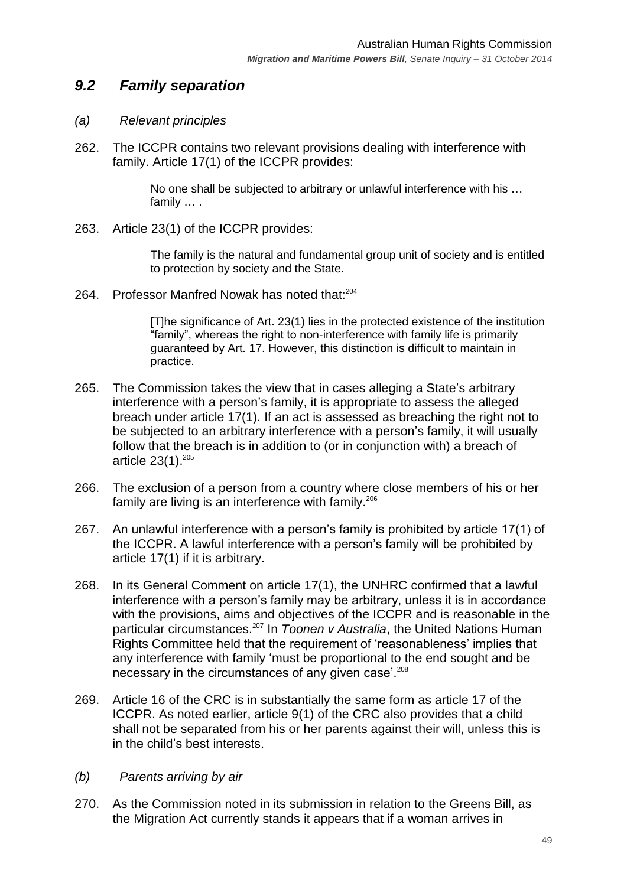## *9.2 Family separation*

### *(a) Relevant principles*

262. The ICCPR contains two relevant provisions dealing with interference with family. Article 17(1) of the ICCPR provides:

> No one shall be subjected to arbitrary or unlawful interference with his … family … .

263. Article 23(1) of the ICCPR provides:

> The family is the natural and fundamental group unit of society and is entitled to protection by society and the State.

264. Professor Manfred Nowak has noted that:[204]

> [T]he significance of Art. 23(1) lies in the protected existence of the institution "family", whereas the right to non-interference with family life is primarily guaranteed by Art. 17. However, this distinction is difficult to maintain in practice.

265. The Commission takes the view that in cases alleging a State's arbitrary interference with a person's family, it is appropriate to assess the alleged breach under article 17(1). If an act is assessed as breaching the right not to be subjected to an arbitrary interference with a person's family, it will usually follow that the breach is in addition to (or in conjunction with) a breach of article 23(1).[205]

266. The exclusion of a person from a country where close members of his or her family are living is an interference with family.[206]

267. An unlawful interference with a person's family is prohibited by article 17(1) of the ICCPR. A lawful interference with a person's family will be prohibited by article 17(1) if it is arbitrary.

268. In its General Comment on article 17(1), the UNHRC confirmed that a lawful interference with a person's family may be arbitrary, unless it is in accordance with the provisions, aims and objectives of the ICCPR and is reasonable in the particular circumstances.[207] In *Toonen v Australia*, the United Nations Human Rights Committee held that the requirement of 'reasonableness' implies that any interference with family 'must be proportional to the end sought and be necessary in the circumstances of any given case'.[208]

269. Article 16 of the CRC is in substantially the same form as article 17 of the ICCPR. As noted earlier, article 9(1) of the CRC also provides that a child shall not be separated from his or her parents against their will, unless this is in the child's best interests.

### *(b) Parents arriving by air*

270. As the Commission noted in its submission in relation to the Greens Bill, as the Migration Act currently stands it appears that if a woman arrives in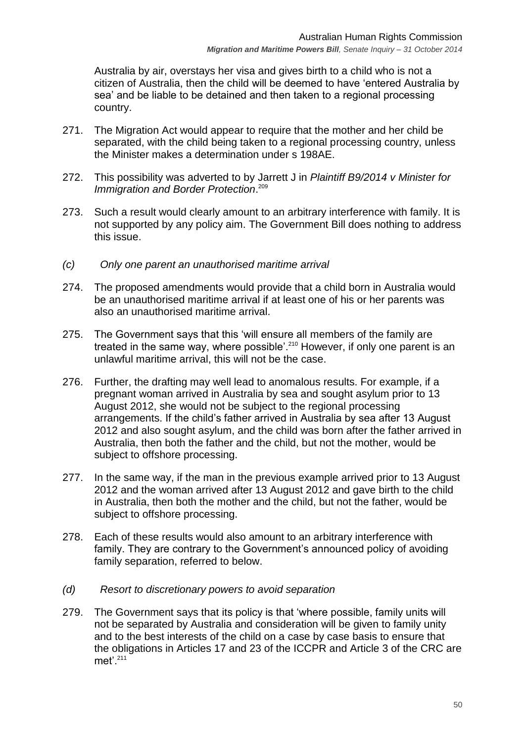Australia by air, overstays her visa and gives birth to a child who is not a citizen of Australia, then the child will be deemed to have 'entered Australia by sea' and be liable to be detained and then taken to a regional processing country.

271. The Migration Act would appear to require that the mother and her child be separated, with the child being taken to a regional processing country, unless the Minister makes a determination under s 198AE.

272. This possibility was adverted to by Jarrett J in *Plaintiff B9/2014 v Minister for Immigration and Border Protection*.[209]

273. Such a result would clearly amount to an arbitrary interference with family. It is not supported by any policy aim. The Government Bill does nothing to address this issue.

*(c) Only one parent an unauthorised maritime arrival*

274. The proposed amendments would provide that a child born in Australia would be an unauthorised maritime arrival if at least one of his or her parents was also an unauthorised maritime arrival.

275. The Government says that this 'will ensure all members of the family are treated in the same way, where possible'.[210] However, if only one parent is an unlawful maritime arrival, this will not be the case.

276. Further, the drafting may well lead to anomalous results. For example, if a pregnant woman arrived in Australia by sea and sought asylum prior to 13 August 2012, she would not be subject to the regional processing arrangements. If the child's father arrived in Australia by sea after 13 August 2012 and also sought asylum, and the child was born after the father arrived in Australia, then both the father and the child, but not the mother, would be subject to offshore processing.

277. In the same way, if the man in the previous example arrived prior to 13 August 2012 and the woman arrived after 13 August 2012 and gave birth to the child in Australia, then both the mother and the child, but not the father, would be subject to offshore processing.

278. Each of these results would also amount to an arbitrary interference with family. They are contrary to the Government's announced policy of avoiding family separation, referred to below.

*(d) Resort to discretionary powers to avoid separation*

279. The Government says that its policy is that 'where possible, family units will not be separated by Australia and consideration will be given to family unity and to the best interests of the child on a case by case basis to ensure that the obligations in Articles 17 and 23 of the ICCPR and Article 3 of the CRC are met'.[211]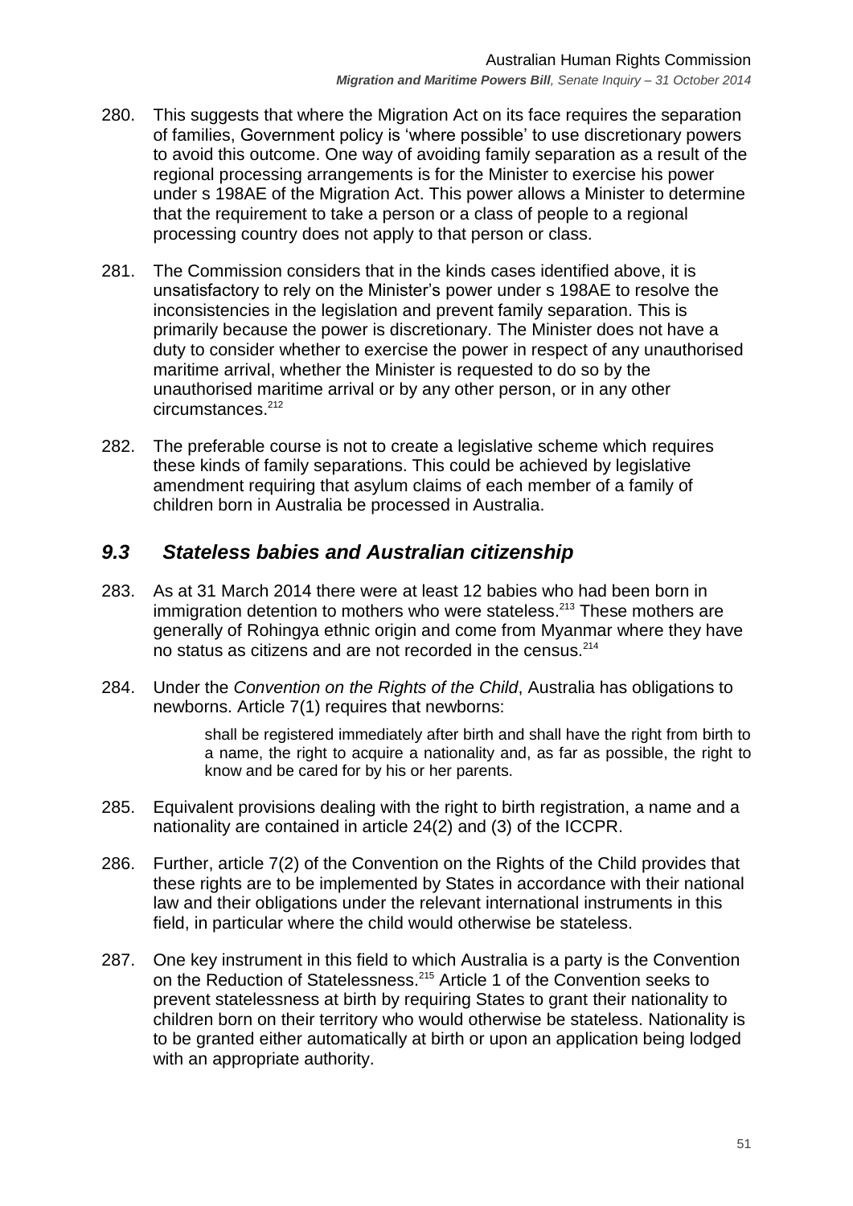280. This suggests that where the Migration Act on its face requires the separation of families, Government policy is 'where possible' to use discretionary powers to avoid this outcome. One way of avoiding family separation as a result of the regional processing arrangements is for the Minister to exercise his power under s 198AE of the Migration Act. This power allows a Minister to determine that the requirement to take a person or a class of people to a regional processing country does not apply to that person or class.

281. The Commission considers that in the kinds cases identified above, it is unsatisfactory to rely on the Minister's power under s 198AE to resolve the inconsistencies in the legislation and prevent family separation. This is primarily because the power is discretionary. The Minister does not have a duty to consider whether to exercise the power in respect of any unauthorised maritime arrival, whether the Minister is requested to do so by the unauthorised maritime arrival or by any other person, or in any other circumstances.[212]

282. The preferable course is not to create a legislative scheme which requires these kinds of family separations. This could be achieved by legislative amendment requiring that asylum claims of each member of a family of children born in Australia be processed in Australia.

## *9.3 Stateless babies and Australian citizenship*

283. As at 31 March 2014 there were at least 12 babies who had been born in immigration detention to mothers who were stateless.[213] These mothers are generally of Rohingya ethnic origin and come from Myanmar where they have no status as citizens and are not recorded in the census.[214]

284. Under the *Convention on the Rights of the Child*, Australia has obligations to newborns. Article 7(1) requires that newborns:

> shall be registered immediately after birth and shall have the right from birth to a name, the right to acquire a nationality and, as far as possible, the right to know and be cared for by his or her parents.

285. Equivalent provisions dealing with the right to birth registration, a name and a nationality are contained in article 24(2) and (3) of the ICCPR.

286. Further, article 7(2) of the Convention on the Rights of the Child provides that these rights are to be implemented by States in accordance with their national law and their obligations under the relevant international instruments in this field, in particular where the child would otherwise be stateless.

287. One key instrument in this field to which Australia is a party is the Convention on the Reduction of Statelessness.[215] Article 1 of the Convention seeks to prevent statelessness at birth by requiring States to grant their nationality to children born on their territory who would otherwise be stateless. Nationality is to be granted either automatically at birth or upon an application being lodged with an appropriate authority.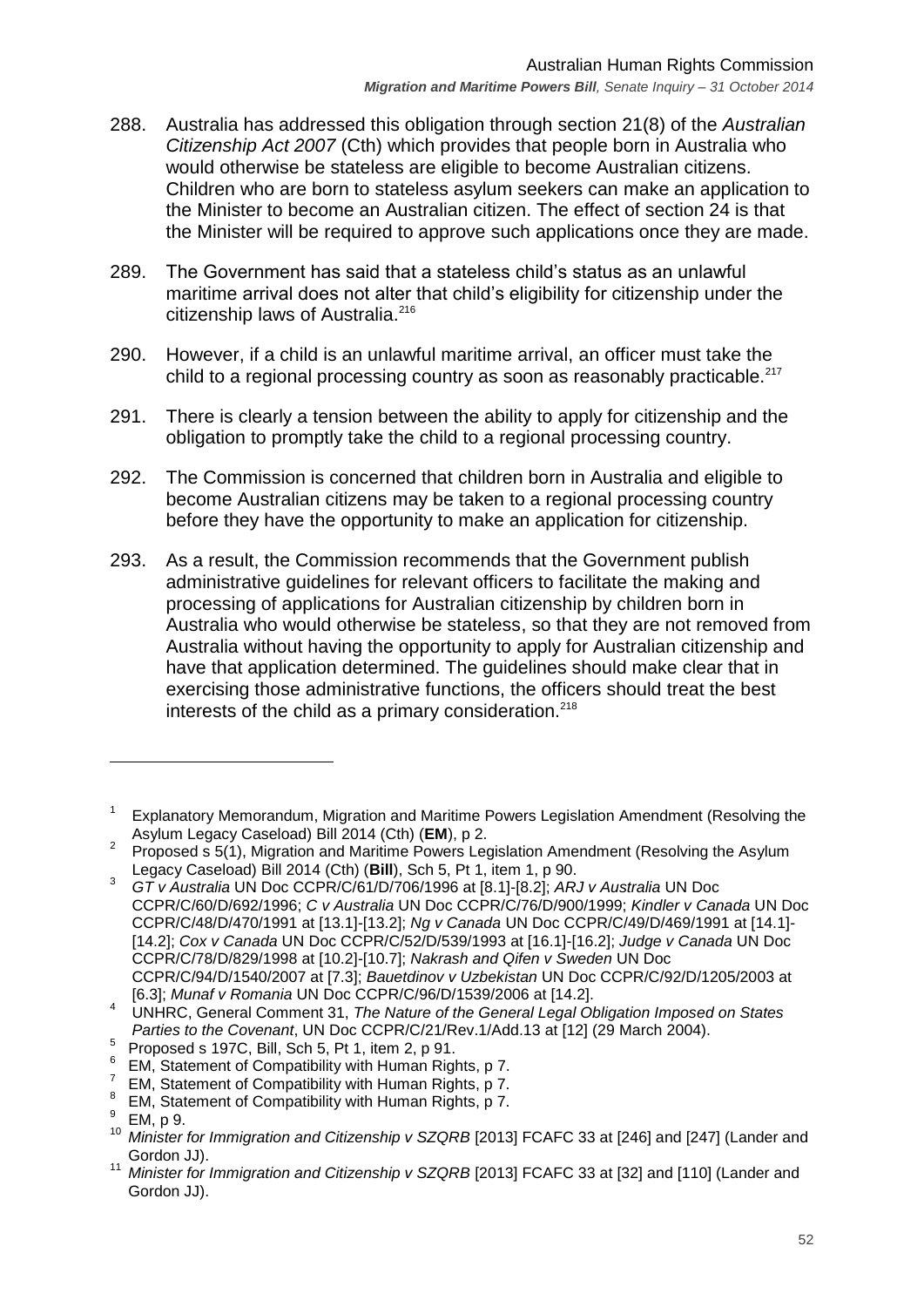288. Australia has addressed this obligation through section 21(8) of the *Australian Citizenship Act 2007* (Cth) which provides that people born in Australia who would otherwise be stateless are eligible to become Australian citizens. Children who are born to stateless asylum seekers can make an application to the Minister to become an Australian citizen. The effect of section 24 is that the Minister will be required to approve such applications once they are made.

289. The Government has said that a stateless child's status as an unlawful maritime arrival does not alter that child's eligibility for citizenship under the citizenship laws of Australia.[216]

290. However, if a child is an unlawful maritime arrival, an officer must take the child to a regional processing country as soon as reasonably practicable.[217]

291. There is clearly a tension between the ability to apply for citizenship and the obligation to promptly take the child to a regional processing country.

292. The Commission is concerned that children born in Australia and eligible to become Australian citizens may be taken to a regional processing country before they have the opportunity to make an application for citizenship.

293. As a result, the Commission recommends that the Government publish administrative guidelines for relevant officers to facilitate the making and processing of applications for Australian citizenship by children born in Australia who would otherwise be stateless, so that they are not removed from Australia without having the opportunity to apply for Australian citizenship and have that application determined. The guidelines should make clear that in exercising those administrative functions, the officers should treat the best interests of the child as a primary consideration.[218]

---

[1] Explanatory Memorandum, Migration and Maritime Powers Legislation Amendment (Resolving the Asylum Legacy Caseload) Bill 2014 (Cth) (**EM**), p 2.

[2] Proposed s 5(1), Migration and Maritime Powers Legislation Amendment (Resolving the Asylum Legacy Caseload) Bill 2014 (Cth) (**Bill**), Sch 5, Pt 1, item 1, p 90.

[3] *GT v Australia* UN Doc CCPR/C/61/D/706/1996 at [8.1]-[8.2]; *ARJ v Australia* UN Doc CCPR/C/60/D/692/1996; *C v Australia* UN Doc CCPR/C/76/D/900/1999; *Kindler v Canada* UN Doc CCPR/C/48/D/470/1991 at [13.1]-[13.2]; *Ng v Canada* UN Doc CCPR/C/49/D/469/1991 at [14.1]-[14.2]; *Cox v Canada* UN Doc CCPR/C/52/D/539/1993 at [16.1]-[16.2]; *Judge v Canada* UN Doc CCPR/C/78/D/829/1998 at [10.2]-[10.7]; *Nakrash and Qifen v Sweden* UN Doc CCPR/C/94/D/1540/2007 at [7.3]; *Bauetdinov v Uzbekistan* UN Doc CCPR/C/92/D/1205/2003 at [6.3]; *Munaf v Romania* UN Doc CCPR/C/96/D/1539/2006 at [14.2].

[4] UNHRC, General Comment 31, *The Nature of the General Legal Obligation Imposed on States Parties to the Covenant*, UN Doc CCPR/C/21/Rev.1/Add.13 at [12] (29 March 2004).

[5] Proposed s 197C, Bill, Sch 5, Pt 1, item 2, p 91.

[6] EM, Statement of Compatibility with Human Rights, p 7.

[7] EM, Statement of Compatibility with Human Rights, p 7.

[8] EM, Statement of Compatibility with Human Rights, p 7.

[9] EM, p 9.

[10] *Minister for Immigration and Citizenship v SZQRB* [2013] FCAFC 33 at [246] and [247] (Lander and Gordon JJ).

[11] *Minister for Immigration and Citizenship v SZQRB* [2013] FCAFC 33 at [32] and [110] (Lander and Gordon JJ).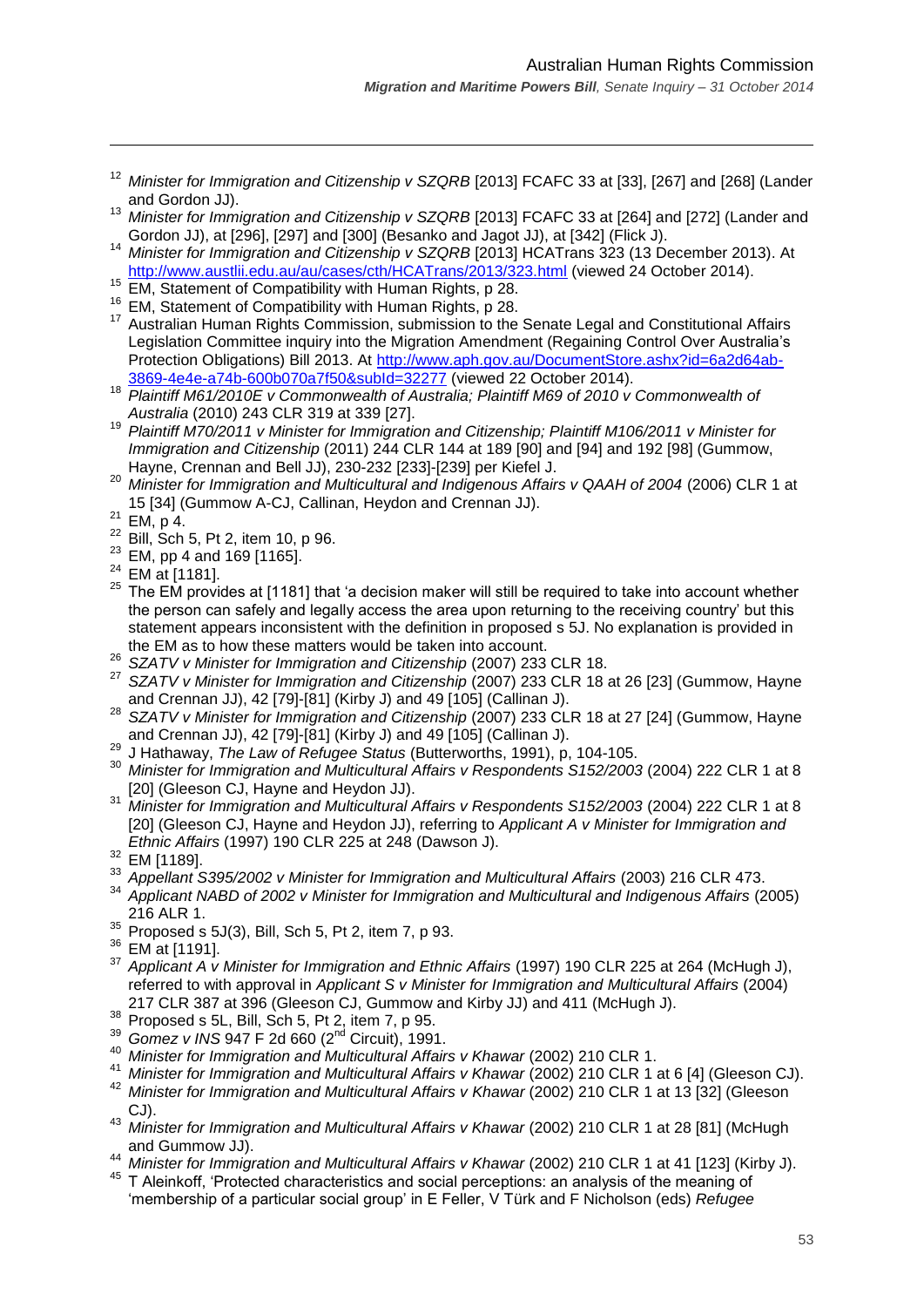[12] *Minister for Immigration and Citizenship v SZQRB* [2013] FCAFC 33 at [33], [267] and [268] (Lander and Gordon JJ).

[13] *Minister for Immigration and Citizenship v SZQRB* [2013] FCAFC 33 at [264] and [272] (Lander and Gordon JJ), at [296], [297] and [300] (Besanko and Jagot JJ), at [342] (Flick J).

[14] *Minister for Immigration and Citizenship v SZQRB* [2013] HCATrans 323 (13 December 2013). At http://www.austlii.edu.au/au/cases/cth/HCATrans/2013/323.html (viewed 24 October 2014).

[15] EM, Statement of Compatibility with Human Rights, p 28.

[16] EM, Statement of Compatibility with Human Rights, p 28.

[17] Australian Human Rights Commission, submission to the Senate Legal and Constitutional Affairs Legislation Committee inquiry into the Migration Amendment (Regaining Control Over Australia's Protection Obligations) Bill 2013. At http://www.aph.gov.au/DocumentStore.ashx?id=6a2d64ab-3869-4e4e-a74b-600b070a7f50&subId=32277 (viewed 22 October 2014).

[18] *Plaintiff M61/2010E v Commonwealth of Australia; Plaintiff M69 of 2010 v Commonwealth of Australia* (2010) 243 CLR 319 at 339 [27].

[19] *Plaintiff M70/2011 v Minister for Immigration and Citizenship; Plaintiff M106/2011 v Minister for Immigration and Citizenship* (2011) 244 CLR 144 at 189 [90] and [94] and 192 [98] (Gummow, Hayne, Crennan and Bell JJ), 230-232 [233]-[239] per Kiefel J.

[20] *Minister for Immigration and Multicultural and Indigenous Affairs v QAAH of 2004* (2006) CLR 1 at 15 [34] (Gummow A-CJ, Callinan, Heydon and Crennan JJ).

[21] EM, p 4.

[22] Bill, Sch 5, Pt 2, item 10, p 96.

[23] EM, pp 4 and 169 [1165].

[24] EM at [1181].

[25] The EM provides at [1181] that 'a decision maker will still be required to take into account whether the person can safely and legally access the area upon returning to the receiving country' but this statement appears inconsistent with the definition in proposed s 5J. No explanation is provided in the EM as to how these matters would be taken into account.

[26] *SZATV v Minister for Immigration and Citizenship* (2007) 233 CLR 18.

[27] *SZATV v Minister for Immigration and Citizenship* (2007) 233 CLR 18 at 26 [23] (Gummow, Hayne and Crennan JJ), 42 [79]-[81] (Kirby J) and 49 [105] (Callinan J).

[28] *SZATV v Minister for Immigration and Citizenship* (2007) 233 CLR 18 at 27 [24] (Gummow, Hayne and Crennan JJ), 42 [79]-[81] (Kirby J) and 49 [105] (Callinan J).

[29] J Hathaway, *The Law of Refugee Status* (Butterworths, 1991), p, 104-105.

[30] *Minister for Immigration and Multicultural Affairs v Respondents S152/2003* (2004) 222 CLR 1 at 8 [20] (Gleeson CJ, Hayne and Heydon JJ).

[31] *Minister for Immigration and Multicultural Affairs v Respondents S152/2003* (2004) 222 CLR 1 at 8 [20] (Gleeson CJ, Hayne and Heydon JJ), referring to *Applicant A v Minister for Immigration and Ethnic Affairs* (1997) 190 CLR 225 at 248 (Dawson J).

[32] EM [1189].

[33] *Appellant S395/2002 v Minister for Immigration and Multicultural Affairs* (2003) 216 CLR 473.

[34] *Applicant NABD of 2002 v Minister for Immigration and Multicultural and Indigenous Affairs* (2005) 216 ALR 1.

[35] Proposed s 5J(3), Bill, Sch 5, Pt 2, item 7, p 93.

[36] EM at [1191].

[37] *Applicant A v Minister for Immigration and Ethnic Affairs* (1997) 190 CLR 225 at 264 (McHugh J), referred to with approval in *Applicant S v Minister for Immigration and Multicultural Affairs* (2004) 217 CLR 387 at 396 (Gleeson CJ, Gummow and Kirby JJ) and 411 (McHugh J).

[38] Proposed s 5L, Bill, Sch 5, Pt 2, item 7, p 95.

[39] *Gomez v INS* 947 F 2d 660 (2nd Circuit), 1991.

[40] *Minister for Immigration and Multicultural Affairs v Khawar* (2002) 210 CLR 1.

[41] *Minister for Immigration and Multicultural Affairs v Khawar* (2002) 210 CLR 1 at 6 [4] (Gleeson CJ).

[42] *Minister for Immigration and Multicultural Affairs v Khawar* (2002) 210 CLR 1 at 13 [32] (Gleeson CJ).

[43] *Minister for Immigration and Multicultural Affairs v Khawar* (2002) 210 CLR 1 at 28 [81] (McHugh and Gummow JJ).

[44] *Minister for Immigration and Multicultural Affairs v Khawar* (2002) 210 CLR 1 at 41 [123] (Kirby J).

[45] T Aleinkoff, 'Protected characteristics and social perceptions: an analysis of the meaning of 'membership of a particular social group' in E Feller, V Türk and F Nicholson (eds) *Refugee*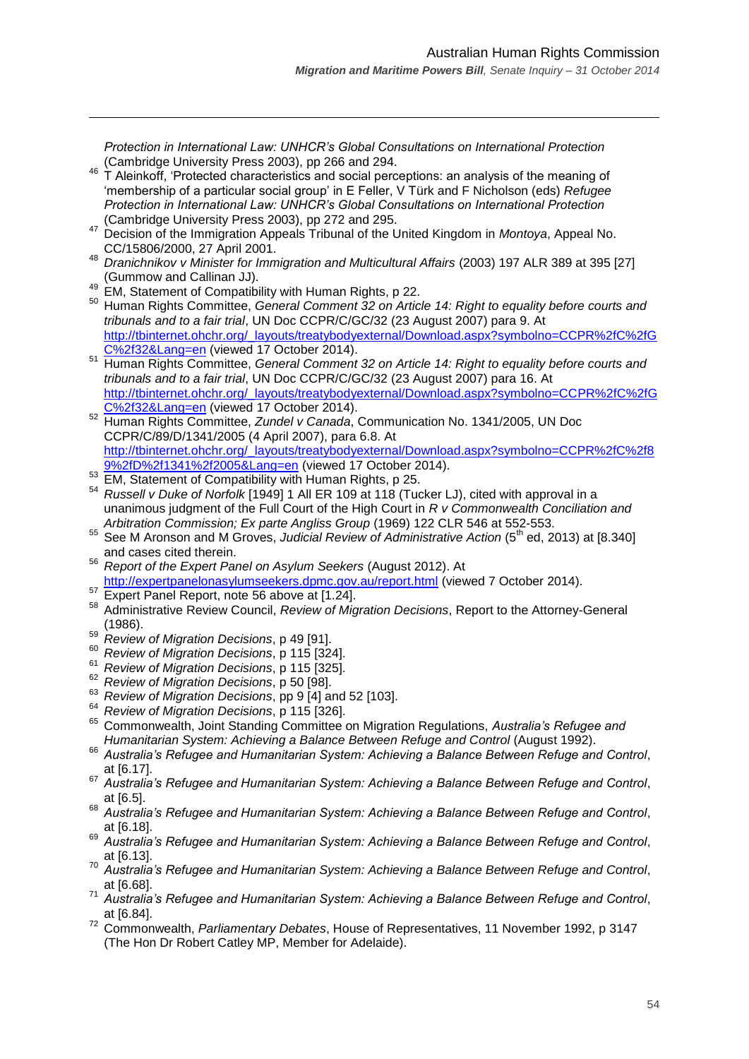*Protection in International Law: UNHCR's Global Consultations on International Protection* (Cambridge University Press 2003), pp 266 and 294.

[46] T Aleinkoff, 'Protected characteristics and social perceptions: an analysis of the meaning of 'membership of a particular social group' in E Feller, V Türk and F Nicholson (eds) *Refugee Protection in International Law: UNHCR's Global Consultations on International Protection* (Cambridge University Press 2003), pp 272 and 295.

[47] Decision of the Immigration Appeals Tribunal of the United Kingdom in *Montoya*, Appeal No. CC/15806/2000, 27 April 2001.

[48] *Dranichnikov v Minister for Immigration and Multicultural Affairs* (2003) 197 ALR 389 at 395 [27] (Gummow and Callinan JJ).

[49] EM, Statement of Compatibility with Human Rights, p 22.

[50] Human Rights Committee, *General Comment 32 on Article 14: Right to equality before courts and tribunals and to a fair trial*, UN Doc CCPR/C/GC/32 (23 August 2007) para 9. At http://tbinternet.ohchr.org/_layouts/treatybodyexternal/Download.aspx?symbolno=CCPR%2fC%2fGC%2f32&Lang=en (viewed 17 October 2014).

[51] Human Rights Committee, *General Comment 32 on Article 14: Right to equality before courts and tribunals and to a fair trial*, UN Doc CCPR/C/GC/32 (23 August 2007) para 16. At http://tbinternet.ohchr.org/_layouts/treatybodyexternal/Download.aspx?symbolno=CCPR%2fC%2fGC%2f32&Lang=en (viewed 17 October 2014).

[52] Human Rights Committee, *Zundel v Canada*, Communication No. 1341/2005, UN Doc CCPR/C/89/D/1341/2005 (4 April 2007), para 6.8. At http://tbinternet.ohchr.org/_layouts/treatybodyexternal/Download.aspx?symbolno=CCPR%2fC%2f89%2fD%2f1341%2f2005&Lang=en (viewed 17 October 2014).

[53] EM, Statement of Compatibility with Human Rights, p 25.

[54] *Russell v Duke of Norfolk* [1949] 1 All ER 109 at 118 (Tucker LJ), cited with approval in a unanimous judgment of the Full Court of the High Court in *R v Commonwealth Conciliation and Arbitration Commission; Ex parte Angliss Group* (1969) 122 CLR 546 at 552-553.

[55] See M Aronson and M Groves, *Judicial Review of Administrative Action* (5th ed, 2013) at [8.340] and cases cited therein.

[56] *Report of the Expert Panel on Asylum Seekers* (August 2012). At http://expertpanelonasylumseekers.dpmc.gov.au/report.html (viewed 7 October 2014).

[57] Expert Panel Report, note 56 above at [1.24].

[58] Administrative Review Council, *Review of Migration Decisions*, Report to the Attorney-General (1986).

[59] *Review of Migration Decisions*, p 49 [91].

[60] *Review of Migration Decisions*, p 115 [324].

[61] *Review of Migration Decisions*, p 115 [325].

[62] *Review of Migration Decisions*, p 50 [98].

[63] *Review of Migration Decisions*, pp 9 [4] and 52 [103].

[64] *Review of Migration Decisions*, p 115 [326].

[65] Commonwealth, Joint Standing Committee on Migration Regulations, *Australia's Refugee and Humanitarian System: Achieving a Balance Between Refuge and Control* (August 1992).

[66] *Australia's Refugee and Humanitarian System: Achieving a Balance Between Refuge and Control*, at [6.17].

[67] *Australia's Refugee and Humanitarian System: Achieving a Balance Between Refuge and Control*, at [6.5].

[68] *Australia's Refugee and Humanitarian System: Achieving a Balance Between Refuge and Control*, at [6.18].

[69] *Australia's Refugee and Humanitarian System: Achieving a Balance Between Refuge and Control*, at [6.13].

[70] *Australia's Refugee and Humanitarian System: Achieving a Balance Between Refuge and Control*, at [6.68].

[71] *Australia's Refugee and Humanitarian System: Achieving a Balance Between Refuge and Control*, at [6.84].

[72] Commonwealth, *Parliamentary Debates*, House of Representatives, 11 November 1992, p 3147 (The Hon Dr Robert Catley MP, Member for Adelaide).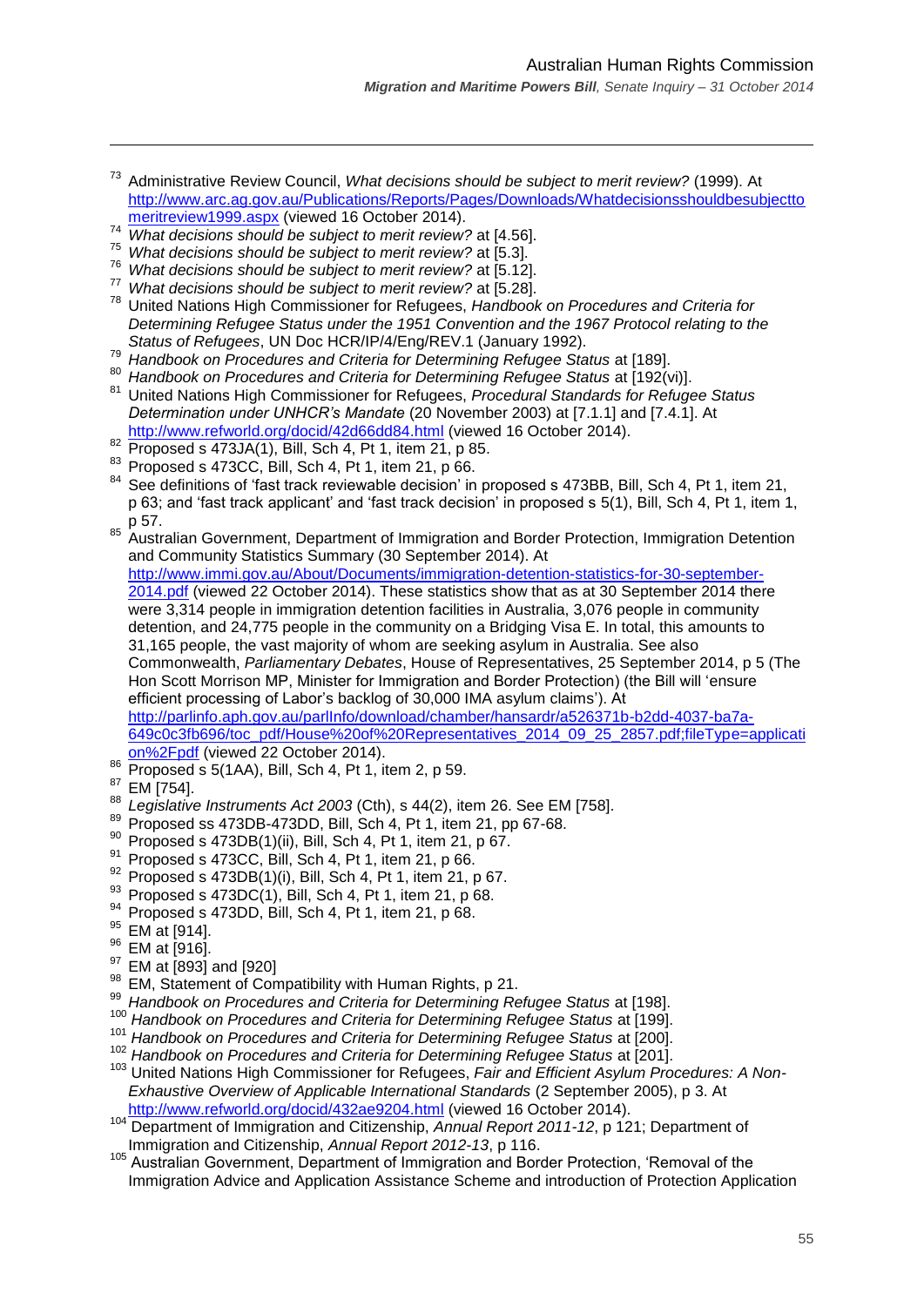[73] Administrative Review Council, *What decisions should be subject to merit review?* (1999). At http://www.arc.ag.gov.au/Publications/Reports/Pages/Downloads/Whatdecisionsshouldbesubjecttomeritreview1999.aspx (viewed 16 October 2014).

[74] *What decisions should be subject to merit review?* at [4.56].

[75] *What decisions should be subject to merit review?* at [5.3].

[76] *What decisions should be subject to merit review?* at [5.12].

[77] *What decisions should be subject to merit review?* at [5.28].

[78] United Nations High Commissioner for Refugees, *Handbook on Procedures and Criteria for Determining Refugee Status under the 1951 Convention and the 1967 Protocol relating to the Status of Refugees*, UN Doc HCR/IP/4/Eng/REV.1 (January 1992).

[79] *Handbook on Procedures and Criteria for Determining Refugee Status* at [189].

[80] *Handbook on Procedures and Criteria for Determining Refugee Status* at [192(vi)].

[81] United Nations High Commissioner for Refugees, *Procedural Standards for Refugee Status Determination under UNHCR's Mandate* (20 November 2003) at [7.1.1] and [7.4.1]. At http://www.refworld.org/docid/42d66dd84.html (viewed 16 October 2014).

[82] Proposed s 473JA(1), Bill, Sch 4, Pt 1, item 21, p 85.

[83] Proposed s 473CC, Bill, Sch 4, Pt 1, item 21, p 66.

[84] See definitions of 'fast track reviewable decision' in proposed s 473BB, Bill, Sch 4, Pt 1, item 21, p 63; and 'fast track applicant' and 'fast track decision' in proposed s 5(1), Bill, Sch 4, Pt 1, item 1, p 57.

[85] Australian Government, Department of Immigration and Border Protection, Immigration Detention and Community Statistics Summary (30 September 2014). At http://www.immi.gov.au/About/Documents/immigration-detention-statistics-for-30-september-2014.pdf (viewed 22 October 2014). These statistics show that as at 30 September 2014 there were 3,314 people in immigration detention facilities in Australia, 3,076 people in community detention, and 24,775 people in the community on a Bridging Visa E. In total, this amounts to 31,165 people, the vast majority of whom are seeking asylum in Australia. See also Commonwealth, *Parliamentary Debates*, House of Representatives, 25 September 2014, p 5 (The Hon Scott Morrison MP, Minister for Immigration and Border Protection) (the Bill will 'ensure efficient processing of Labor's backlog of 30,000 IMA asylum claims'). At http://parlinfo.aph.gov.au/parlInfo/download/chamber/hansardr/a526371b-b2dd-4037-ba7a-649c0c3fb696/toc_pdf/House%20of%20Representatives_2014_09_25_2857.pdf;fileType=application%2Fpdf (viewed 22 October 2014).

[86] Proposed s 5(1AA), Bill, Sch 4, Pt 1, item 2, p 59.

[87] EM [754].

[88] *Legislative Instruments Act 2003* (Cth), s 44(2), item 26. See EM [758].

[89] Proposed ss 473DB-473DD, Bill, Sch 4, Pt 1, item 21, pp 67-68.

[90] Proposed s 473DB(1)(ii), Bill, Sch 4, Pt 1, item 21, p 67.

[91] Proposed s 473CC, Bill, Sch 4, Pt 1, item 21, p 66.

[92] Proposed s 473DB(1)(i), Bill, Sch 4, Pt 1, item 21, p 67.

[93] Proposed s 473DC(1), Bill, Sch 4, Pt 1, item 21, p 68.

[94] Proposed s 473DD, Bill, Sch 4, Pt 1, item 21, p 68.

[95] EM at [914].

[96] EM at [916].

[97] EM at [893] and [920]

[98] EM, Statement of Compatibility with Human Rights, p 21.

[99] *Handbook on Procedures and Criteria for Determining Refugee Status* at [198].

[100] *Handbook on Procedures and Criteria for Determining Refugee Status* at [199].

[101] *Handbook on Procedures and Criteria for Determining Refugee Status* at [200].

[102] *Handbook on Procedures and Criteria for Determining Refugee Status* at [201].

[103] United Nations High Commissioner for Refugees, *Fair and Efficient Asylum Procedures: A Non-Exhaustive Overview of Applicable International Standards* (2 September 2005), p 3. At http://www.refworld.org/docid/432ae9204.html (viewed 16 October 2014).

[104] Department of Immigration and Citizenship, *Annual Report 2011-12*, p 121; Department of Immigration and Citizenship, *Annual Report 2012-13*, p 116.

[105] Australian Government, Department of Immigration and Border Protection, 'Removal of the Immigration Advice and Application Assistance Scheme and introduction of Protection Application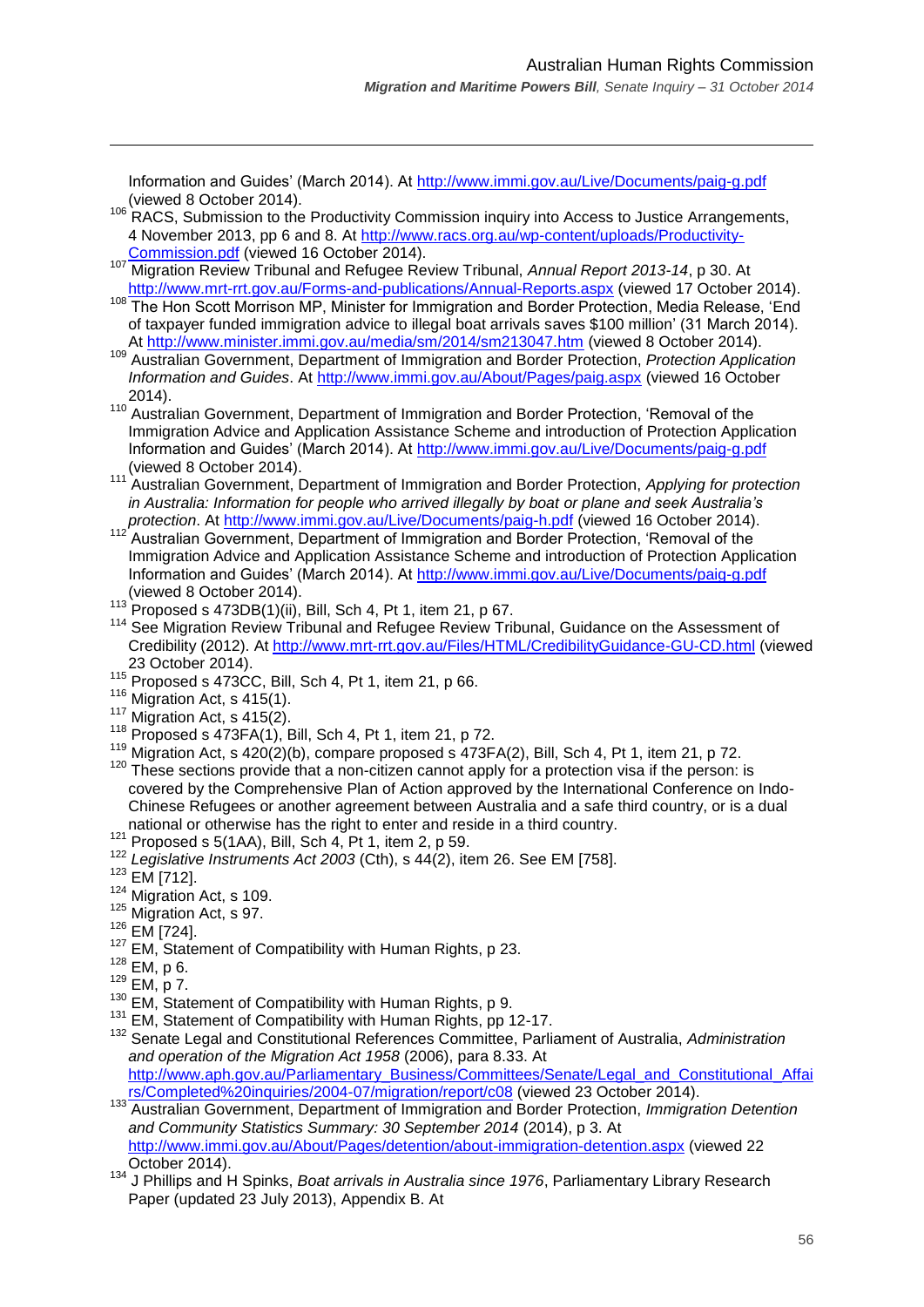Information and Guides' (March 2014). At http://www.immi.gov.au/Live/Documents/paig-g.pdf (viewed 8 October 2014).

[106] RACS, Submission to the Productivity Commission inquiry into Access to Justice Arrangements, 4 November 2013, pp 6 and 8. At http://www.racs.org.au/wp-content/uploads/Productivity-Commission.pdf (viewed 16 October 2014).

[107] Migration Review Tribunal and Refugee Review Tribunal, *Annual Report 2013-14*, p 30. At http://www.mrt-rrt.gov.au/Forms-and-publications/Annual-Reports.aspx (viewed 17 October 2014).

[108] The Hon Scott Morrison MP, Minister for Immigration and Border Protection, Media Release, 'End of taxpayer funded immigration advice to illegal boat arrivals saves $100 million' (31 March 2014). At http://www.minister.immi.gov.au/media/sm/2014/sm213047.htm (viewed 8 October 2014).

[109] Australian Government, Department of Immigration and Border Protection, *Protection Application Information and Guides*. At http://www.immi.gov.au/About/Pages/paig.aspx (viewed 16 October 2014).

[110] Australian Government, Department of Immigration and Border Protection, 'Removal of the Immigration Advice and Application Assistance Scheme and introduction of Protection Application Information and Guides' (March 2014). At http://www.immi.gov.au/Live/Documents/paig-g.pdf (viewed 8 October 2014).

[111] Australian Government, Department of Immigration and Border Protection, *Applying for protection in Australia: Information for people who arrived illegally by boat or plane and seek Australia's protection*. At http://www.immi.gov.au/Live/Documents/paig-h.pdf (viewed 16 October 2014).

[112] Australian Government, Department of Immigration and Border Protection, 'Removal of the Immigration Advice and Application Assistance Scheme and introduction of Protection Application Information and Guides' (March 2014). At http://www.immi.gov.au/Live/Documents/paig-g.pdf (viewed 8 October 2014).

[113] Proposed s 473DB(1)(ii), Bill, Sch 4, Pt 1, item 21, p 67.

[114] See Migration Review Tribunal and Refugee Review Tribunal, Guidance on the Assessment of Credibility (2012). At http://www.mrt-rrt.gov.au/Files/HTML/CredibilityGuidance-GU-CD.html (viewed 23 October 2014).

[115] Proposed s 473CC, Bill, Sch 4, Pt 1, item 21, p 66.

[116] Migration Act, s 415(1).

[117] Migration Act, s 415(2).

[118] Proposed s 473FA(1), Bill, Sch 4, Pt 1, item 21, p 72.

[119] Migration Act, s 420(2)(b), compare proposed s 473FA(2), Bill, Sch 4, Pt 1, item 21, p 72.

[120] These sections provide that a non-citizen cannot apply for a protection visa if the person: is covered by the Comprehensive Plan of Action approved by the International Conference on Indo-Chinese Refugees or another agreement between Australia and a safe third country, or is a dual national or otherwise has the right to enter and reside in a third country.

[121] Proposed s 5(1AA), Bill, Sch 4, Pt 1, item 2, p 59.

[122] *Legislative Instruments Act 2003* (Cth), s 44(2), item 26. See EM [758].

[123] EM [712].

[124] Migration Act, s 109.

[125] Migration Act, s 97.

[126] EM [724].

[127] EM, Statement of Compatibility with Human Rights, p 23.

[128] EM, p 6.

[129] EM, p 7.

[130] EM, Statement of Compatibility with Human Rights, p 9.

[131] EM, Statement of Compatibility with Human Rights, pp 12-17.

[132] Senate Legal and Constitutional References Committee, Parliament of Australia, *Administration and operation of the Migration Act 1958* (2006), para 8.33. At http://www.aph.gov.au/Parliamentary_Business/Committees/Senate/Legal_and_Constitutional_Affairs/Completed%20inquiries/2004-07/migration/report/c08 (viewed 23 October 2014).

[133] Australian Government, Department of Immigration and Border Protection, *Immigration Detention and Community Statistics Summary: 30 September 2014* (2014), p 3. At http://www.immi.gov.au/About/Pages/detention/about-immigration-detention.aspx (viewed 22 October 2014).

[134] J Phillips and H Spinks, *Boat arrivals in Australia since 1976*, Parliamentary Library Research Paper (updated 23 July 2013), Appendix B. At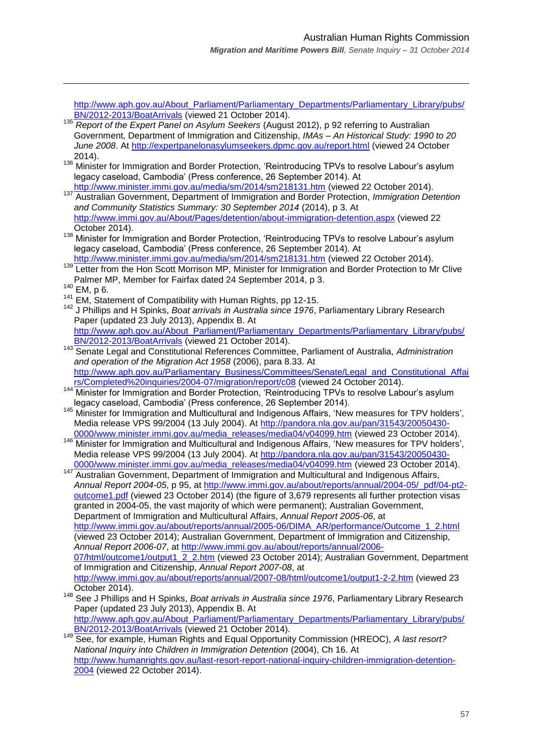http://www.aph.gov.au/About_Parliament/Parliamentary_Departments/Parliamentary_Library/pubs/BN/2012-2013/BoatArrivals (viewed 21 October 2014).

[135] *Report of the Expert Panel on Asylum Seekers* (August 2012), p 92 referring to Australian Government, Department of Immigration and Citizenship, *IMAs – An Historical Study: 1990 to 20 June 2008*. At http://expertpanelonasylumseekers.dpmc.gov.au/report.html (viewed 24 October 2014).

[136] Minister for Immigration and Border Protection, 'Reintroducing TPVs to resolve Labour's asylum legacy caseload, Cambodia' (Press conference, 26 September 2014). At http://www.minister.immi.gov.au/media/sm/2014/sm218131.htm (viewed 22 October 2014).

[137] Australian Government, Department of Immigration and Border Protection, *Immigration Detention and Community Statistics Summary: 30 September 2014* (2014), p 3. At http://www.immi.gov.au/About/Pages/detention/about-immigration-detention.aspx (viewed 22 October 2014).

[138] Minister for Immigration and Border Protection, 'Reintroducing TPVs to resolve Labour's asylum legacy caseload, Cambodia' (Press conference, 26 September 2014). At http://www.minister.immi.gov.au/media/sm/2014/sm218131.htm (viewed 22 October 2014).

[139] Letter from the Hon Scott Morrison MP, Minister for Immigration and Border Protection to Mr Clive Palmer MP, Member for Fairfax dated 24 September 2014, p 3.

[140] EM, p 6.

[141] EM, Statement of Compatibility with Human Rights, pp 12-15.

[142] J Phillips and H Spinks, *Boat arrivals in Australia since 1976*, Parliamentary Library Research Paper (updated 23 July 2013), Appendix B. At http://www.aph.gov.au/About_Parliament/Parliamentary_Departments/Parliamentary_Library/pubs/BN/2012-2013/BoatArrivals (viewed 21 October 2014).

[143] Senate Legal and Constitutional References Committee, Parliament of Australia, *Administration and operation of the Migration Act 1958* (2006), para 8.33. At http://www.aph.gov.au/Parliamentary_Business/Committees/Senate/Legal_and_Constitutional_Affairs/Completed%20inquiries/2004-07/migration/report/c08 (viewed 24 October 2014).

[144] Minister for Immigration and Border Protection, 'Reintroducing TPVs to resolve Labour's asylum legacy caseload, Cambodia' (Press conference, 26 September 2014).

[145] Minister for Immigration and Multicultural and Indigenous Affairs, 'New measures for TPV holders', Media release VPS 99/2004 (13 July 2004). At http://pandora.nla.gov.au/pan/31543/20050430-0000/www.minister.immi.gov.au/media_releases/media04/v04099.htm (viewed 23 October 2014).

[146] Minister for Immigration and Multicultural and Indigenous Affairs, 'New measures for TPV holders', Media release VPS 99/2004 (13 July 2004). At http://pandora.nla.gov.au/pan/31543/20050430-0000/www.minister.immi.gov.au/media_releases/media04/v04099.htm (viewed 23 October 2014).

[147] Australian Government, Department of Immigration and Multicultural and Indigenous Affairs, *Annual Report 2004-05*, p 95, at http://www.immi.gov.au/about/reports/annual/2004-05/_pdf/04-pt2-outcome1.pdf (viewed 23 October 2014) (the figure of 3,679 represents all further protection visas granted in 2004-05, the vast majority of which were permanent); Australian Government, Department of Immigration and Multicultural Affairs, *Annual Report 2005-06*, at http://www.immi.gov.au/about/reports/annual/2005-06/DIMA_AR/performance/Outcome_1_2.html (viewed 23 October 2014); Australian Government, Department of Immigration and Citizenship, *Annual Report 2006-07*, at http://www.immi.gov.au/about/reports/annual/2006-07/html/outcome1/output1_2_2.htm (viewed 23 October 2014); Australian Government, Department of Immigration and Citizenship, *Annual Report 2007-08*, at http://www.immi.gov.au/about/reports/annual/2007-08/html/outcome1/output1-2-2.htm (viewed 23 October 2014).

[148] See J Phillips and H Spinks, *Boat arrivals in Australia since 1976*, Parliamentary Library Research Paper (updated 23 July 2013), Appendix B. At http://www.aph.gov.au/About_Parliament/Parliamentary_Departments/Parliamentary_Library/pubs/BN/2012-2013/BoatArrivals (viewed 21 October 2014).

[149] See, for example, Human Rights and Equal Opportunity Commission (HREOC), *A last resort? National Inquiry into Children in Immigration Detention* (2004), Ch 16. At http://www.humanrights.gov.au/last-resort-report-national-inquiry-children-immigration-detention-2004 (viewed 22 October 2014).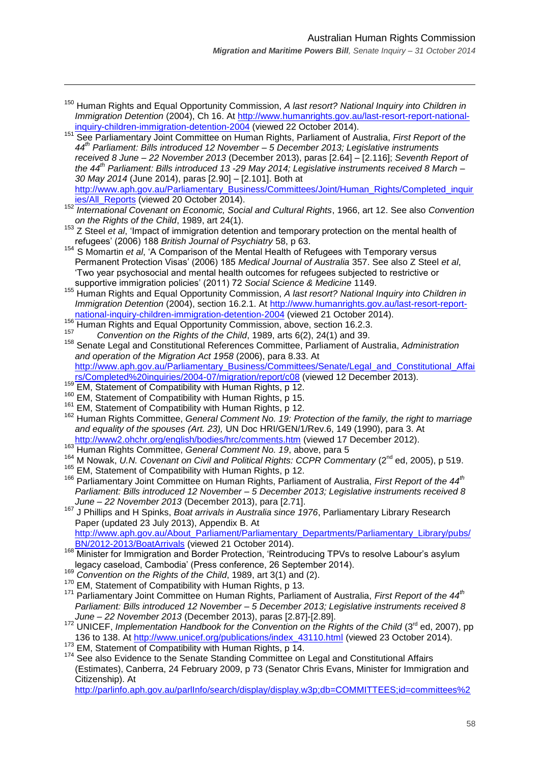[150] Human Rights and Equal Opportunity Commission, *A last resort? National Inquiry into Children in Immigration Detention* (2004), Ch 16. At http://www.humanrights.gov.au/last-resort-report-national-inquiry-children-immigration-detention-2004 (viewed 22 October 2014).

[151] See Parliamentary Joint Committee on Human Rights, Parliament of Australia, *First Report of the 44th Parliament: Bills introduced 12 November – 5 December 2013; Legislative instruments received 8 June – 22 November 2013* (December 2013), paras [2.64] – [2.116]; *Seventh Report of the 44th Parliament: Bills introduced 13 -29 May 2014; Legislative instruments received 8 March – 30 May 2014* (June 2014), paras [2.90] – [2.101]. Both at http://www.aph.gov.au/Parliamentary_Business/Committees/Joint/Human_Rights/Completed_inquiries/All_Reports (viewed 20 October 2014).

[152] *International Covenant on Economic, Social and Cultural Rights*, 1966, art 12. See also *Convention on the Rights of the Child*, 1989, art 24(1).

[153] Z Steel *et al*, 'Impact of immigration detention and temporary protection on the mental health of refugees' (2006) 188 *British Journal of Psychiatry* 58, p 63.

[154] S Momartin *et al*, 'A Comparison of the Mental Health of Refugees with Temporary versus Permanent Protection Visas' (2006) 185 *Medical Journal of Australia* 357. See also Z Steel *et al*, 'Two year psychosocial and mental health outcomes for refugees subjected to restrictive or supportive immigration policies' (2011) 72 *Social Science & Medicine* 1149.

[155] Human Rights and Equal Opportunity Commission, *A last resort? National Inquiry into Children in Immigration Detention* (2004), section 16.2.1. At http://www.humanrights.gov.au/last-resort-report-national-inquiry-children-immigration-detention-2004 (viewed 21 October 2014).

[156] Human Rights and Equal Opportunity Commission, above, section 16.2.3.

[157] *Convention on the Rights of the Child*, 1989, arts 6(2), 24(1) and 39.

[158] Senate Legal and Constitutional References Committee, Parliament of Australia, *Administration and operation of the Migration Act 1958* (2006), para 8.33. At http://www.aph.gov.au/Parliamentary_Business/Committees/Senate/Legal_and_Constitutional_Affairs/Completed%20inquiries/2004-07/migration/report/c08 (viewed 12 December 2013).

[159] EM, Statement of Compatibility with Human Rights, p 12.

[160] EM, Statement of Compatibility with Human Rights, p 15.

[161] EM, Statement of Compatibility with Human Rights, p 12.

[162] Human Rights Committee, *General Comment No. 19: Protection of the family, the right to marriage and equality of the spouses (Art. 23),* UN Doc HRI/GEN/1/Rev.6, 149 (1990), para 3. At http://www2.ohchr.org/english/bodies/hrc/comments.htm (viewed 17 December 2012).

[163] Human Rights Committee, *General Comment No. 19*, above, para 5

[164] M Nowak, *U.N. Covenant on Civil and Political Rights: CCPR Commentary* (2nd ed, 2005), p 519.

[165] EM, Statement of Compatibility with Human Rights, p 12.

[166] Parliamentary Joint Committee on Human Rights, Parliament of Australia, *First Report of the 44th Parliament: Bills introduced 12 November – 5 December 2013; Legislative instruments received 8 June – 22 November 2013* (December 2013), para [2.71].

[167] J Phillips and H Spinks, *Boat arrivals in Australia since 1976*, Parliamentary Library Research Paper (updated 23 July 2013), Appendix B. At http://www.aph.gov.au/About_Parliament/Parliamentary_Departments/Parliamentary_Library/pubs/BN/2012-2013/BoatArrivals (viewed 21 October 2014).

[168] Minister for Immigration and Border Protection, 'Reintroducing TPVs to resolve Labour's asylum legacy caseload, Cambodia' (Press conference, 26 September 2014).

[169] *Convention on the Rights of the Child*, 1989, art 3(1) and (2).

[170] EM, Statement of Compatibility with Human Rights, p 13.

[171] Parliamentary Joint Committee on Human Rights, Parliament of Australia, *First Report of the 44th Parliament: Bills introduced 12 November – 5 December 2013; Legislative instruments received 8 June – 22 November 2013* (December 2013), paras [2.87]-[2.89].

[172] UNICEF, *Implementation Handbook for the Convention on the Rights of the Child* (3rd ed, 2007), pp 136 to 138. At http://www.unicef.org/publications/index_43110.html (viewed 23 October 2014).

[173] EM, Statement of Compatibility with Human Rights, p 14.

[174] See also Evidence to the Senate Standing Committee on Legal and Constitutional Affairs (Estimates), Canberra, 24 February 2009, p 73 (Senator Chris Evans, Minister for Immigration and Citizenship). At http://parlinfo.aph.gov.au/parlInfo/search/display/display.w3p;db=COMMITTEES;id=committees%2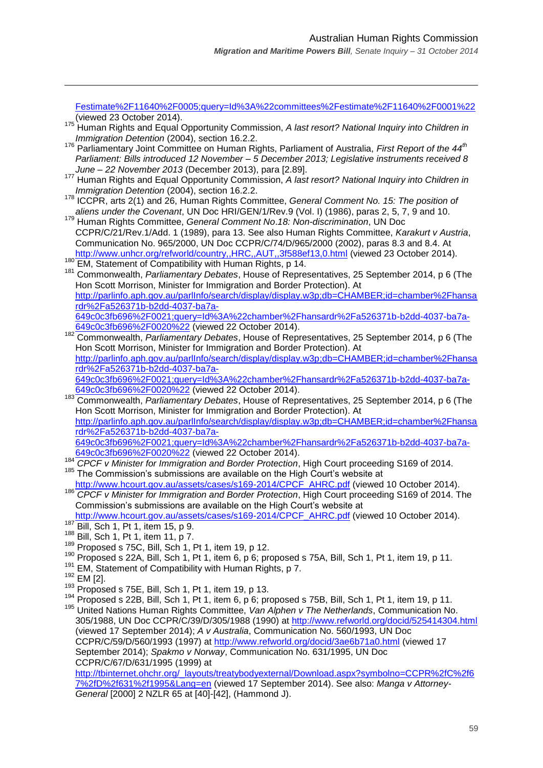Festimate%2F11640%2F0005;query=Id%3A%22committees%2Festimate%2F11640%2F0001%22 (viewed 23 October 2014).

[175] Human Rights and Equal Opportunity Commission, *A last resort? National Inquiry into Children in Immigration Detention* (2004), section 16.2.2.

[176] Parliamentary Joint Committee on Human Rights, Parliament of Australia, *First Report of the 44th Parliament: Bills introduced 12 November – 5 December 2013; Legislative instruments received 8 June – 22 November 2013* (December 2013), para [2.89].

[177] Human Rights and Equal Opportunity Commission, *A last resort? National Inquiry into Children in Immigration Detention* (2004), section 16.2.2.

[178] ICCPR, arts 2(1) and 26, Human Rights Committee, *General Comment No. 15: The position of aliens under the Covenant*, UN Doc HRI/GEN/1/Rev.9 (Vol. I) (1986), paras 2, 5, 7, 9 and 10.

[179] Human Rights Committee, *General Comment No.18: Non-discrimination*, UN Doc CCPR/C/21/Rev.1/Add. 1 (1989), para 13. See also Human Rights Committee, *Karakurt v Austria*, Communication No. 965/2000, UN Doc CCPR/C/74/D/965/2000 (2002), paras 8.3 and 8.4. At http://www.unhcr.org/refworld/country,,HRC,,AUT,,3f588ef13,0.html (viewed 23 October 2014).

[180] EM, Statement of Compatibility with Human Rights, p 14.

[181] Commonwealth, *Parliamentary Debates*, House of Representatives, 25 September 2014, p 6 (The Hon Scott Morrison, Minister for Immigration and Border Protection). At http://parlinfo.aph.gov.au/parlInfo/search/display/display.w3p;db=CHAMBER;id=chamber%2Fhansardr%2Fa526371b-b2dd-4037-ba7a-649c0c3fb696%2F0021;query=Id%3A%22chamber%2Fhansardr%2Fa526371b-b2dd-4037-ba7a-649c0c3fb696%2F0020%22 (viewed 22 October 2014).

[182] Commonwealth, *Parliamentary Debates*, House of Representatives, 25 September 2014, p 6 (The Hon Scott Morrison, Minister for Immigration and Border Protection). At http://parlinfo.aph.gov.au/parlInfo/search/display/display.w3p;db=CHAMBER;id=chamber%2Fhansardr%2Fa526371b-b2dd-4037-ba7a-649c0c3fb696%2F0021;query=Id%3A%22chamber%2Fhansardr%2Fa526371b-b2dd-4037-ba7a-649c0c3fb696%2F0020%22 (viewed 22 October 2014).

[183] Commonwealth, *Parliamentary Debates*, House of Representatives, 25 September 2014, p 6 (The Hon Scott Morrison, Minister for Immigration and Border Protection). At http://parlinfo.aph.gov.au/parlInfo/search/display/display.w3p;db=CHAMBER;id=chamber%2Fhansardr%2Fa526371b-b2dd-4037-ba7a-649c0c3fb696%2F0021;query=Id%3A%22chamber%2Fhansardr%2Fa526371b-b2dd-4037-ba7a-649c0c3fb696%2F0020%22 (viewed 22 October 2014).

[184] *CPCF v Minister for Immigration and Border Protection*, High Court proceeding S169 of 2014.

[185] The Commission's submissions are available on the High Court's website at http://www.hcourt.gov.au/assets/cases/s169-2014/CPCF_AHRC.pdf (viewed 10 October 2014).

[186] *CPCF v Minister for Immigration and Border Protection*, High Court proceeding S169 of 2014. The Commission's submissions are available on the High Court's website at http://www.hcourt.gov.au/assets/cases/s169-2014/CPCF_AHRC.pdf (viewed 10 October 2014).

[187] Bill, Sch 1, Pt 1, item 15, p 9.

[188] Bill, Sch 1, Pt 1, item 11, p 7.

[189] Proposed s 75C, Bill, Sch 1, Pt 1, item 19, p 12.

[190] Proposed s 22A, Bill, Sch 1, Pt 1, item 6, p 6; proposed s 75A, Bill, Sch 1, Pt 1, item 19, p 11.

[191] EM, Statement of Compatibility with Human Rights, p 7.

[192] EM [2].

[193] Proposed s 75E, Bill, Sch 1, Pt 1, item 19, p 13.

[194] Proposed s 22B, Bill, Sch 1, Pt 1, item 6, p 6; proposed s 75B, Bill, Sch 1, Pt 1, item 19, p 11.

[195] United Nations Human Rights Committee, *Van Alphen v The Netherlands*, Communication No. 305/1988, UN Doc CCPR/C/39/D/305/1988 (1990) at http://www.refworld.org/docid/525414304.html (viewed 17 September 2014); *A v Australia*, Communication No. 560/1993, UN Doc CCPR/C/59/D/560/1993 (1997) at http://www.refworld.org/docid/3ae6b71a0.html (viewed 17 September 2014); *Spakmo v Norway*, Communication No. 631/1995, UN Doc CCPR/C/67/D/631/1995 (1999) at http://tbinternet.ohchr.org/_layouts/treatybodyexternal/Download.aspx?symbolno=CCPR%2fC%2f67%2fD%2f631%2f1995&Lang=en (viewed 17 September 2014). See also: *Manga v Attorney-General* [2000] 2 NZLR 65 at [40]-[42], (Hammond J).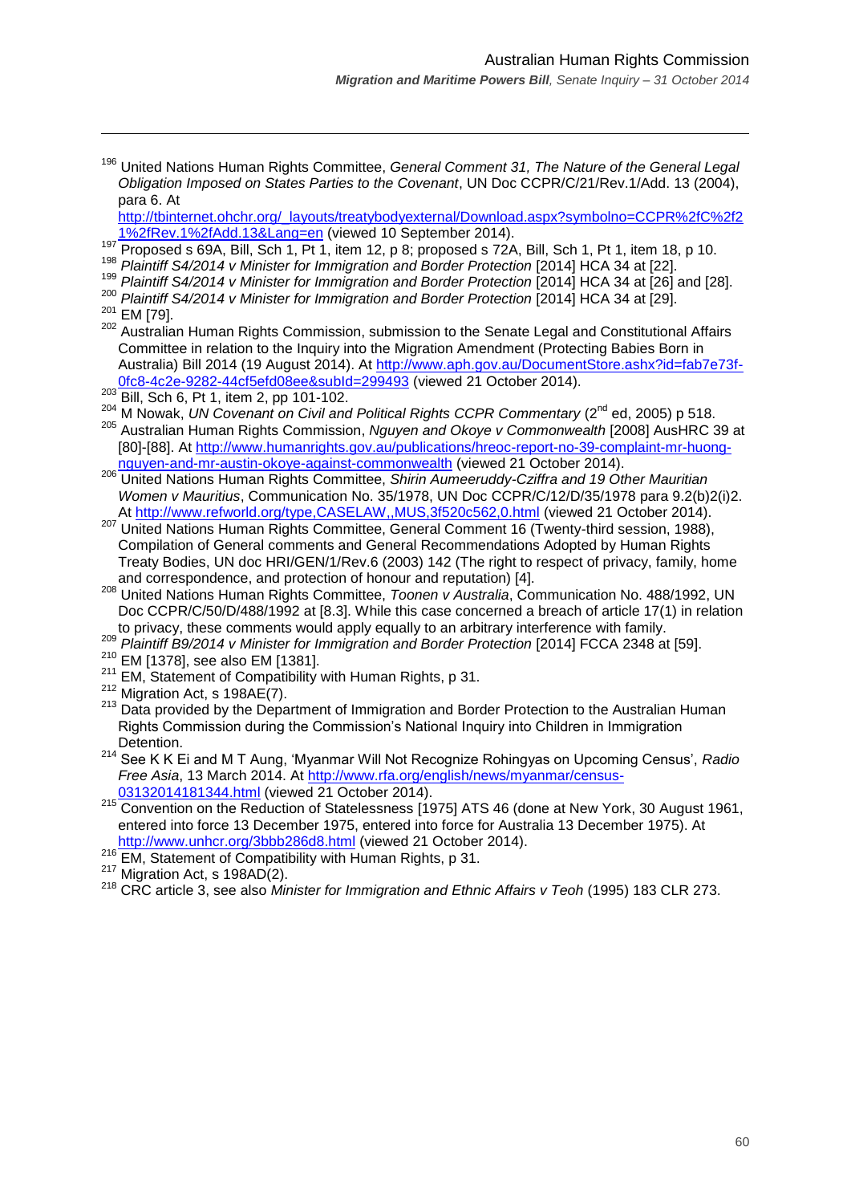[196] United Nations Human Rights Committee, *General Comment 31, The Nature of the General Legal Obligation Imposed on States Parties to the Covenant*, UN Doc CCPR/C/21/Rev.1/Add. 13 (2004), para 6. At http://tbinternet.ohchr.org/_layouts/treatybodyexternal/Download.aspx?symbolno=CCPR%2fC%2f21%2fRev.1%2fAdd.13&Lang=en (viewed 10 September 2014).

[197] Proposed s 69A, Bill, Sch 1, Pt 1, item 12, p 8; proposed s 72A, Bill, Sch 1, Pt 1, item 18, p 10.

[198] *Plaintiff S4/2014 v Minister for Immigration and Border Protection* [2014] HCA 34 at [22].

[199] *Plaintiff S4/2014 v Minister for Immigration and Border Protection* [2014] HCA 34 at [26] and [28].

[200] *Plaintiff S4/2014 v Minister for Immigration and Border Protection* [2014] HCA 34 at [29].

[201] EM [79].

[202] Australian Human Rights Commission, submission to the Senate Legal and Constitutional Affairs Committee in relation to the Inquiry into the Migration Amendment (Protecting Babies Born in Australia) Bill 2014 (19 August 2014). At http://www.aph.gov.au/DocumentStore.ashx?id=fab7e73f-0fc8-4c2e-9282-44cf5efd08ee&subId=299493 (viewed 21 October 2014).

[203] Bill, Sch 6, Pt 1, item 2, pp 101-102.

[204] M Nowak, *UN Covenant on Civil and Political Rights CCPR Commentary* (2nd ed, 2005) p 518.

[205] Australian Human Rights Commission, *Nguyen and Okoye v Commonwealth* [2008] AusHRC 39 at [80]-[88]. At http://www.humanrights.gov.au/publications/hreoc-report-no-39-complaint-mr-huong-nguyen-and-mr-austin-okoye-against-commonwealth (viewed 21 October 2014).

[206] United Nations Human Rights Committee, *Shirin Aumeeruddy-Cziffra and 19 Other Mauritian Women v Mauritius*, Communication No. 35/1978, UN Doc CCPR/C/12/D/35/1978 para 9.2(b)2(i)2. At http://www.refworld.org/type,CASELAW,,MUS,3f520c562,0.html (viewed 21 October 2014).

[207] United Nations Human Rights Committee, General Comment 16 (Twenty-third session, 1988), Compilation of General comments and General Recommendations Adopted by Human Rights Treaty Bodies, UN doc HRI/GEN/1/Rev.6 (2003) 142 (The right to respect of privacy, family, home and correspondence, and protection of honour and reputation) [4].

[208] United Nations Human Rights Committee, *Toonen v Australia*, Communication No. 488/1992, UN Doc CCPR/C/50/D/488/1992 at [8.3]. While this case concerned a breach of article 17(1) in relation to privacy, these comments would apply equally to an arbitrary interference with family.

[209] *Plaintiff B9/2014 v Minister for Immigration and Border Protection* [2014] FCCA 2348 at [59].

[210] EM [1378], see also EM [1381].

[211] EM, Statement of Compatibility with Human Rights, p 31.

[212] Migration Act, s 198AE(7).

[213] Data provided by the Department of Immigration and Border Protection to the Australian Human Rights Commission during the Commission's National Inquiry into Children in Immigration Detention.

[214] See K K Ei and M T Aung, 'Myanmar Will Not Recognize Rohingyas on Upcoming Census', *Radio Free Asia*, 13 March 2014. At http://www.rfa.org/english/news/myanmar/census-03132014181344.html (viewed 21 October 2014).

[215] Convention on the Reduction of Statelessness [1975] ATS 46 (done at New York, 30 August 1961, entered into force 13 December 1975, entered into force for Australia 13 December 1975). At http://www.unhcr.org/3bbb286d8.html (viewed 21 October 2014).

[216] EM, Statement of Compatibility with Human Rights, p 31.

[217] Migration Act, s 198AD(2).

[218] CRC article 3, see also *Minister for Immigration and Ethnic Affairs v Teoh* (1995) 183 CLR 273.